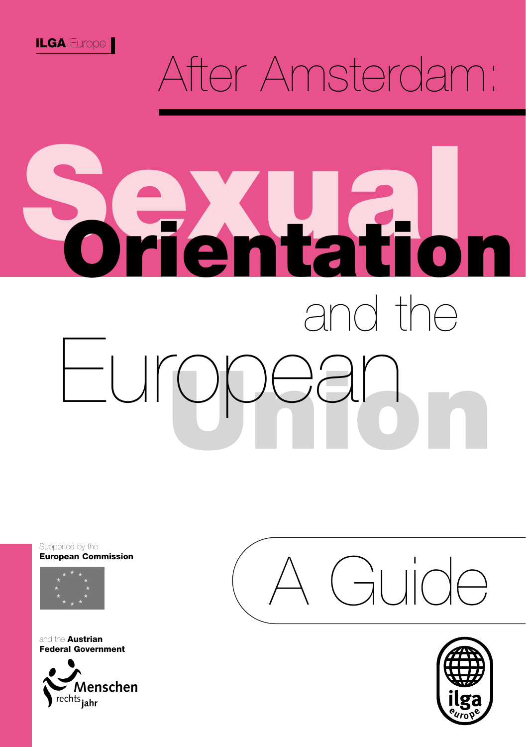ILGA-Europe

# After Amsterdam: Sexual Orientation and the European Union

## A Guide

Supported by the **European Commission**

and the **Austrian Federal Government**

Menschen rechts jahr

ilga europe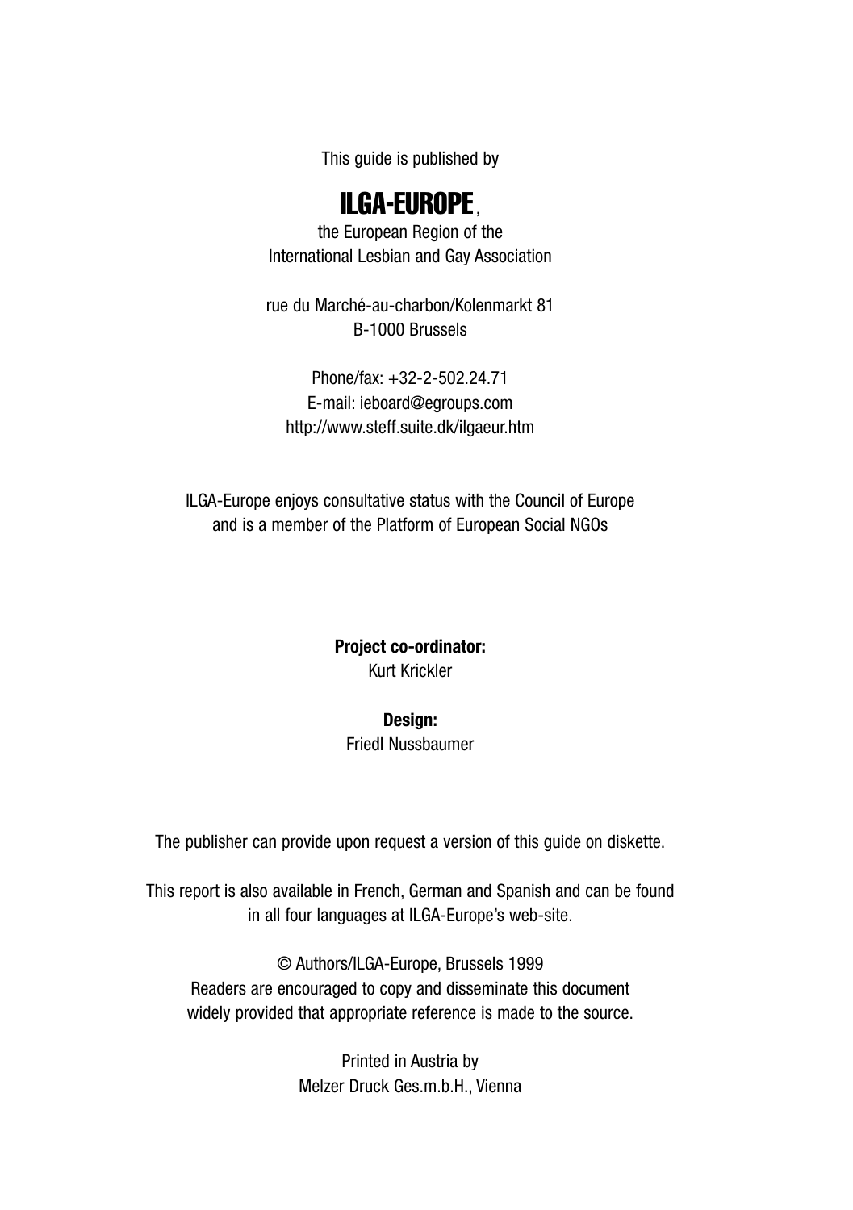This guide is published by

**ILGA-EUROPE**,

the European Region of the
International Lesbian and Gay Association

rue du Marché-au-charbon/Kolenmarkt 81
B-1000 Brussels

Phone/fax: +32-2-502.24.71
E-mail: ieboard@egroups.com
http://www.steff.suite.dk/ilgaeur.htm

ILGA-Europe enjoys consultative status with the Council of Europe
and is a member of the Platform of European Social NGOs

**Project co-ordinator:**
Kurt Krickler

**Design:**
Friedl Nussbaumer

The publisher can provide upon request a version of this guide on diskette.

This report is also available in French, German and Spanish and can be found
in all four languages at ILGA-Europe's web-site.

© Authors/ILGA-Europe, Brussels 1999
Readers are encouraged to copy and disseminate this document
widely provided that appropriate reference is made to the source.

Printed in Austria by
Melzer Druck Ges.m.b.H., Vienna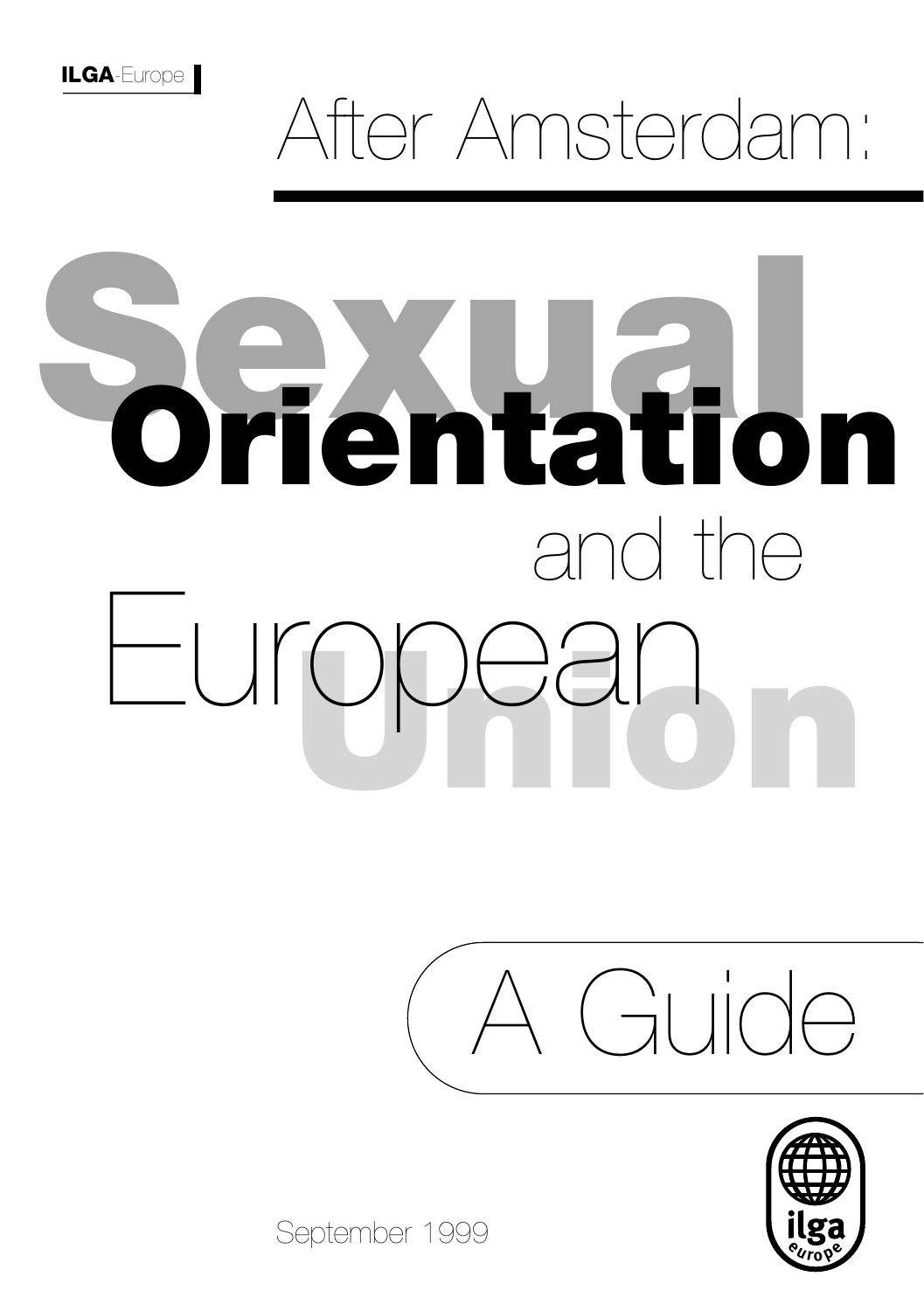ILGA-Europe

# After Amsterdam:

# Sexual Orientation and the European Union

## A Guide

September 1999

ilga europe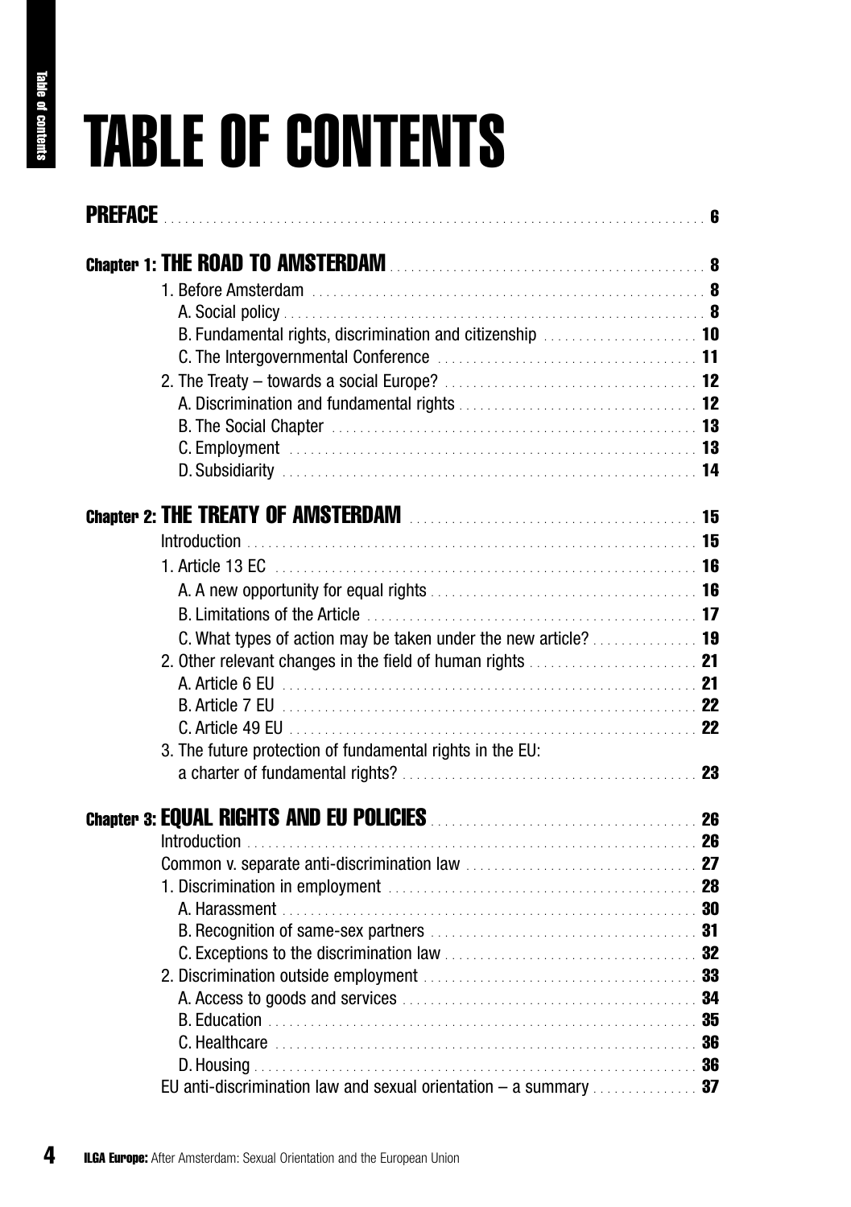# TABLE OF CONTENTS

**PREFACE** .......... **6**

**Chapter 1: THE ROAD TO AMSTERDAM** .......... **8**

- 1. Before Amsterdam .......... **8**
  - A. Social policy .......... **8**
  - B. Fundamental rights, discrimination and citizenship .......... **10**
  - C. The Intergovernmental Conference .......... **11**
- 2. The Treaty – towards a social Europe? .......... **12**
  - A. Discrimination and fundamental rights .......... **12**
  - B. The Social Chapter .......... **13**
  - C. Employment .......... **13**
  - D. Subsidiarity .......... **14**

**Chapter 2: THE TREATY OF AMSTERDAM** .......... **15**

- Introduction .......... **15**
- 1. Article 13 EC .......... **16**
  - A. A new opportunity for equal rights .......... **16**
  - B. Limitations of the Article .......... **17**
  - C. What types of action may be taken under the new article? .......... **19**
- 2. Other relevant changes in the field of human rights .......... **21**
  - A. Article 6 EU .......... **21**
  - B. Article 7 EU .......... **22**
  - C. Article 49 EU .......... **22**
- 3. The future protection of fundamental rights in the EU: a charter of fundamental rights? .......... **23**

**Chapter 3: EQUAL RIGHTS AND EU POLICIES** .......... **26**

- Introduction .......... **26**
- Common v. separate anti-discrimination law .......... **27**
- 1. Discrimination in employment .......... **28**
  - A. Harassment .......... **30**
  - B. Recognition of same-sex partners .......... **31**
  - C. Exceptions to the discrimination law .......... **32**
- 2. Discrimination outside employment .......... **33**
  - A. Access to goods and services .......... **34**
  - B. Education .......... **35**
  - C. Healthcare .......... **36**
  - D. Housing .......... **36**
- EU anti-discrimination law and sexual orientation – a summary .......... **37**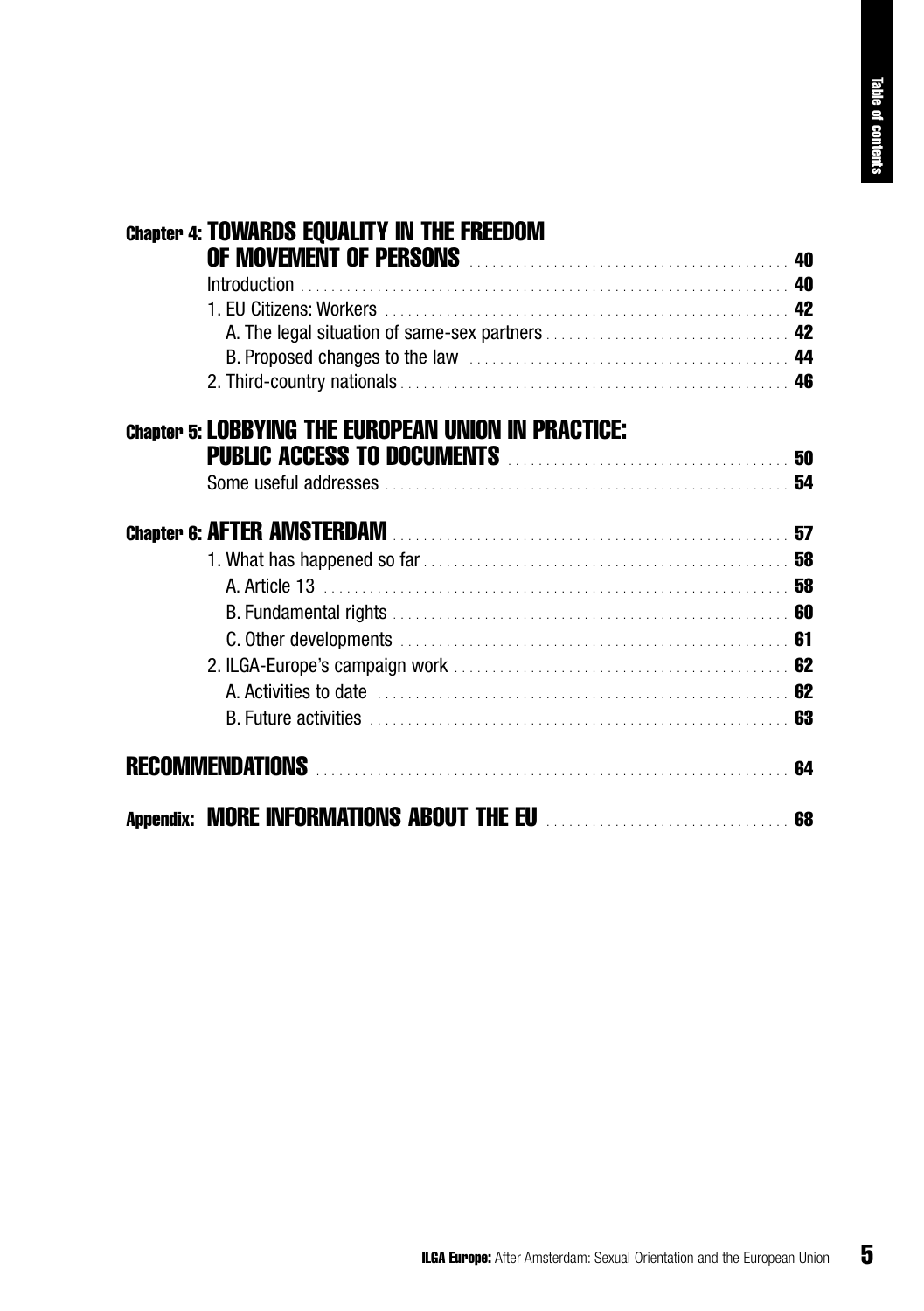**Chapter 4: TOWARDS EQUALITY IN THE FREEDOM OF MOVEMENT OF PERSONS** ........ 40

Introduction ........ 40

1. EU Citizens: Workers ........ 42
   - A. The legal situation of same-sex partners ........ 42
   - B. Proposed changes to the law ........ 44
2. Third-country nationals ........ 46

**Chapter 5: LOBBYING THE EUROPEAN UNION IN PRACTICE: PUBLIC ACCESS TO DOCUMENTS** ........ 50

Some useful addresses ........ 54

**Chapter 6: AFTER AMSTERDAM** ........ 57

1. What has happened so far ........ 58
   - A. Article 13 ........ 58
   - B. Fundamental rights ........ 60
   - C. Other developments ........ 61
2. ILGA-Europe's campaign work ........ 62
   - A. Activities to date ........ 62
   - B. Future activities ........ 63

**RECOMMENDATIONS** ........ 64

**Appendix: MORE INFORMATIONS ABOUT THE EU** ........ 68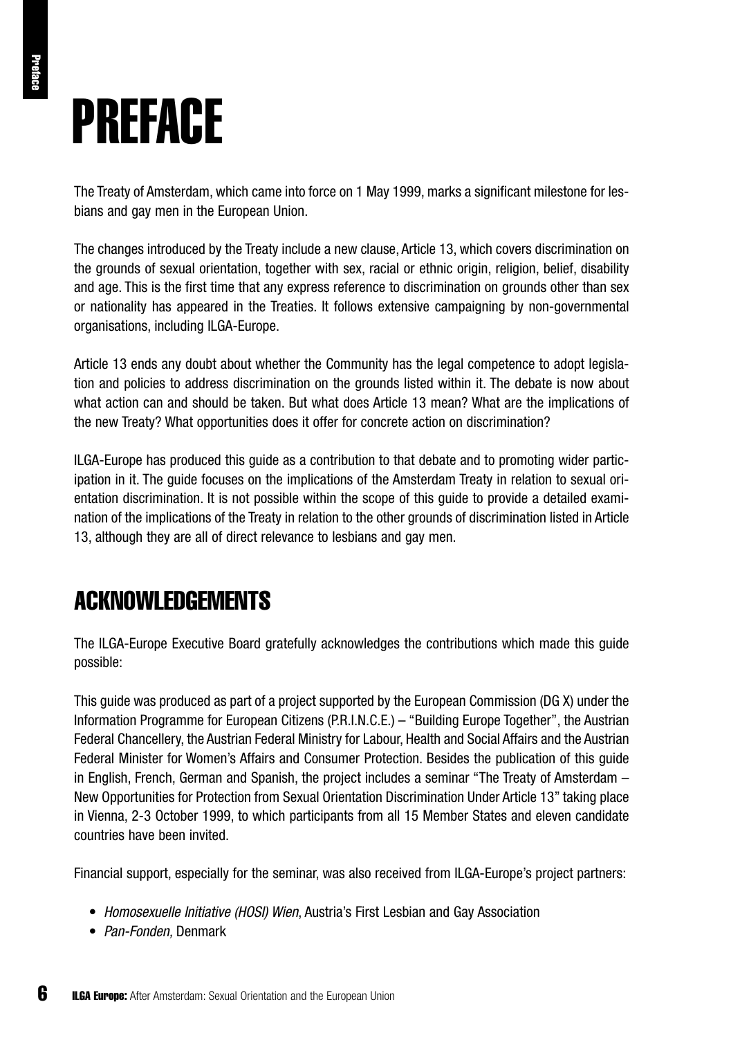# PREFACE

The Treaty of Amsterdam, which came into force on 1 May 1999, marks a significant milestone for lesbians and gay men in the European Union.

The changes introduced by the Treaty include a new clause, Article 13, which covers discrimination on the grounds of sexual orientation, together with sex, racial or ethnic origin, religion, belief, disability and age. This is the first time that any express reference to discrimination on grounds other than sex or nationality has appeared in the Treaties. It follows extensive campaigning by non-governmental organisations, including ILGA-Europe.

Article 13 ends any doubt about whether the Community has the legal competence to adopt legislation and policies to address discrimination on the grounds listed within it. The debate is now about what action can and should be taken. But what does Article 13 mean? What are the implications of the new Treaty? What opportunities does it offer for concrete action on discrimination?

ILGA-Europe has produced this guide as a contribution to that debate and to promoting wider participation in it. The guide focuses on the implications of the Amsterdam Treaty in relation to sexual orientation discrimination. It is not possible within the scope of this guide to provide a detailed examination of the implications of the Treaty in relation to the other grounds of discrimination listed in Article 13, although they are all of direct relevance to lesbians and gay men.

## ACKNOWLEDGEMENTS

The ILGA-Europe Executive Board gratefully acknowledges the contributions which made this guide possible:

This guide was produced as part of a project supported by the European Commission (DG X) under the Information Programme for European Citizens (P.R.I.N.C.E.) – "Building Europe Together", the Austrian Federal Chancellery, the Austrian Federal Ministry for Labour, Health and Social Affairs and the Austrian Federal Minister for Women's Affairs and Consumer Protection. Besides the publication of this guide in English, French, German and Spanish, the project includes a seminar "The Treaty of Amsterdam – New Opportunities for Protection from Sexual Orientation Discrimination Under Article 13" taking place in Vienna, 2-3 October 1999, to which participants from all 15 Member States and eleven candidate countries have been invited.

Financial support, especially for the seminar, was also received from ILGA-Europe's project partners:

- *Homosexuelle Initiative (HOSI) Wien*, Austria's First Lesbian and Gay Association
- *Pan-Fonden,* Denmark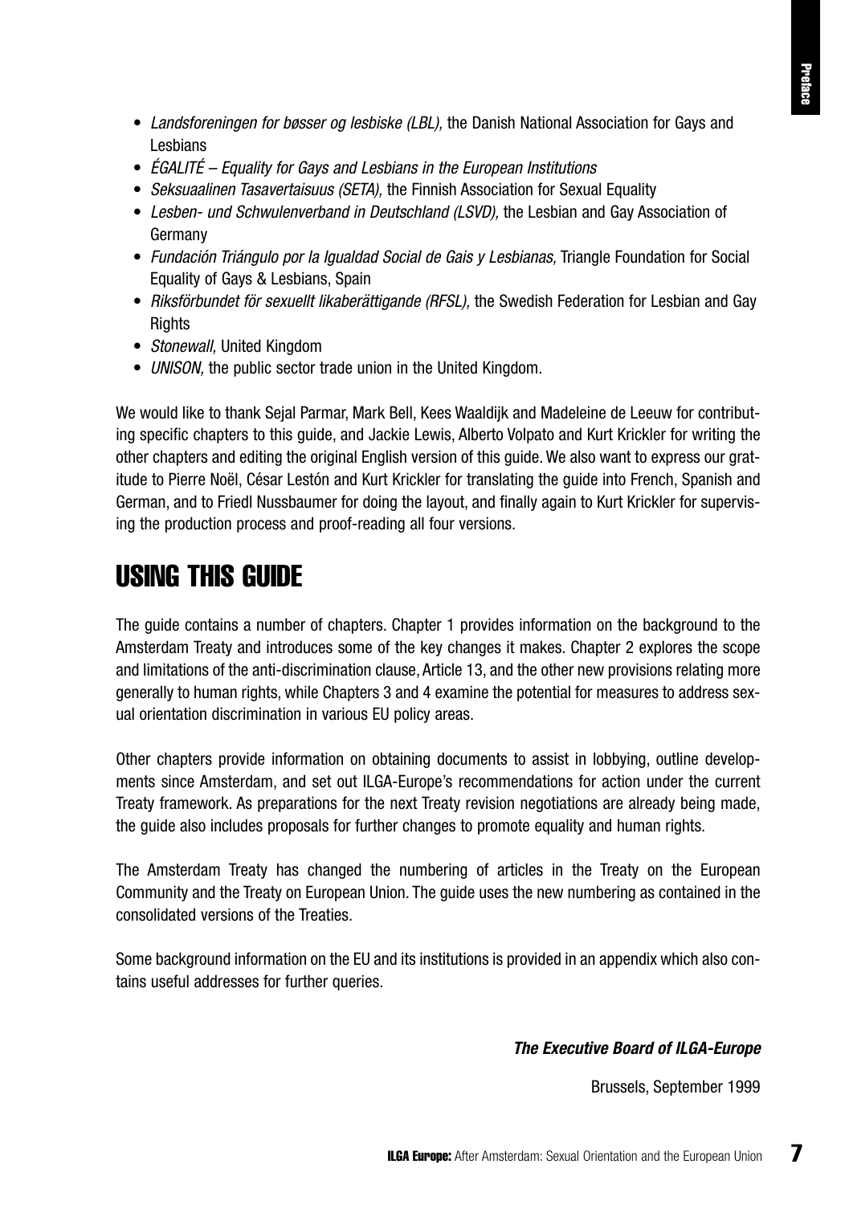- *Landsforeningen for bøsser og lesbiske (LBL),* the Danish National Association for Gays and Lesbians
- *ÉGALITÉ – Equality for Gays and Lesbians in the European Institutions*
- *Seksuaalinen Tasavertaisuus (SETA),* the Finnish Association for Sexual Equality
- *Lesben- und Schwulenverband in Deutschland (LSVD),* the Lesbian and Gay Association of Germany
- *Fundación Triángulo por la Igualdad Social de Gais y Lesbianas,* Triangle Foundation for Social Equality of Gays & Lesbians, Spain
- *Riksförbundet för sexuellt likaberättigande (RFSL),* the Swedish Federation for Lesbian and Gay Rights
- *Stonewall,* United Kingdom
- *UNISON,* the public sector trade union in the United Kingdom.

We would like to thank Sejal Parmar, Mark Bell, Kees Waaldijk and Madeleine de Leeuw for contributing specific chapters to this guide, and Jackie Lewis, Alberto Volpato and Kurt Krickler for writing the other chapters and editing the original English version of this guide. We also want to express our gratitude to Pierre Noël, César Lestón and Kurt Krickler for translating the guide into French, Spanish and German, and to Friedl Nussbaumer for doing the layout, and finally again to Kurt Krickler for supervising the production process and proof-reading all four versions.

## USING THIS GUIDE

The guide contains a number of chapters. Chapter 1 provides information on the background to the Amsterdam Treaty and introduces some of the key changes it makes. Chapter 2 explores the scope and limitations of the anti-discrimination clause, Article 13, and the other new provisions relating more generally to human rights, while Chapters 3 and 4 examine the potential for measures to address sexual orientation discrimination in various EU policy areas.

Other chapters provide information on obtaining documents to assist in lobbying, outline developments since Amsterdam, and set out ILGA-Europe's recommendations for action under the current Treaty framework. As preparations for the next Treaty revision negotiations are already being made, the guide also includes proposals for further changes to promote equality and human rights.

The Amsterdam Treaty has changed the numbering of articles in the Treaty on the European Community and the Treaty on European Union. The guide uses the new numbering as contained in the consolidated versions of the Treaties.

Some background information on the EU and its institutions is provided in an appendix which also contains useful addresses for further queries.

***The Executive Board of ILGA-Europe***

Brussels, September 1999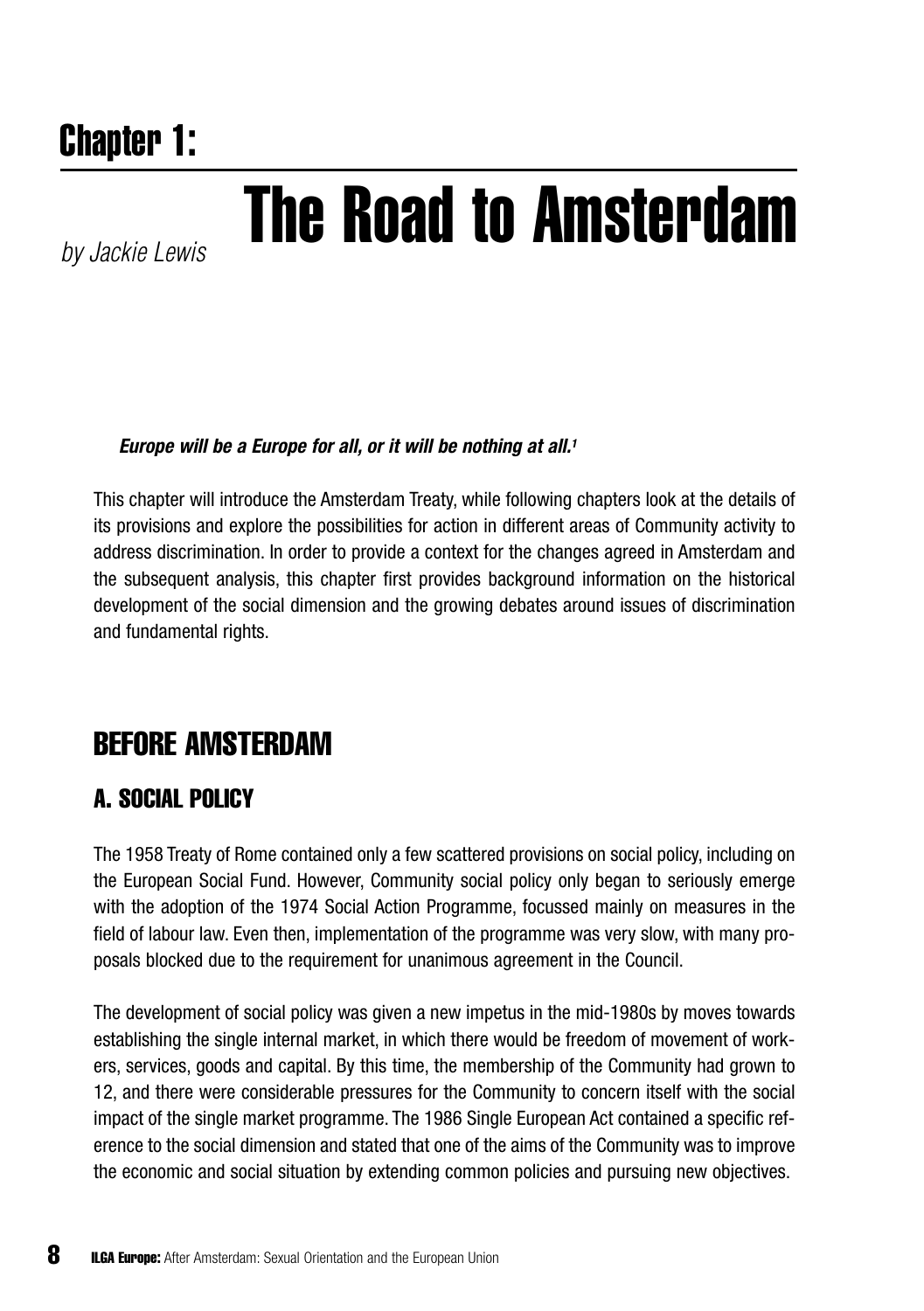## Chapter 1:

# The Road to Amsterdam

*by Jackie Lewis*

***Europe will be a Europe for all, or it will be nothing at all.***[1]

This chapter will introduce the Amsterdam Treaty, while following chapters look at the details of its provisions and explore the possibilities for action in different areas of Community activity to address discrimination. In order to provide a context for the changes agreed in Amsterdam and the subsequent analysis, this chapter first provides background information on the historical development of the social dimension and the growing debates around issues of discrimination and fundamental rights.

## BEFORE AMSTERDAM

### A. SOCIAL POLICY

The 1958 Treaty of Rome contained only a few scattered provisions on social policy, including on the European Social Fund. However, Community social policy only began to seriously emerge with the adoption of the 1974 Social Action Programme, focussed mainly on measures in the field of labour law. Even then, implementation of the programme was very slow, with many proposals blocked due to the requirement for unanimous agreement in the Council.

The development of social policy was given a new impetus in the mid-1980s by moves towards establishing the single internal market, in which there would be freedom of movement of workers, services, goods and capital. By this time, the membership of the Community had grown to 12, and there were considerable pressures for the Community to concern itself with the social impact of the single market programme. The 1986 Single European Act contained a specific reference to the social dimension and stated that one of the aims of the Community was to improve the economic and social situation by extending common policies and pursuing new objectives.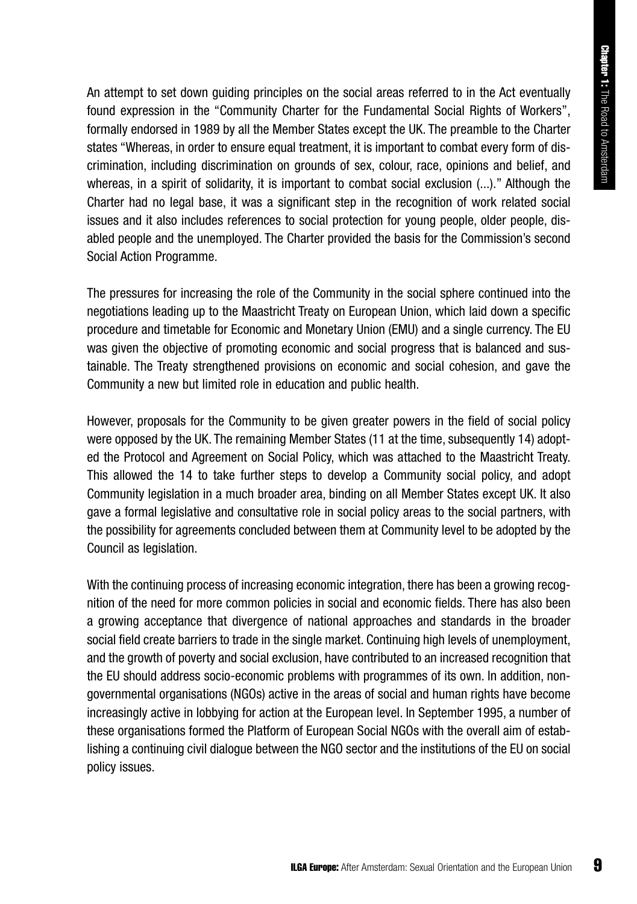An attempt to set down guiding principles on the social areas referred to in the Act eventually found expression in the "Community Charter for the Fundamental Social Rights of Workers", formally endorsed in 1989 by all the Member States except the UK. The preamble to the Charter states "Whereas, in order to ensure equal treatment, it is important to combat every form of discrimination, including discrimination on grounds of sex, colour, race, opinions and belief, and whereas, in a spirit of solidarity, it is important to combat social exclusion (...)." Although the Charter had no legal base, it was a significant step in the recognition of work related social issues and it also includes references to social protection for young people, older people, disabled people and the unemployed. The Charter provided the basis for the Commission's second Social Action Programme.

The pressures for increasing the role of the Community in the social sphere continued into the negotiations leading up to the Maastricht Treaty on European Union, which laid down a specific procedure and timetable for Economic and Monetary Union (EMU) and a single currency. The EU was given the objective of promoting economic and social progress that is balanced and sustainable. The Treaty strengthened provisions on economic and social cohesion, and gave the Community a new but limited role in education and public health.

However, proposals for the Community to be given greater powers in the field of social policy were opposed by the UK. The remaining Member States (11 at the time, subsequently 14) adopted the Protocol and Agreement on Social Policy, which was attached to the Maastricht Treaty. This allowed the 14 to take further steps to develop a Community social policy, and adopt Community legislation in a much broader area, binding on all Member States except UK. It also gave a formal legislative and consultative role in social policy areas to the social partners, with the possibility for agreements concluded between them at Community level to be adopted by the Council as legislation.

With the continuing process of increasing economic integration, there has been a growing recognition of the need for more common policies in social and economic fields. There has also been a growing acceptance that divergence of national approaches and standards in the broader social field create barriers to trade in the single market. Continuing high levels of unemployment, and the growth of poverty and social exclusion, have contributed to an increased recognition that the EU should address socio-economic problems with programmes of its own. In addition, non-governmental organisations (NGOs) active in the areas of social and human rights have become increasingly active in lobbying for action at the European level. In September 1995, a number of these organisations formed the Platform of European Social NGOs with the overall aim of establishing a continuing civil dialogue between the NGO sector and the institutions of the EU on social policy issues.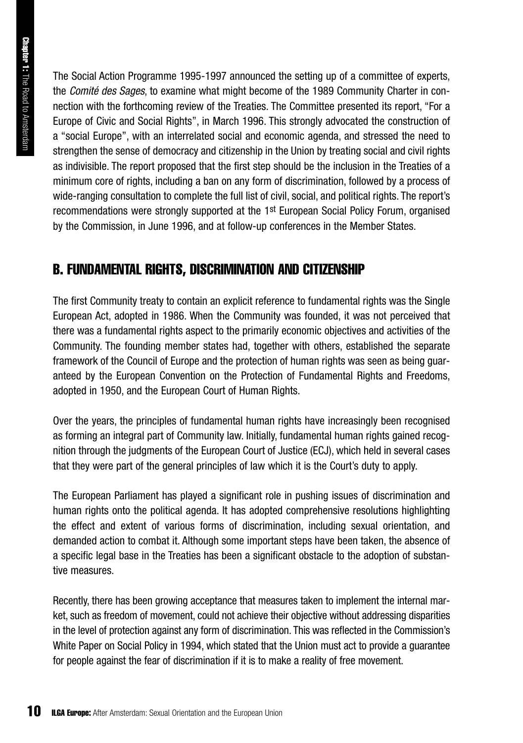The Social Action Programme 1995-1997 announced the setting up of a committee of experts, the *Comité des Sages*, to examine what might become of the 1989 Community Charter in connection with the forthcoming review of the Treaties. The Committee presented its report, "For a Europe of Civic and Social Rights", in March 1996. This strongly advocated the construction of a "social Europe", with an interrelated social and economic agenda, and stressed the need to strengthen the sense of democracy and citizenship in the Union by treating social and civil rights as indivisible. The report proposed that the first step should be the inclusion in the Treaties of a minimum core of rights, including a ban on any form of discrimination, followed by a process of wide-ranging consultation to complete the full list of civil, social, and political rights. The report's recommendations were strongly supported at the 1st European Social Policy Forum, organised by the Commission, in June 1996, and at follow-up conferences in the Member States.

## B. FUNDAMENTAL RIGHTS, DISCRIMINATION AND CITIZENSHIP

The first Community treaty to contain an explicit reference to fundamental rights was the Single European Act, adopted in 1986. When the Community was founded, it was not perceived that there was a fundamental rights aspect to the primarily economic objectives and activities of the Community. The founding member states had, together with others, established the separate framework of the Council of Europe and the protection of human rights was seen as being guaranteed by the European Convention on the Protection of Fundamental Rights and Freedoms, adopted in 1950, and the European Court of Human Rights.

Over the years, the principles of fundamental human rights have increasingly been recognised as forming an integral part of Community law. Initially, fundamental human rights gained recognition through the judgments of the European Court of Justice (ECJ), which held in several cases that they were part of the general principles of law which it is the Court's duty to apply.

The European Parliament has played a significant role in pushing issues of discrimination and human rights onto the political agenda. It has adopted comprehensive resolutions highlighting the effect and extent of various forms of discrimination, including sexual orientation, and demanded action to combat it. Although some important steps have been taken, the absence of a specific legal base in the Treaties has been a significant obstacle to the adoption of substantive measures.

Recently, there has been growing acceptance that measures taken to implement the internal market, such as freedom of movement, could not achieve their objective without addressing disparities in the level of protection against any form of discrimination. This was reflected in the Commission's White Paper on Social Policy in 1994, which stated that the Union must act to provide a guarantee for people against the fear of discrimination if it is to make a reality of free movement.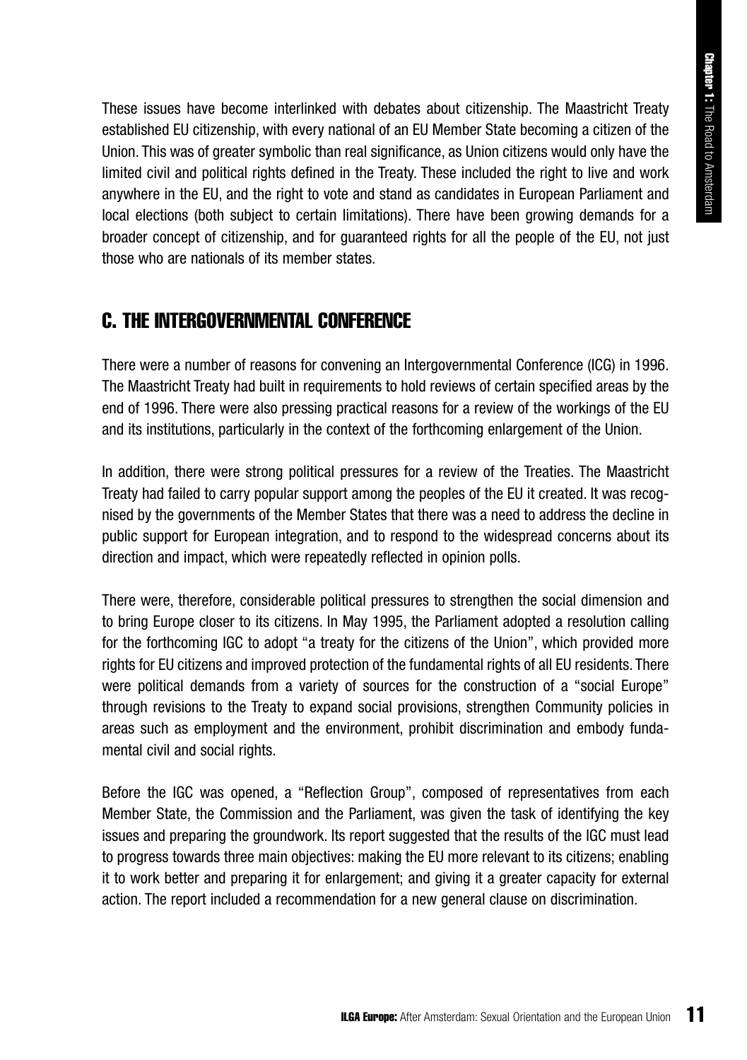These issues have become interlinked with debates about citizenship. The Maastricht Treaty established EU citizenship, with every national of an EU Member State becoming a citizen of the Union. This was of greater symbolic than real significance, as Union citizens would only have the limited civil and political rights defined in the Treaty. These included the right to live and work anywhere in the EU, and the right to vote and stand as candidates in European Parliament and local elections (both subject to certain limitations). There have been growing demands for a broader concept of citizenship, and for guaranteed rights for all the people of the EU, not just those who are nationals of its member states.

## C. THE INTERGOVERNMENTAL CONFERENCE

There were a number of reasons for convening an Intergovernmental Conference (ICG) in 1996. The Maastricht Treaty had built in requirements to hold reviews of certain specified areas by the end of 1996. There were also pressing practical reasons for a review of the workings of the EU and its institutions, particularly in the context of the forthcoming enlargement of the Union.

In addition, there were strong political pressures for a review of the Treaties. The Maastricht Treaty had failed to carry popular support among the peoples of the EU it created. It was recognised by the governments of the Member States that there was a need to address the decline in public support for European integration, and to respond to the widespread concerns about its direction and impact, which were repeatedly reflected in opinion polls.

There were, therefore, considerable political pressures to strengthen the social dimension and to bring Europe closer to its citizens. In May 1995, the Parliament adopted a resolution calling for the forthcoming IGC to adopt "a treaty for the citizens of the Union", which provided more rights for EU citizens and improved protection of the fundamental rights of all EU residents. There were political demands from a variety of sources for the construction of a "social Europe" through revisions to the Treaty to expand social provisions, strengthen Community policies in areas such as employment and the environment, prohibit discrimination and embody fundamental civil and social rights.

Before the IGC was opened, a "Reflection Group", composed of representatives from each Member State, the Commission and the Parliament, was given the task of identifying the key issues and preparing the groundwork. Its report suggested that the results of the IGC must lead to progress towards three main objectives: making the EU more relevant to its citizens; enabling it to work better and preparing it for enlargement; and giving it a greater capacity for external action. The report included a recommendation for a new general clause on discrimination.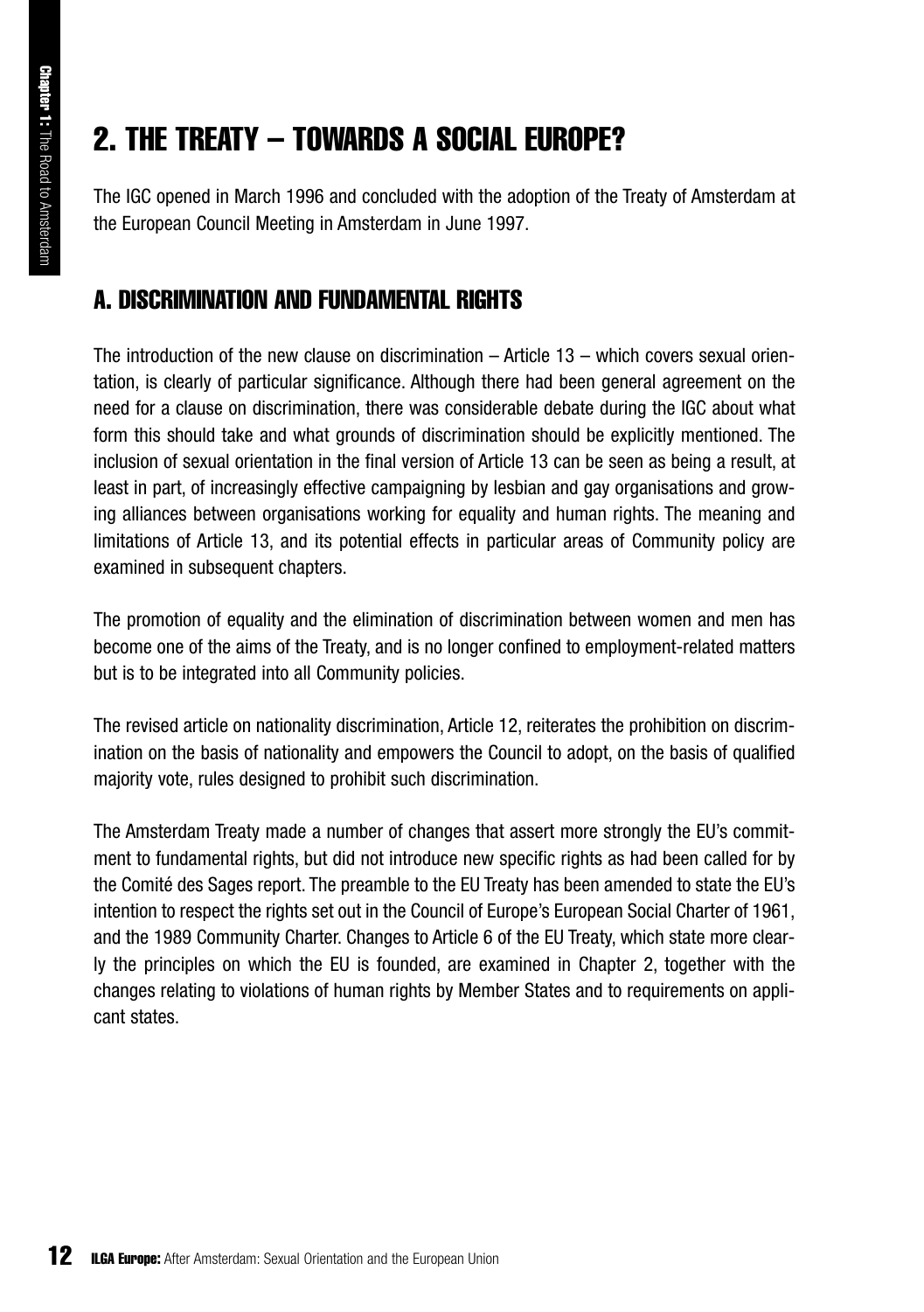## 2. THE TREATY – TOWARDS A SOCIAL EUROPE?

The IGC opened in March 1996 and concluded with the adoption of the Treaty of Amsterdam at the European Council Meeting in Amsterdam in June 1997.

### A. DISCRIMINATION AND FUNDAMENTAL RIGHTS

The introduction of the new clause on discrimination – Article 13 – which covers sexual orientation, is clearly of particular significance. Although there had been general agreement on the need for a clause on discrimination, there was considerable debate during the IGC about what form this should take and what grounds of discrimination should be explicitly mentioned. The inclusion of sexual orientation in the final version of Article 13 can be seen as being a result, at least in part, of increasingly effective campaigning by lesbian and gay organisations and growing alliances between organisations working for equality and human rights. The meaning and limitations of Article 13, and its potential effects in particular areas of Community policy are examined in subsequent chapters.

The promotion of equality and the elimination of discrimination between women and men has become one of the aims of the Treaty, and is no longer confined to employment-related matters but is to be integrated into all Community policies.

The revised article on nationality discrimination, Article 12, reiterates the prohibition on discrimination on the basis of nationality and empowers the Council to adopt, on the basis of qualified majority vote, rules designed to prohibit such discrimination.

The Amsterdam Treaty made a number of changes that assert more strongly the EU's commitment to fundamental rights, but did not introduce new specific rights as had been called for by the Comité des Sages report. The preamble to the EU Treaty has been amended to state the EU's intention to respect the rights set out in the Council of Europe's European Social Charter of 1961, and the 1989 Community Charter. Changes to Article 6 of the EU Treaty, which state more clearly the principles on which the EU is founded, are examined in Chapter 2, together with the changes relating to violations of human rights by Member States and to requirements on applicant states.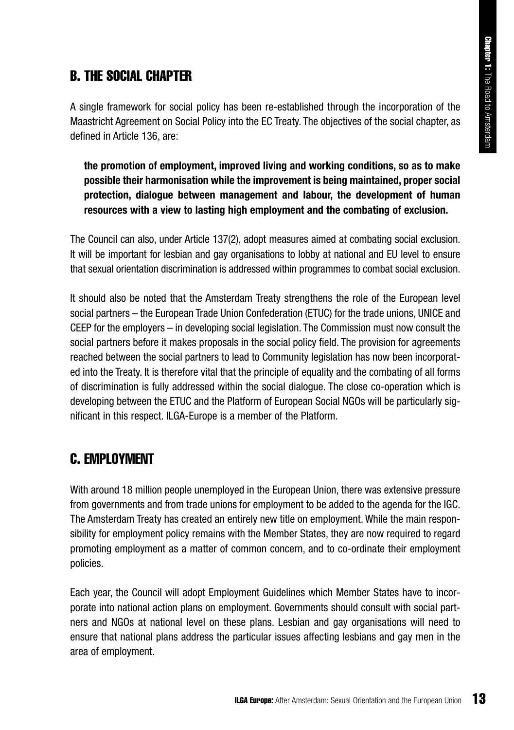## B. THE SOCIAL CHAPTER

A single framework for social policy has been re-established through the incorporation of the Maastricht Agreement on Social Policy into the EC Treaty. The objectives of the social chapter, as defined in Article 136, are:

> **the promotion of employment, improved living and working conditions, so as to make possible their harmonisation while the improvement is being maintained, proper social protection, dialogue between management and labour, the development of human resources with a view to lasting high employment and the combating of exclusion.**

The Council can also, under Article 137(2), adopt measures aimed at combating social exclusion. It will be important for lesbian and gay organisations to lobby at national and EU level to ensure that sexual orientation discrimination is addressed within programmes to combat social exclusion.

It should also be noted that the Amsterdam Treaty strengthens the role of the European level social partners – the European Trade Union Confederation (ETUC) for the trade unions, UNICE and CEEP for the employers – in developing social legislation. The Commission must now consult the social partners before it makes proposals in the social policy field. The provision for agreements reached between the social partners to lead to Community legislation has now been incorporated into the Treaty. It is therefore vital that the principle of equality and the combating of all forms of discrimination is fully addressed within the social dialogue. The close co-operation which is developing between the ETUC and the Platform of European Social NGOs will be particularly significant in this respect. ILGA-Europe is a member of the Platform.

## C. EMPLOYMENT

With around 18 million people unemployed in the European Union, there was extensive pressure from governments and from trade unions for employment to be added to the agenda for the IGC. The Amsterdam Treaty has created an entirely new title on employment. While the main responsibility for employment policy remains with the Member States, they are now required to regard promoting employment as a matter of common concern, and to co-ordinate their employment policies.

Each year, the Council will adopt Employment Guidelines which Member States have to incorporate into national action plans on employment. Governments should consult with social partners and NGOs at national level on these plans. Lesbian and gay organisations will need to ensure that national plans address the particular issues affecting lesbians and gay men in the area of employment.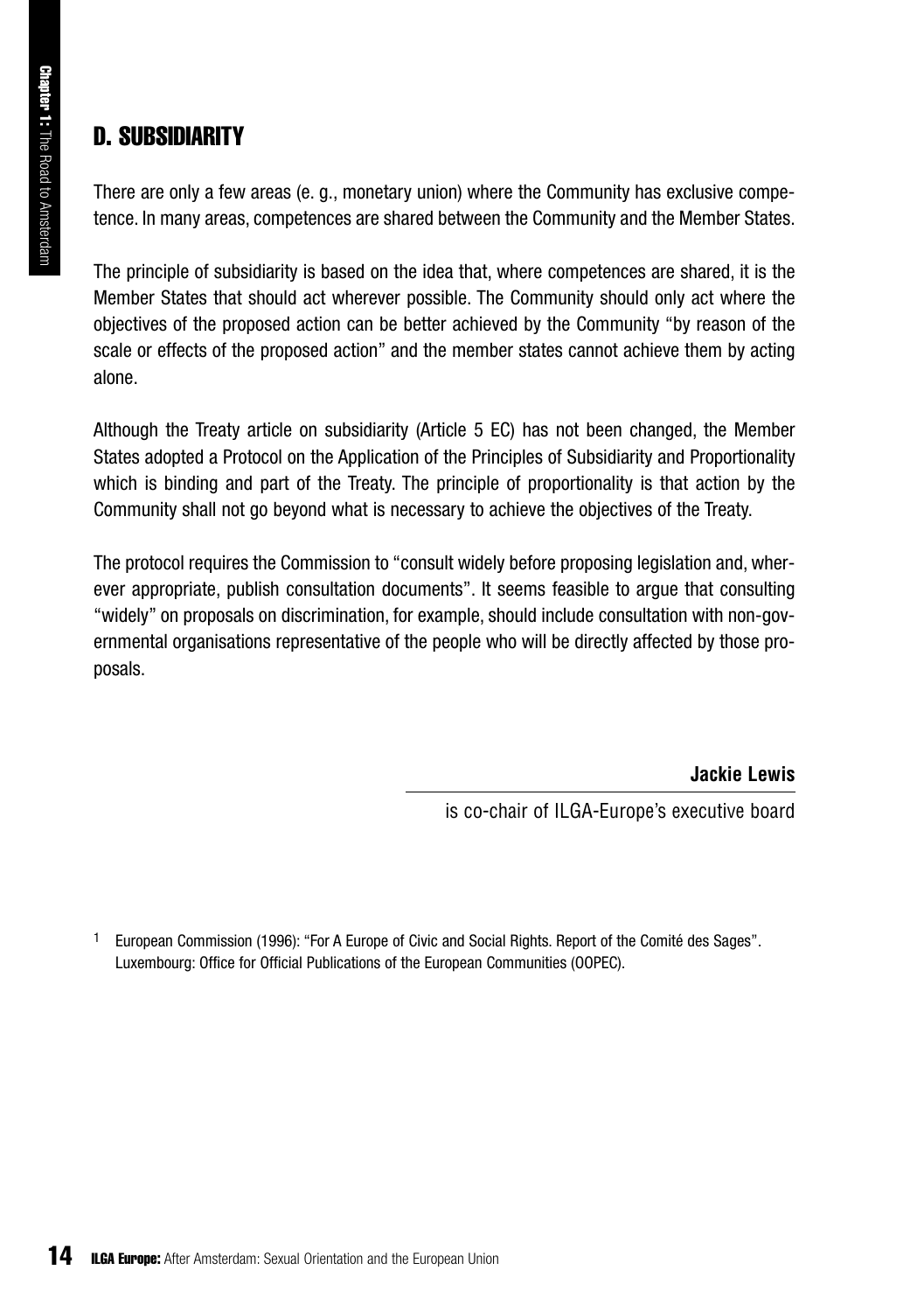## D. SUBSIDIARITY

There are only a few areas (e. g., monetary union) where the Community has exclusive competence. In many areas, competences are shared between the Community and the Member States.

The principle of subsidiarity is based on the idea that, where competences are shared, it is the Member States that should act wherever possible. The Community should only act where the objectives of the proposed action can be better achieved by the Community "by reason of the scale or effects of the proposed action" and the member states cannot achieve them by acting alone.

Although the Treaty article on subsidiarity (Article 5 EC) has not been changed, the Member States adopted a Protocol on the Application of the Principles of Subsidiarity and Proportionality which is binding and part of the Treaty. The principle of proportionality is that action by the Community shall not go beyond what is necessary to achieve the objectives of the Treaty.

The protocol requires the Commission to "consult widely before proposing legislation and, wherever appropriate, publish consultation documents". It seems feasible to argue that consulting "widely" on proposals on discrimination, for example, should include consultation with non-governmental organisations representative of the people who will be directly affected by those proposals.

**Jackie Lewis**

is co-chair of ILGA-Europe's executive board

[1] European Commission (1996): "For A Europe of Civic and Social Rights. Report of the Comité des Sages". Luxembourg: Office for Official Publications of the European Communities (OOPEC).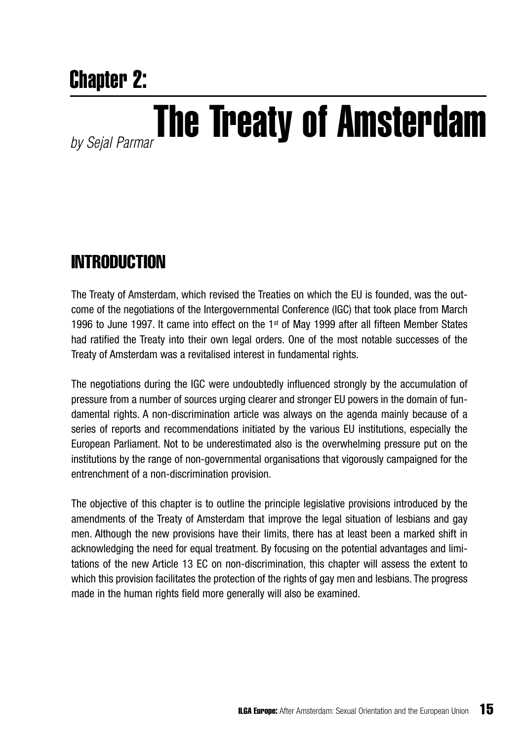# Chapter 2:

# The Treaty of Amsterdam

*by Sejal Parmar*

## INTRODUCTION

The Treaty of Amsterdam, which revised the Treaties on which the EU is founded, was the outcome of the negotiations of the Intergovernmental Conference (IGC) that took place from March 1996 to June 1997. It came into effect on the 1st of May 1999 after all fifteen Member States had ratified the Treaty into their own legal orders. One of the most notable successes of the Treaty of Amsterdam was a revitalised interest in fundamental rights.

The negotiations during the IGC were undoubtedly influenced strongly by the accumulation of pressure from a number of sources urging clearer and stronger EU powers in the domain of fundamental rights. A non-discrimination article was always on the agenda mainly because of a series of reports and recommendations initiated by the various EU institutions, especially the European Parliament. Not to be underestimated also is the overwhelming pressure put on the institutions by the range of non-governmental organisations that vigorously campaigned for the entrenchment of a non-discrimination provision.

The objective of this chapter is to outline the principle legislative provisions introduced by the amendments of the Treaty of Amsterdam that improve the legal situation of lesbians and gay men. Although the new provisions have their limits, there has at least been a marked shift in acknowledging the need for equal treatment. By focusing on the potential advantages and limitations of the new Article 13 EC on non-discrimination, this chapter will assess the extent to which this provision facilitates the protection of the rights of gay men and lesbians. The progress made in the human rights field more generally will also be examined.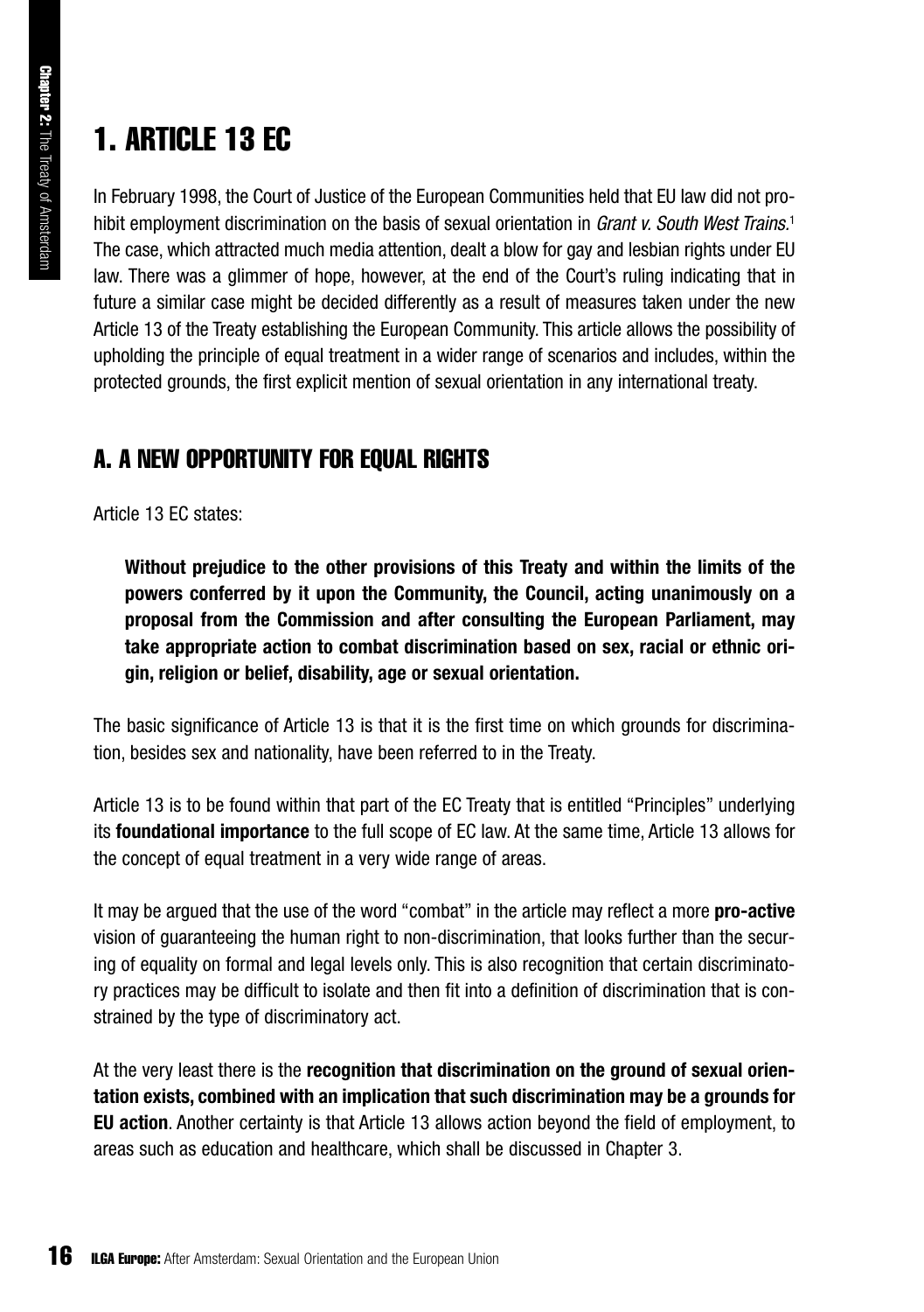# 1. ARTICLE 13 EC

In February 1998, the Court of Justice of the European Communities held that EU law did not prohibit employment discrimination on the basis of sexual orientation in *Grant v. South West Trains*.[1] The case, which attracted much media attention, dealt a blow for gay and lesbian rights under EU law. There was a glimmer of hope, however, at the end of the Court's ruling indicating that in future a similar case might be decided differently as a result of measures taken under the new Article 13 of the Treaty establishing the European Community. This article allows the possibility of upholding the principle of equal treatment in a wider range of scenarios and includes, within the protected grounds, the first explicit mention of sexual orientation in any international treaty.

## A. A NEW OPPORTUNITY FOR EQUAL RIGHTS

Article 13 EC states:

> **Without prejudice to the other provisions of this Treaty and within the limits of the powers conferred by it upon the Community, the Council, acting unanimously on a proposal from the Commission and after consulting the European Parliament, may take appropriate action to combat discrimination based on sex, racial or ethnic origin, religion or belief, disability, age or sexual orientation.**

The basic significance of Article 13 is that it is the first time on which grounds for discrimination, besides sex and nationality, have been referred to in the Treaty.

Article 13 is to be found within that part of the EC Treaty that is entitled "Principles" underlying its **foundational importance** to the full scope of EC law. At the same time, Article 13 allows for the concept of equal treatment in a very wide range of areas.

It may be argued that the use of the word "combat" in the article may reflect a more **pro-active** vision of guaranteeing the human right to non-discrimination, that looks further than the securing of equality on formal and legal levels only. This is also recognition that certain discriminatory practices may be difficult to isolate and then fit into a definition of discrimination that is constrained by the type of discriminatory act.

At the very least there is the **recognition that discrimination on the ground of sexual orientation exists, combined with an implication that such discrimination may be a grounds for EU action**. Another certainty is that Article 13 allows action beyond the field of employment, to areas such as education and healthcare, which shall be discussed in Chapter 3.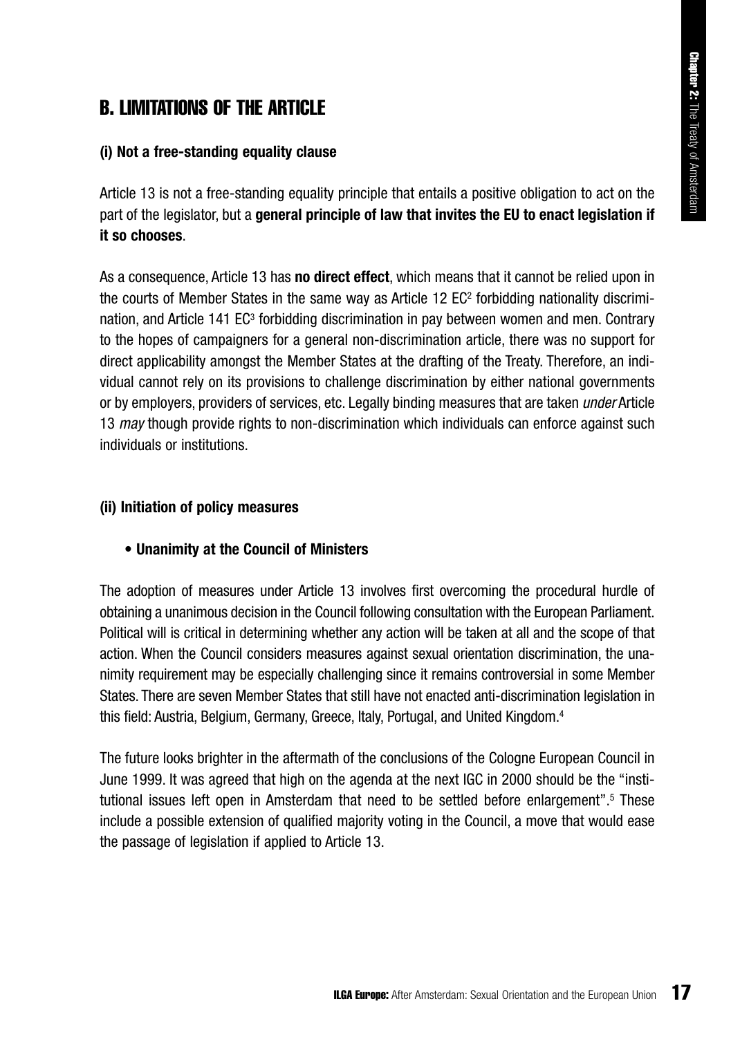## B. LIMITATIONS OF THE ARTICLE

### (i) Not a free-standing equality clause

Article 13 is not a free-standing equality principle that entails a positive obligation to act on the part of the legislator, but a **general principle of law that invites the EU to enact legislation if it so chooses**.

As a consequence, Article 13 has **no direct effect**, which means that it cannot be relied upon in the courts of Member States in the same way as Article 12 EC[2] forbidding nationality discrimination, and Article 141 EC[3] forbidding discrimination in pay between women and men. Contrary to the hopes of campaigners for a general non-discrimination article, there was no support for direct applicability amongst the Member States at the drafting of the Treaty. Therefore, an individual cannot rely on its provisions to challenge discrimination by either national governments or by employers, providers of services, etc. Legally binding measures that are taken *under* Article 13 *may* though provide rights to non-discrimination which individuals can enforce against such individuals or institutions.

### (ii) Initiation of policy measures

- **Unanimity at the Council of Ministers**

The adoption of measures under Article 13 involves first overcoming the procedural hurdle of obtaining a unanimous decision in the Council following consultation with the European Parliament. Political will is critical in determining whether any action will be taken at all and the scope of that action. When the Council considers measures against sexual orientation discrimination, the unanimity requirement may be especially challenging since it remains controversial in some Member States. There are seven Member States that still have not enacted anti-discrimination legislation in this field: Austria, Belgium, Germany, Greece, Italy, Portugal, and United Kingdom.[4]

The future looks brighter in the aftermath of the conclusions of the Cologne European Council in June 1999. It was agreed that high on the agenda at the next IGC in 2000 should be the "institutional issues left open in Amsterdam that need to be settled before enlargement".[5] These include a possible extension of qualified majority voting in the Council, a move that would ease the passage of legislation if applied to Article 13.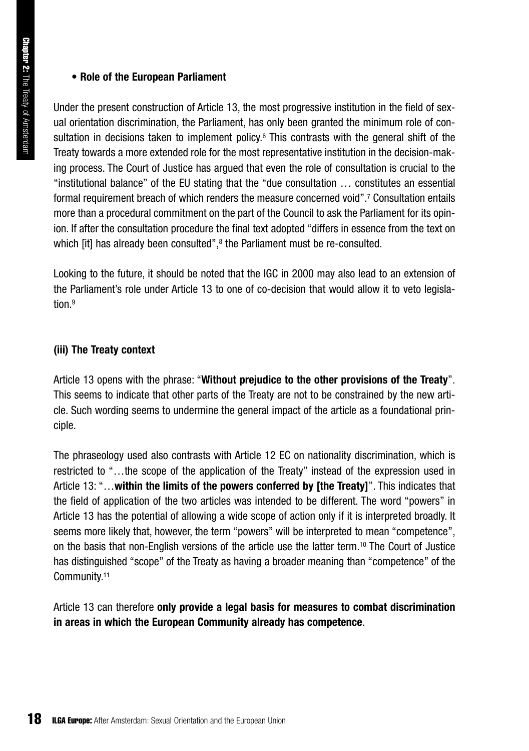- **Role of the European Parliament**

Under the present construction of Article 13, the most progressive institution in the field of sexual orientation discrimination, the Parliament, has only been granted the minimum role of consultation in decisions taken to implement policy.[6] This contrasts with the general shift of the Treaty towards a more extended role for the most representative institution in the decision-making process. The Court of Justice has argued that even the role of consultation is crucial to the "institutional balance" of the EU stating that the "due consultation … constitutes an essential formal requirement breach of which renders the measure concerned void".[7] Consultation entails more than a procedural commitment on the part of the Council to ask the Parliament for its opinion. If after the consultation procedure the final text adopted "differs in essence from the text on which [it] has already been consulted",[8] the Parliament must be re-consulted.

Looking to the future, it should be noted that the IGC in 2000 may also lead to an extension of the Parliament's role under Article 13 to one of co-decision that would allow it to veto legislation.[9]

### (iii) The Treaty context

Article 13 opens with the phrase: "**Without prejudice to the other provisions of the Treaty**". This seems to indicate that other parts of the Treaty are not to be constrained by the new article. Such wording seems to undermine the general impact of the article as a foundational principle.

The phraseology used also contrasts with Article 12 EC on nationality discrimination, which is restricted to "…the scope of the application of the Treaty" instead of the expression used in Article 13: "…**within the limits of the powers conferred by [the Treaty]**". This indicates that the field of application of the two articles was intended to be different. The word "powers" in Article 13 has the potential of allowing a wide scope of action only if it is interpreted broadly. It seems more likely that, however, the term "powers" will be interpreted to mean "competence", on the basis that non-English versions of the article use the latter term.[10] The Court of Justice has distinguished "scope" of the Treaty as having a broader meaning than "competence" of the Community.[11]

Article 13 can therefore **only provide a legal basis for measures to combat discrimination in areas in which the European Community already has competence**.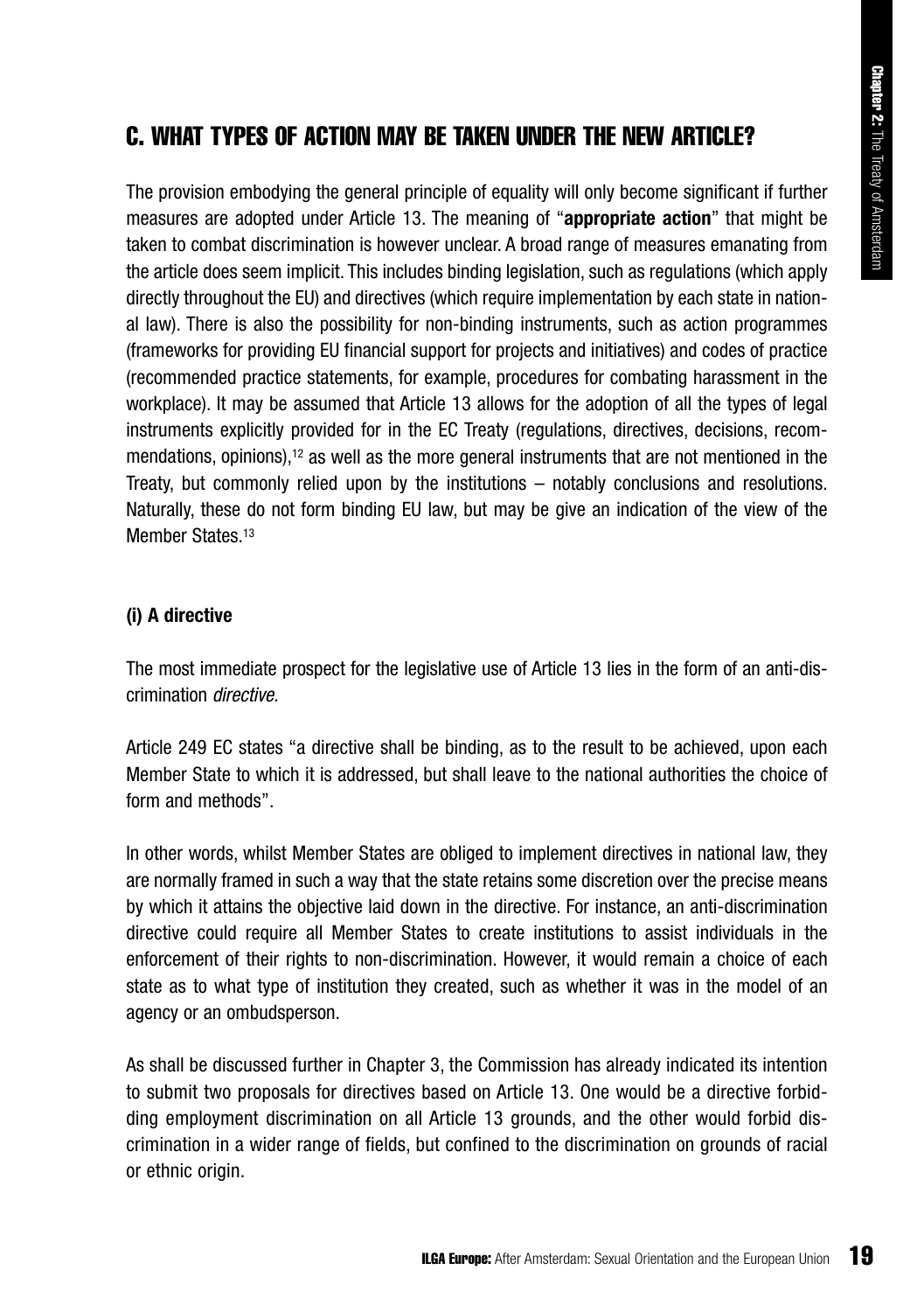## C. WHAT TYPES OF ACTION MAY BE TAKEN UNDER THE NEW ARTICLE?

The provision embodying the general principle of equality will only become significant if further measures are adopted under Article 13. The meaning of "**appropriate action**" that might be taken to combat discrimination is however unclear. A broad range of measures emanating from the article does seem implicit. This includes binding legislation, such as regulations (which apply directly throughout the EU) and directives (which require implementation by each state in national law). There is also the possibility for non-binding instruments, such as action programmes (frameworks for providing EU financial support for projects and initiatives) and codes of practice (recommended practice statements, for example, procedures for combating harassment in the workplace). It may be assumed that Article 13 allows for the adoption of all the types of legal instruments explicitly provided for in the EC Treaty (regulations, directives, decisions, recommendations, opinions),[12] as well as the more general instruments that are not mentioned in the Treaty, but commonly relied upon by the institutions – notably conclusions and resolutions. Naturally, these do not form binding EU law, but may be give an indication of the view of the Member States.[13]

### (i) A directive

The most immediate prospect for the legislative use of Article 13 lies in the form of an anti-discrimination *directive.*

Article 249 EC states "a directive shall be binding, as to the result to be achieved, upon each Member State to which it is addressed, but shall leave to the national authorities the choice of form and methods".

In other words, whilst Member States are obliged to implement directives in national law, they are normally framed in such a way that the state retains some discretion over the precise means by which it attains the objective laid down in the directive. For instance, an anti-discrimination directive could require all Member States to create institutions to assist individuals in the enforcement of their rights to non-discrimination. However, it would remain a choice of each state as to what type of institution they created, such as whether it was in the model of an agency or an ombudsperson.

As shall be discussed further in Chapter 3, the Commission has already indicated its intention to submit two proposals for directives based on Article 13. One would be a directive forbidding employment discrimination on all Article 13 grounds, and the other would forbid discrimination in a wider range of fields, but confined to the discrimination on grounds of racial or ethnic origin.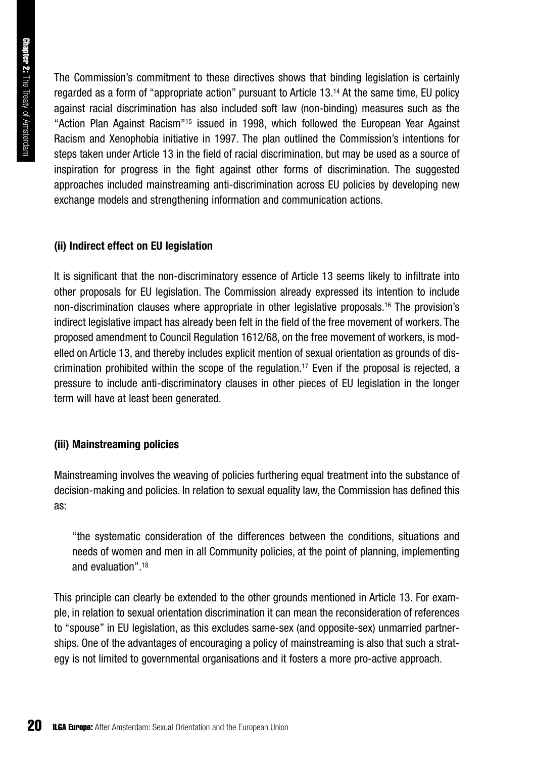The Commission's commitment to these directives shows that binding legislation is certainly regarded as a form of "appropriate action" pursuant to Article 13.[14] At the same time, EU policy against racial discrimination has also included soft law (non-binding) measures such as the "Action Plan Against Racism"[15] issued in 1998, which followed the European Year Against Racism and Xenophobia initiative in 1997. The plan outlined the Commission's intentions for steps taken under Article 13 in the field of racial discrimination, but may be used as a source of inspiration for progress in the fight against other forms of discrimination. The suggested approaches included mainstreaming anti-discrimination across EU policies by developing new exchange models and strengthening information and communication actions.

**(ii) Indirect effect on EU legislation**

It is significant that the non-discriminatory essence of Article 13 seems likely to infiltrate into other proposals for EU legislation. The Commission already expressed its intention to include non-discrimination clauses where appropriate in other legislative proposals.[16] The provision's indirect legislative impact has already been felt in the field of the free movement of workers. The proposed amendment to Council Regulation 1612/68, on the free movement of workers, is modelled on Article 13, and thereby includes explicit mention of sexual orientation as grounds of discrimination prohibited within the scope of the regulation.[17] Even if the proposal is rejected, a pressure to include anti-discriminatory clauses in other pieces of EU legislation in the longer term will have at least been generated.

**(iii) Mainstreaming policies**

Mainstreaming involves the weaving of policies furthering equal treatment into the substance of decision-making and policies. In relation to sexual equality law, the Commission has defined this as:

> "the systematic consideration of the differences between the conditions, situations and needs of women and men in all Community policies, at the point of planning, implementing and evaluation".[18]

This principle can clearly be extended to the other grounds mentioned in Article 13. For example, in relation to sexual orientation discrimination it can mean the reconsideration of references to "spouse" in EU legislation, as this excludes same-sex (and opposite-sex) unmarried partnerships. One of the advantages of encouraging a policy of mainstreaming is also that such a strategy is not limited to governmental organisations and it fosters a more pro-active approach.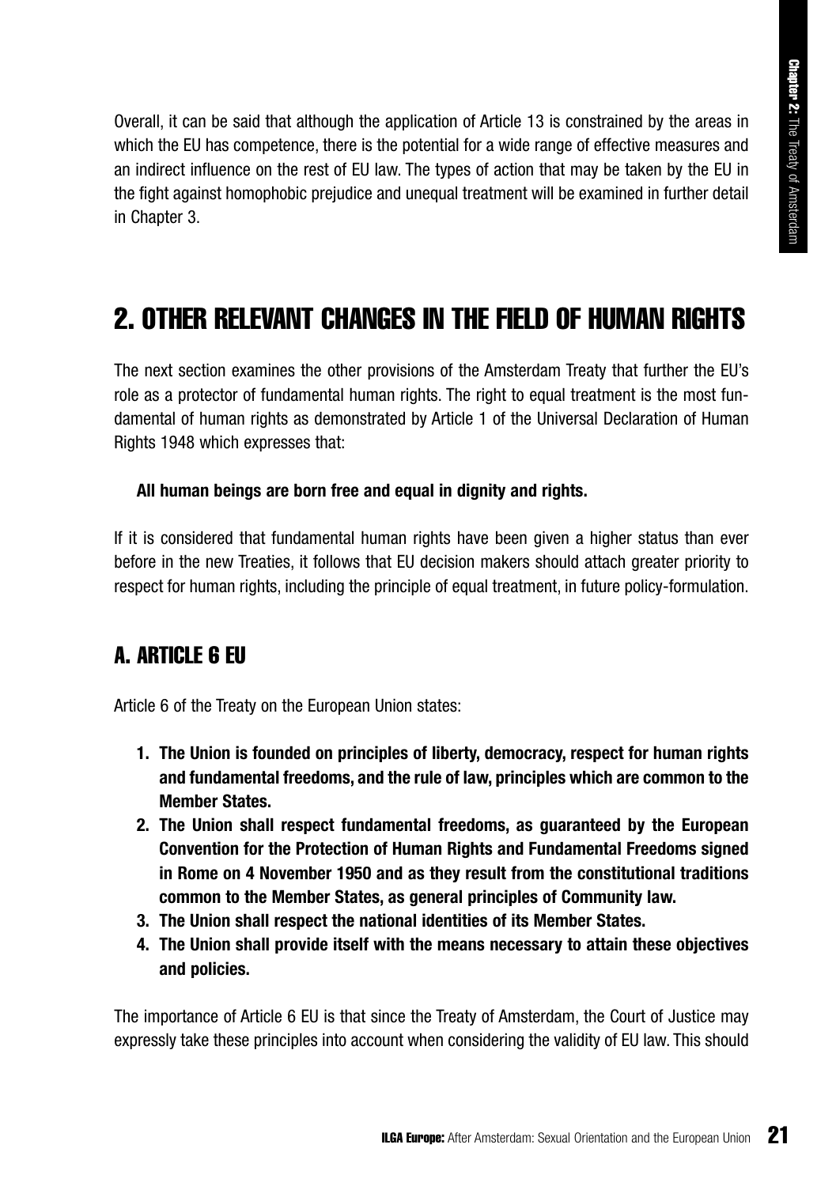Overall, it can be said that although the application of Article 13 is constrained by the areas in which the EU has competence, there is the potential for a wide range of effective measures and an indirect influence on the rest of EU law. The types of action that may be taken by the EU in the fight against homophobic prejudice and unequal treatment will be examined in further detail in Chapter 3.

## 2. OTHER RELEVANT CHANGES IN THE FIELD OF HUMAN RIGHTS

The next section examines the other provisions of the Amsterdam Treaty that further the EU's role as a protector of fundamental human rights. The right to equal treatment is the most fundamental of human rights as demonstrated by Article 1 of the Universal Declaration of Human Rights 1948 which expresses that:

**All human beings are born free and equal in dignity and rights.**

If it is considered that fundamental human rights have been given a higher status than ever before in the new Treaties, it follows that EU decision makers should attach greater priority to respect for human rights, including the principle of equal treatment, in future policy-formulation.

### A. ARTICLE 6 EU

Article 6 of the Treaty on the European Union states:

1. **The Union is founded on principles of liberty, democracy, respect for human rights and fundamental freedoms, and the rule of law, principles which are common to the Member States.**
2. **The Union shall respect fundamental freedoms, as guaranteed by the European Convention for the Protection of Human Rights and Fundamental Freedoms signed in Rome on 4 November 1950 and as they result from the constitutional traditions common to the Member States, as general principles of Community law.**
3. **The Union shall respect the national identities of its Member States.**
4. **The Union shall provide itself with the means necessary to attain these objectives and policies.**

The importance of Article 6 EU is that since the Treaty of Amsterdam, the Court of Justice may expressly take these principles into account when considering the validity of EU law. This should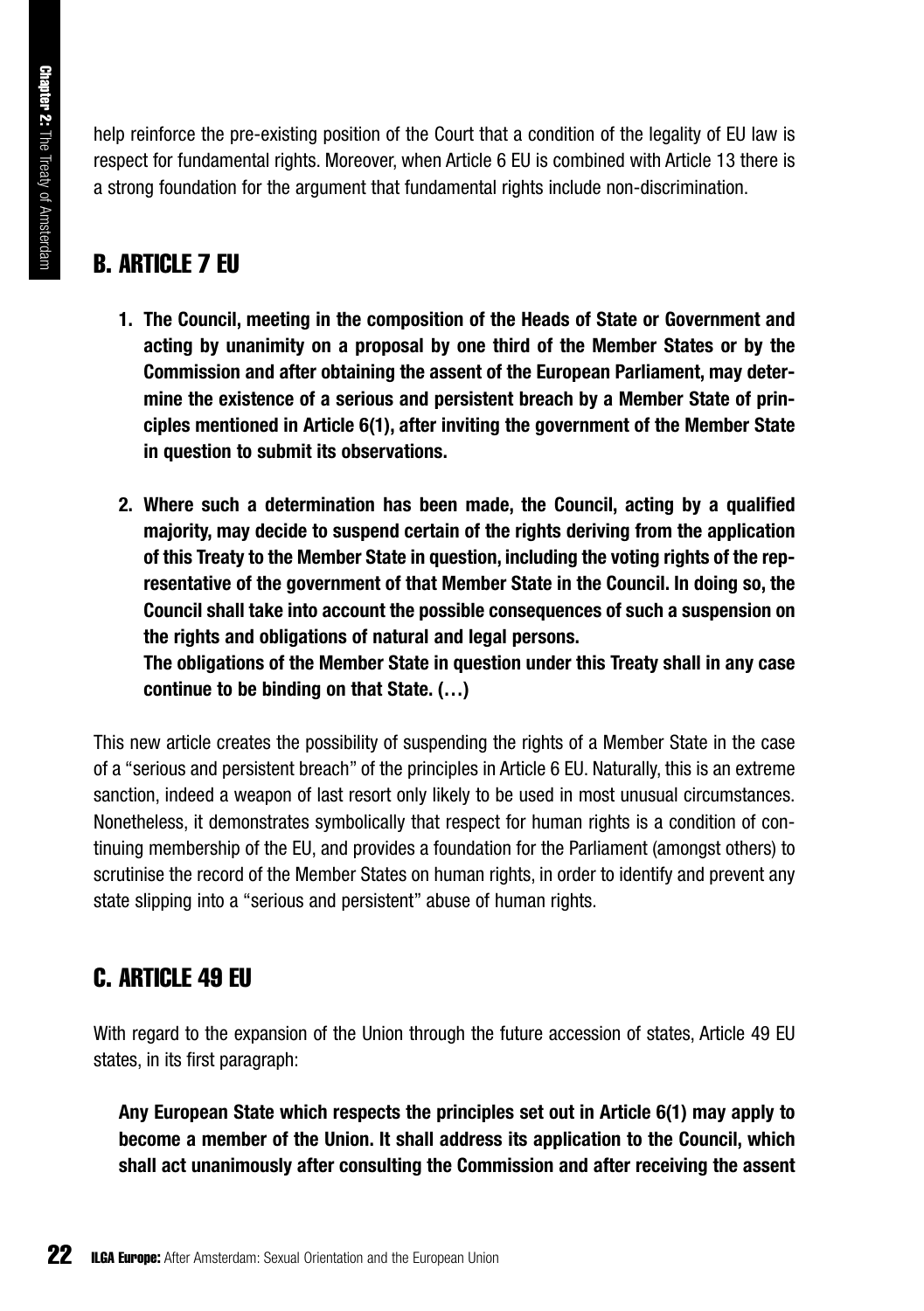help reinforce the pre-existing position of the Court that a condition of the legality of EU law is respect for fundamental rights. Moreover, when Article 6 EU is combined with Article 13 there is a strong foundation for the argument that fundamental rights include non-discrimination.

## B. ARTICLE 7 EU

> **1. The Council, meeting in the composition of the Heads of State or Government and acting by unanimity on a proposal by one third of the Member States or by the Commission and after obtaining the assent of the European Parliament, may determine the existence of a serious and persistent breach by a Member State of principles mentioned in Article 6(1), after inviting the government of the Member State in question to submit its observations.**
>
> **2. Where such a determination has been made, the Council, acting by a qualified majority, may decide to suspend certain of the rights deriving from the application of this Treaty to the Member State in question, including the voting rights of the representative of the government of that Member State in the Council. In doing so, the Council shall take into account the possible consequences of such a suspension on the rights and obligations of natural and legal persons.**
> **The obligations of the Member State in question under this Treaty shall in any case continue to be binding on that State. (…)**

This new article creates the possibility of suspending the rights of a Member State in the case of a "serious and persistent breach" of the principles in Article 6 EU. Naturally, this is an extreme sanction, indeed a weapon of last resort only likely to be used in most unusual circumstances. Nonetheless, it demonstrates symbolically that respect for human rights is a condition of continuing membership of the EU, and provides a foundation for the Parliament (amongst others) to scrutinise the record of the Member States on human rights, in order to identify and prevent any state slipping into a "serious and persistent" abuse of human rights.

## C. ARTICLE 49 EU

With regard to the expansion of the Union through the future accession of states, Article 49 EU states, in its first paragraph:

> **Any European State which respects the principles set out in Article 6(1) may apply to become a member of the Union. It shall address its application to the Council, which shall act unanimously after consulting the Commission and after receiving the assent**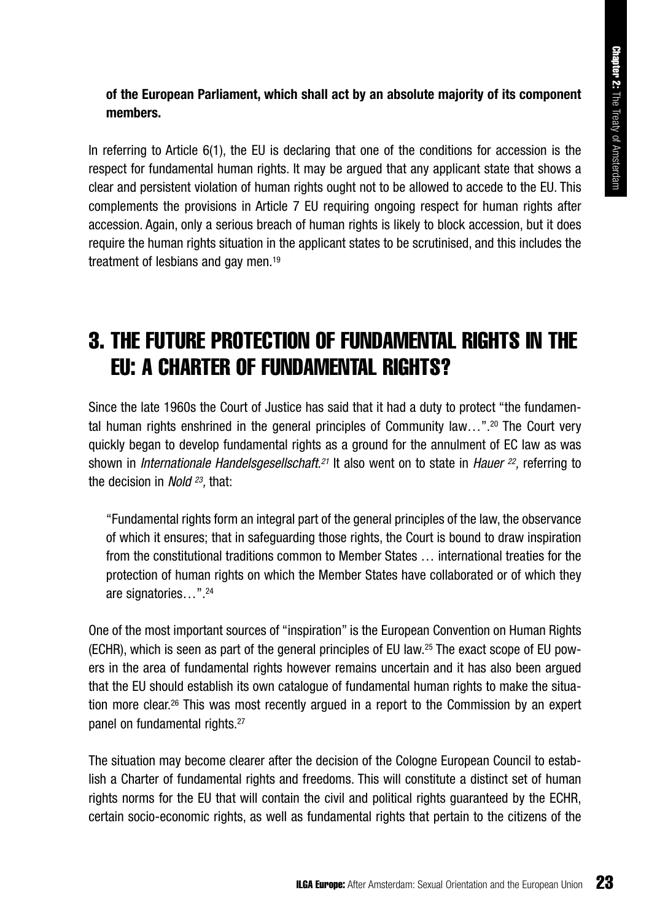**of the European Parliament, which shall act by an absolute majority of its component members.**

In referring to Article 6(1), the EU is declaring that one of the conditions for accession is the respect for fundamental human rights. It may be argued that any applicant state that shows a clear and persistent violation of human rights ought not to be allowed to accede to the EU. This complements the provisions in Article 7 EU requiring ongoing respect for human rights after accession. Again, only a serious breach of human rights is likely to block accession, but it does require the human rights situation in the applicant states to be scrutinised, and this includes the treatment of lesbians and gay men.[19]

## 3. THE FUTURE PROTECTION OF FUNDAMENTAL RIGHTS IN THE EU: A CHARTER OF FUNDAMENTAL RIGHTS?

Since the late 1960s the Court of Justice has said that it had a duty to protect "the fundamental human rights enshrined in the general principles of Community law…".[20] The Court very quickly began to develop fundamental rights as a ground for the annulment of EC law as was shown in *Internationale Handelsgesellschaft*.[21] It also went on to state in *Hauer* [22], referring to the decision in *Nold* [23], that:

> "Fundamental rights form an integral part of the general principles of the law, the observance of which it ensures; that in safeguarding those rights, the Court is bound to draw inspiration from the constitutional traditions common to Member States … international treaties for the protection of human rights on which the Member States have collaborated or of which they are signatories…".[24]

One of the most important sources of "inspiration" is the European Convention on Human Rights (ECHR), which is seen as part of the general principles of EU law.[25] The exact scope of EU powers in the area of fundamental rights however remains uncertain and it has also been argued that the EU should establish its own catalogue of fundamental human rights to make the situation more clear.[26] This was most recently argued in a report to the Commission by an expert panel on fundamental rights.[27]

The situation may become clearer after the decision of the Cologne European Council to establish a Charter of fundamental rights and freedoms. This will constitute a distinct set of human rights norms for the EU that will contain the civil and political rights guaranteed by the ECHR, certain socio-economic rights, as well as fundamental rights that pertain to the citizens of the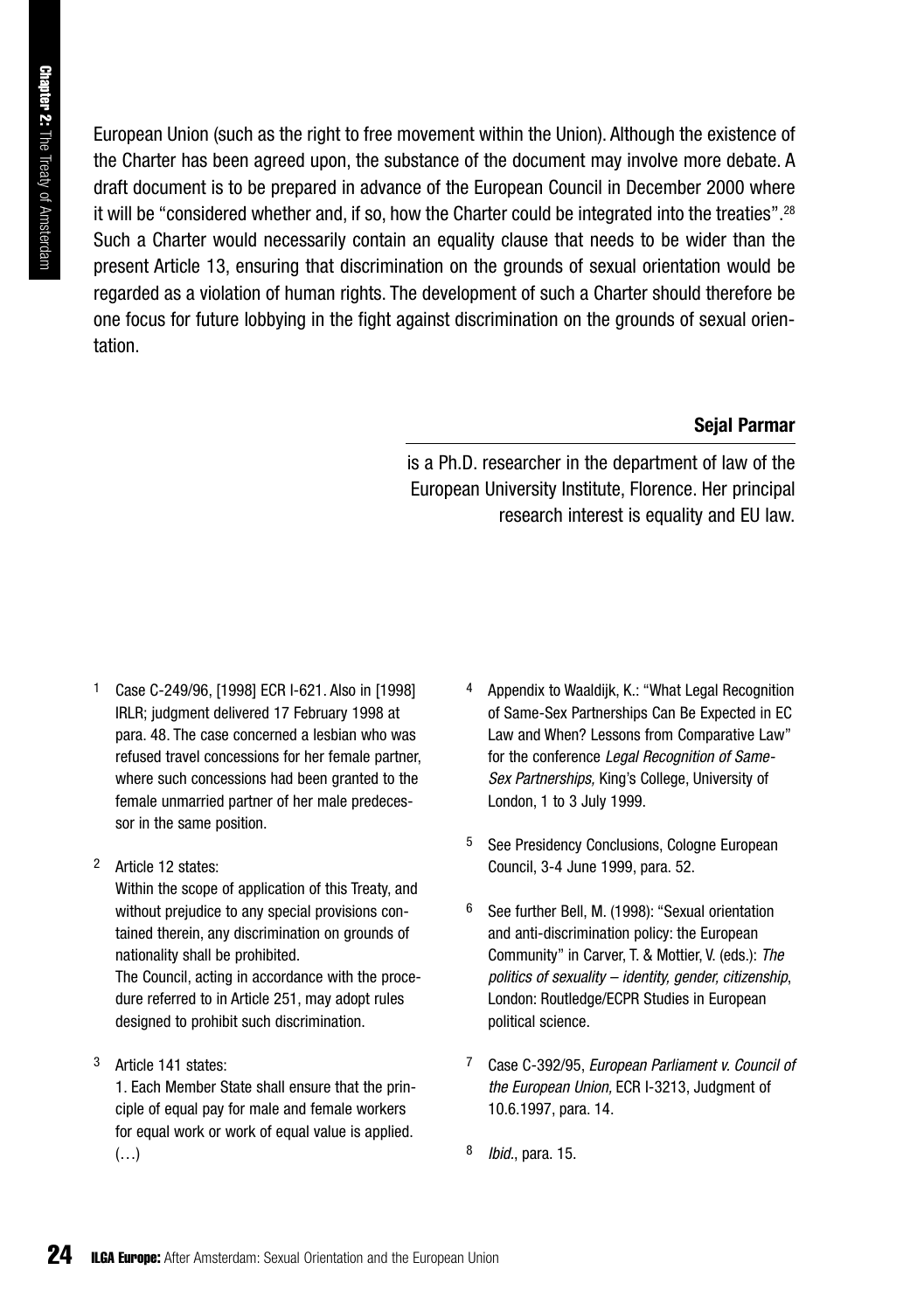European Union (such as the right to free movement within the Union). Although the existence of the Charter has been agreed upon, the substance of the document may involve more debate. A draft document is to be prepared in advance of the European Council in December 2000 where it will be "considered whether and, if so, how the Charter could be integrated into the treaties".[28] Such a Charter would necessarily contain an equality clause that needs to be wider than the present Article 13, ensuring that discrimination on the grounds of sexual orientation would be regarded as a violation of human rights. The development of such a Charter should therefore be one focus for future lobbying in the fight against discrimination on the grounds of sexual orientation.

**Sejal Parmar**

is a Ph.D. researcher in the department of law of the European University Institute, Florence. Her principal research interest is equality and EU law.

---

1 Case C-249/96, [1998] ECR I-621. Also in [1998] IRLR; judgment delivered 17 February 1998 at para. 48. The case concerned a lesbian who was refused travel concessions for her female partner, where such concessions had been granted to the female unmarried partner of her male predecessor in the same position.

2 Article 12 states:
Within the scope of application of this Treaty, and without prejudice to any special provisions contained therein, any discrimination on grounds of nationality shall be prohibited.
The Council, acting in accordance with the procedure referred to in Article 251, may adopt rules designed to prohibit such discrimination.

3 Article 141 states:
1. Each Member State shall ensure that the principle of equal pay for male and female workers for equal work or work of equal value is applied. (…)

4 Appendix to Waaldijk, K.: "What Legal Recognition of Same-Sex Partnerships Can Be Expected in EC Law and When? Lessons from Comparative Law" for the conference *Legal Recognition of Same-Sex Partnerships,* King's College, University of London, 1 to 3 July 1999.

5 See Presidency Conclusions, Cologne European Council, 3-4 June 1999, para. 52.

6 See further Bell, M. (1998): "Sexual orientation and anti-discrimination policy: the European Community" in Carver, T. & Mottier, V. (eds.): *The politics of sexuality – identity, gender, citizenship*, London: Routledge/ECPR Studies in European political science.

7 Case C-392/95, *European Parliament v. Council of the European Union,* ECR I-3213, Judgment of 10.6.1997, para. 14.

8 *Ibid.*, para. 15.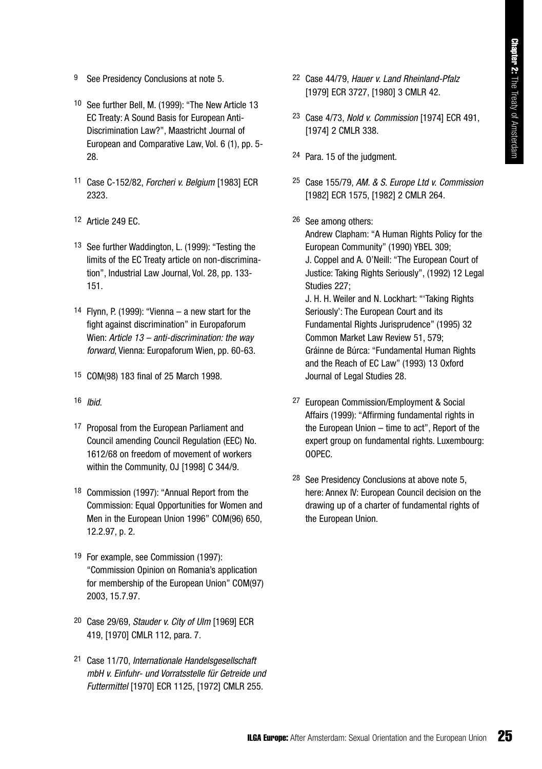[9] See Presidency Conclusions at note 5.

[10] See further Bell, M. (1999): "The New Article 13 EC Treaty: A Sound Basis for European Anti-Discrimination Law?", Maastricht Journal of European and Comparative Law, Vol. 6 (1), pp. 5-28.

[11] Case C-152/82, *Forcheri v. Belgium* [1983] ECR 2323.

[12] Article 249 EC.

[13] See further Waddington, L. (1999): "Testing the limits of the EC Treaty article on non-discrimination", Industrial Law Journal, Vol. 28, pp. 133-151.

[14] Flynn, P. (1999): "Vienna – a new start for the fight against discrimination" in Europaforum Wien: *Article 13 – anti-discrimination: the way forward*, Vienna: Europaforum Wien, pp. 60-63.

[15] COM(98) 183 final of 25 March 1998.

[16] *Ibid.*

[17] Proposal from the European Parliament and Council amending Council Regulation (EEC) No. 1612/68 on freedom of movement of workers within the Community, OJ [1998] C 344/9.

[18] Commission (1997): "Annual Report from the Commission: Equal Opportunities for Women and Men in the European Union 1996" COM(96) 650, 12.2.97, p. 2.

[19] For example, see Commission (1997): "Commission Opinion on Romania's application for membership of the European Union" COM(97) 2003, 15.7.97.

[20] Case 29/69, *Stauder v. City of Ulm* [1969] ECR 419, [1970] CMLR 112, para. 7.

[21] Case 11/70, *Internationale Handelsgesellschaft mbH v. Einfuhr- und Vorratsstelle für Getreide und Futtermittel* [1970] ECR 1125, [1972] CMLR 255.

[22] Case 44/79, *Hauer v. Land Rheinland-Pfalz* [1979] ECR 3727, [1980] 3 CMLR 42.

[23] Case 4/73, *Nold v. Commission* [1974] ECR 491, [1974] 2 CMLR 338.

[24] Para. 15 of the judgment.

[25] Case 155/79, *AM. & S. Europe Ltd v. Commission* [1982] ECR 1575, [1982] 2 CMLR 264.

[26] See among others:
Andrew Clapham: "A Human Rights Policy for the European Community" (1990) YBEL 309;
J. Coppel and A. O'Neill: "The European Court of Justice: Taking Rights Seriously", (1992) 12 Legal Studies 227;
J. H. H. Weiler and N. Lockhart: "'Taking Rights Seriously': The European Court and its Fundamental Rights Jurisprudence" (1995) 32 Common Market Law Review 51, 579;
Gráinne de Búrca: "Fundamental Human Rights and the Reach of EC Law" (1993) 13 Oxford Journal of Legal Studies 28.

[27] European Commission/Employment & Social Affairs (1999): "Affirming fundamental rights in the European Union – time to act", Report of the expert group on fundamental rights. Luxembourg: OOPEC.

[28] See Presidency Conclusions at above note 5, here: Annex IV: European Council decision on the drawing up of a charter of fundamental rights of the European Union.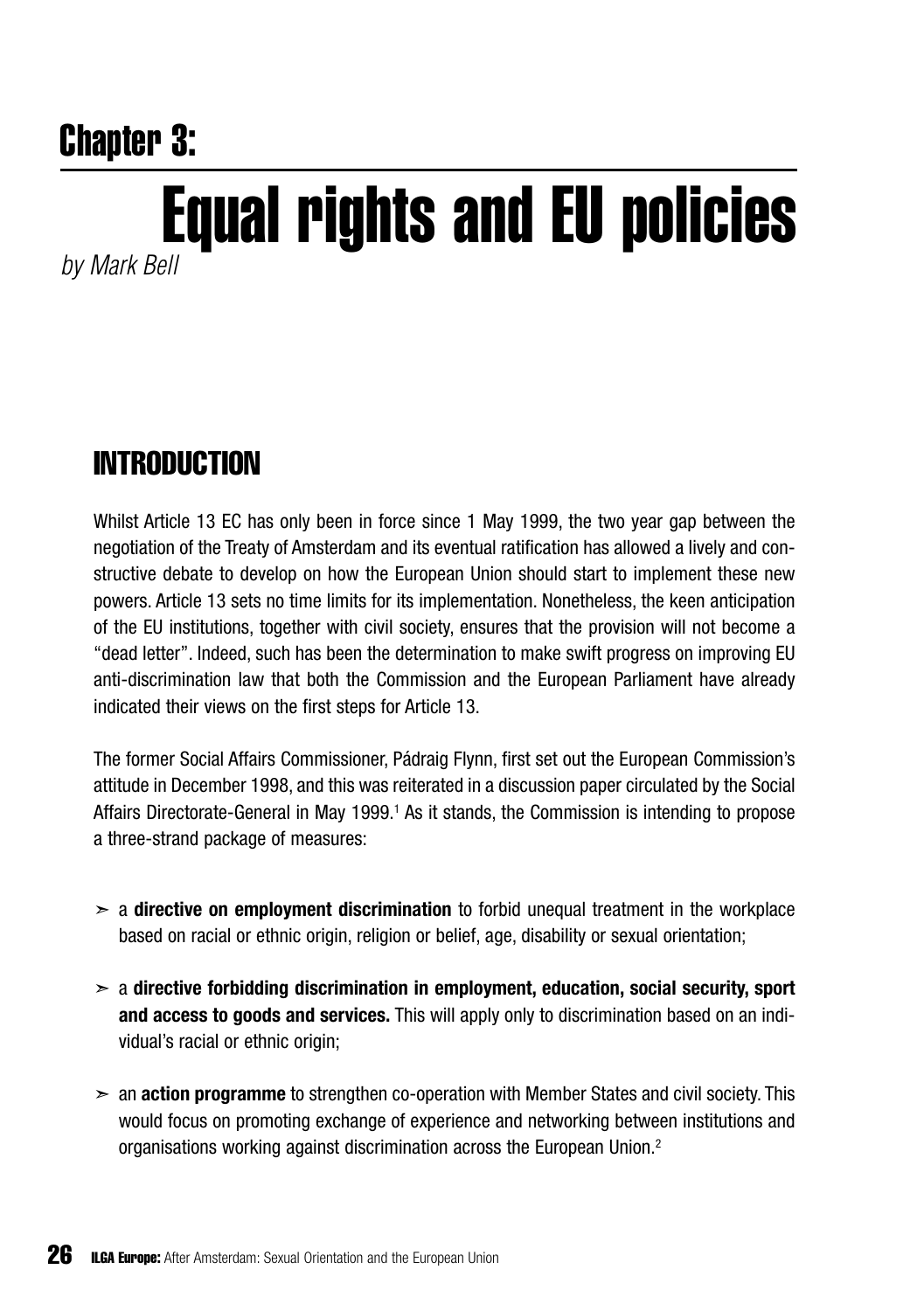# Chapter 3:

# Equal rights and EU policies

*by Mark Bell*

## INTRODUCTION

Whilst Article 13 EC has only been in force since 1 May 1999, the two year gap between the negotiation of the Treaty of Amsterdam and its eventual ratification has allowed a lively and constructive debate to develop on how the European Union should start to implement these new powers. Article 13 sets no time limits for its implementation. Nonetheless, the keen anticipation of the EU institutions, together with civil society, ensures that the provision will not become a "dead letter". Indeed, such has been the determination to make swift progress on improving EU anti-discrimination law that both the Commission and the European Parliament have already indicated their views on the first steps for Article 13.

The former Social Affairs Commissioner, Pádraig Flynn, first set out the European Commission's attitude in December 1998, and this was reiterated in a discussion paper circulated by the Social Affairs Directorate-General in May 1999.[1] As it stands, the Commission is intending to propose a three-strand package of measures:

- a **directive on employment discrimination** to forbid unequal treatment in the workplace based on racial or ethnic origin, religion or belief, age, disability or sexual orientation;
- a **directive forbidding discrimination in employment, education, social security, sport and access to goods and services.** This will apply only to discrimination based on an individual's racial or ethnic origin;
- an **action programme** to strengthen co-operation with Member States and civil society. This would focus on promoting exchange of experience and networking between institutions and organisations working against discrimination across the European Union.[2]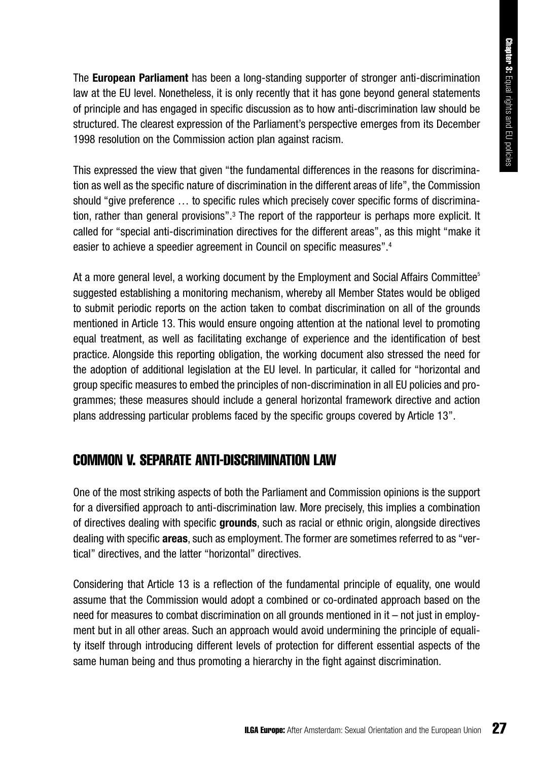The **European Parliament** has been a long-standing supporter of stronger anti-discrimination law at the EU level. Nonetheless, it is only recently that it has gone beyond general statements of principle and has engaged in specific discussion as to how anti-discrimination law should be structured. The clearest expression of the Parliament's perspective emerges from its December 1998 resolution on the Commission action plan against racism.

This expressed the view that given "the fundamental differences in the reasons for discrimination as well as the specific nature of discrimination in the different areas of life", the Commission should "give preference … to specific rules which precisely cover specific forms of discrimination, rather than general provisions".[3] The report of the rapporteur is perhaps more explicit. It called for "special anti-discrimination directives for the different areas", as this might "make it easier to achieve a speedier agreement in Council on specific measures".[4]

At a more general level, a working document by the Employment and Social Affairs Committee[5] suggested establishing a monitoring mechanism, whereby all Member States would be obliged to submit periodic reports on the action taken to combat discrimination on all of the grounds mentioned in Article 13. This would ensure ongoing attention at the national level to promoting equal treatment, as well as facilitating exchange of experience and the identification of best practice. Alongside this reporting obligation, the working document also stressed the need for the adoption of additional legislation at the EU level. In particular, it called for "horizontal and group specific measures to embed the principles of non-discrimination in all EU policies and programmes; these measures should include a general horizontal framework directive and action plans addressing particular problems faced by the specific groups covered by Article 13".

## COMMON V. SEPARATE ANTI-DISCRIMINATION LAW

One of the most striking aspects of both the Parliament and Commission opinions is the support for a diversified approach to anti-discrimination law. More precisely, this implies a combination of directives dealing with specific **grounds**, such as racial or ethnic origin, alongside directives dealing with specific **areas**, such as employment. The former are sometimes referred to as "vertical" directives, and the latter "horizontal" directives.

Considering that Article 13 is a reflection of the fundamental principle of equality, one would assume that the Commission would adopt a combined or co-ordinated approach based on the need for measures to combat discrimination on all grounds mentioned in it – not just in employment but in all other areas. Such an approach would avoid undermining the principle of equality itself through introducing different levels of protection for different essential aspects of the same human being and thus promoting a hierarchy in the fight against discrimination.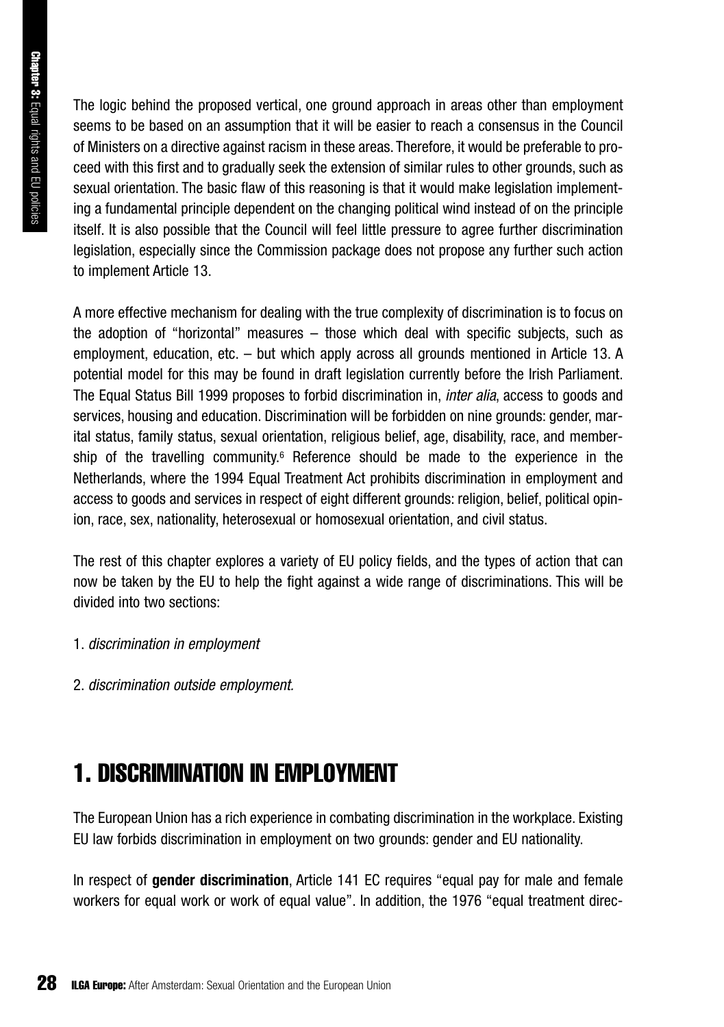The logic behind the proposed vertical, one ground approach in areas other than employment seems to be based on an assumption that it will be easier to reach a consensus in the Council of Ministers on a directive against racism in these areas. Therefore, it would be preferable to proceed with this first and to gradually seek the extension of similar rules to other grounds, such as sexual orientation. The basic flaw of this reasoning is that it would make legislation implementing a fundamental principle dependent on the changing political wind instead of on the principle itself. It is also possible that the Council will feel little pressure to agree further discrimination legislation, especially since the Commission package does not propose any further such action to implement Article 13.

A more effective mechanism for dealing with the true complexity of discrimination is to focus on the adoption of "horizontal" measures – those which deal with specific subjects, such as employment, education, etc. – but which apply across all grounds mentioned in Article 13. A potential model for this may be found in draft legislation currently before the Irish Parliament. The Equal Status Bill 1999 proposes to forbid discrimination in, *inter alia*, access to goods and services, housing and education. Discrimination will be forbidden on nine grounds: gender, marital status, family status, sexual orientation, religious belief, age, disability, race, and membership of the travelling community.[6] Reference should be made to the experience in the Netherlands, where the 1994 Equal Treatment Act prohibits discrimination in employment and access to goods and services in respect of eight different grounds: religion, belief, political opinion, race, sex, nationality, heterosexual or homosexual orientation, and civil status.

The rest of this chapter explores a variety of EU policy fields, and the types of action that can now be taken by the EU to help the fight against a wide range of discriminations. This will be divided into two sections:

1. *discrimination in employment*

2. *discrimination outside employment.*

## 1. DISCRIMINATION IN EMPLOYMENT

The European Union has a rich experience in combating discrimination in the workplace. Existing EU law forbids discrimination in employment on two grounds: gender and EU nationality.

In respect of **gender discrimination**, Article 141 EC requires "equal pay for male and female workers for equal work or work of equal value". In addition, the 1976 "equal treatment direc-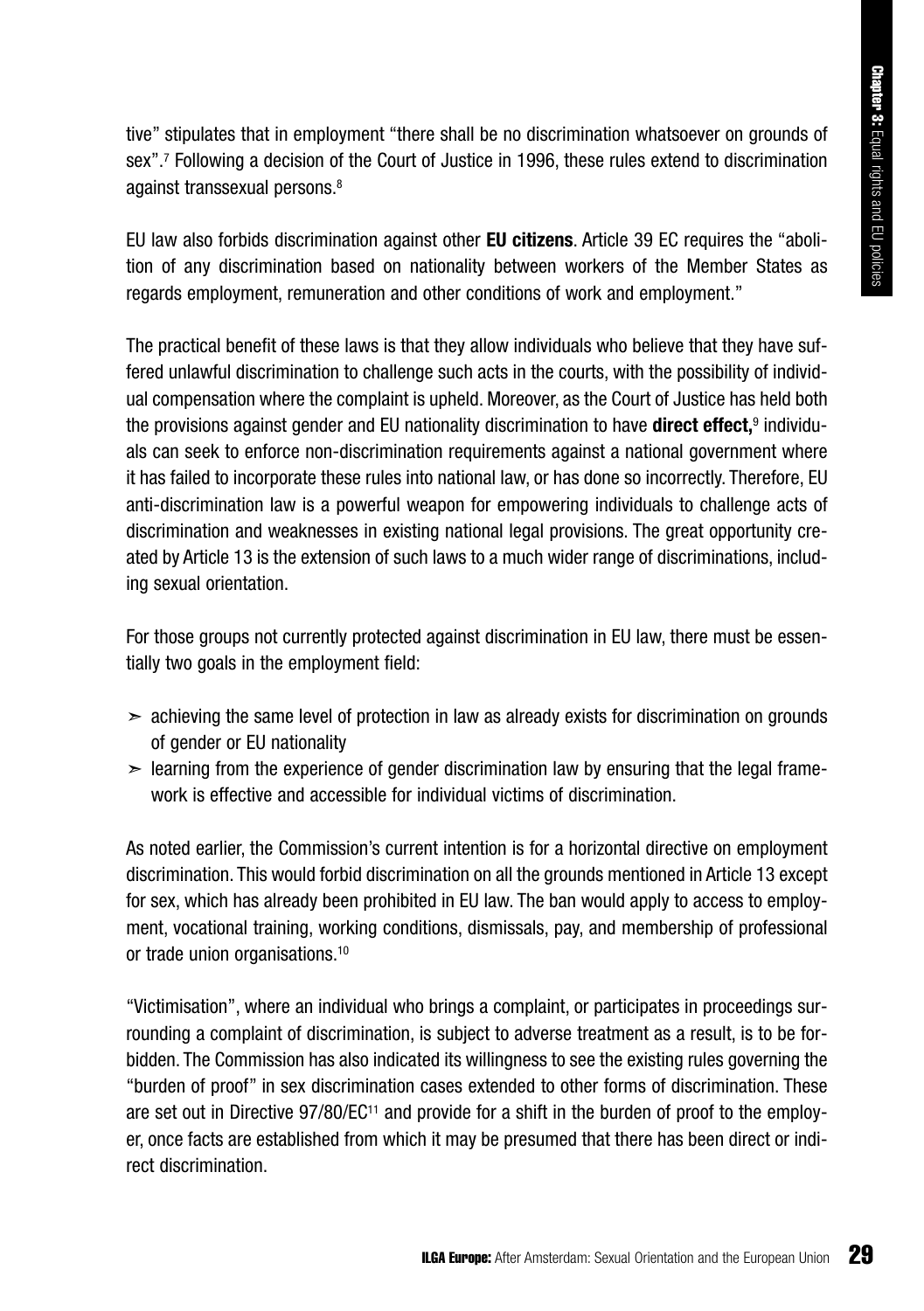tive" stipulates that in employment "there shall be no discrimination whatsoever on grounds of sex".[7] Following a decision of the Court of Justice in 1996, these rules extend to discrimination against transsexual persons.[8]

EU law also forbids discrimination against other **EU citizens**. Article 39 EC requires the "abolition of any discrimination based on nationality between workers of the Member States as regards employment, remuneration and other conditions of work and employment."

The practical benefit of these laws is that they allow individuals who believe that they have suffered unlawful discrimination to challenge such acts in the courts, with the possibility of individual compensation where the complaint is upheld. Moreover, as the Court of Justice has held both the provisions against gender and EU nationality discrimination to have **direct effect,**[9] individuals can seek to enforce non-discrimination requirements against a national government where it has failed to incorporate these rules into national law, or has done so incorrectly. Therefore, EU anti-discrimination law is a powerful weapon for empowering individuals to challenge acts of discrimination and weaknesses in existing national legal provisions. The great opportunity created by Article 13 is the extension of such laws to a much wider range of discriminations, including sexual orientation.

For those groups not currently protected against discrimination in EU law, there must be essentially two goals in the employment field:

- achieving the same level of protection in law as already exists for discrimination on grounds of gender or EU nationality
- learning from the experience of gender discrimination law by ensuring that the legal framework is effective and accessible for individual victims of discrimination.

As noted earlier, the Commission's current intention is for a horizontal directive on employment discrimination. This would forbid discrimination on all the grounds mentioned in Article 13 except for sex, which has already been prohibited in EU law. The ban would apply to access to employment, vocational training, working conditions, dismissals, pay, and membership of professional or trade union organisations.[10]

"Victimisation", where an individual who brings a complaint, or participates in proceedings surrounding a complaint of discrimination, is subject to adverse treatment as a result, is to be forbidden. The Commission has also indicated its willingness to see the existing rules governing the "burden of proof" in sex discrimination cases extended to other forms of discrimination. These are set out in Directive 97/80/EC[11] and provide for a shift in the burden of proof to the employer, once facts are established from which it may be presumed that there has been direct or indirect discrimination.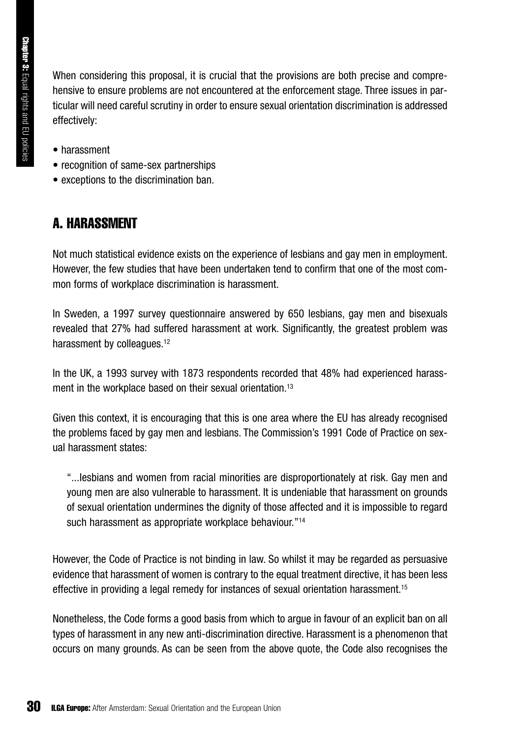When considering this proposal, it is crucial that the provisions are both precise and comprehensive to ensure problems are not encountered at the enforcement stage. Three issues in particular will need careful scrutiny in order to ensure sexual orientation discrimination is addressed effectively:

- harassment
- recognition of same-sex partnerships
- exceptions to the discrimination ban.

## A. HARASSMENT

Not much statistical evidence exists on the experience of lesbians and gay men in employment. However, the few studies that have been undertaken tend to confirm that one of the most common forms of workplace discrimination is harassment.

In Sweden, a 1997 survey questionnaire answered by 650 lesbians, gay men and bisexuals revealed that 27% had suffered harassment at work. Significantly, the greatest problem was harassment by colleagues.[12]

In the UK, a 1993 survey with 1873 respondents recorded that 48% had experienced harassment in the workplace based on their sexual orientation.[13]

Given this context, it is encouraging that this is one area where the EU has already recognised the problems faced by gay men and lesbians. The Commission's 1991 Code of Practice on sexual harassment states:

> "...lesbians and women from racial minorities are disproportionately at risk. Gay men and young men are also vulnerable to harassment. It is undeniable that harassment on grounds of sexual orientation undermines the dignity of those affected and it is impossible to regard such harassment as appropriate workplace behaviour."[14]

However, the Code of Practice is not binding in law. So whilst it may be regarded as persuasive evidence that harassment of women is contrary to the equal treatment directive, it has been less effective in providing a legal remedy for instances of sexual orientation harassment.[15]

Nonetheless, the Code forms a good basis from which to argue in favour of an explicit ban on all types of harassment in any new anti-discrimination directive. Harassment is a phenomenon that occurs on many grounds. As can be seen from the above quote, the Code also recognises the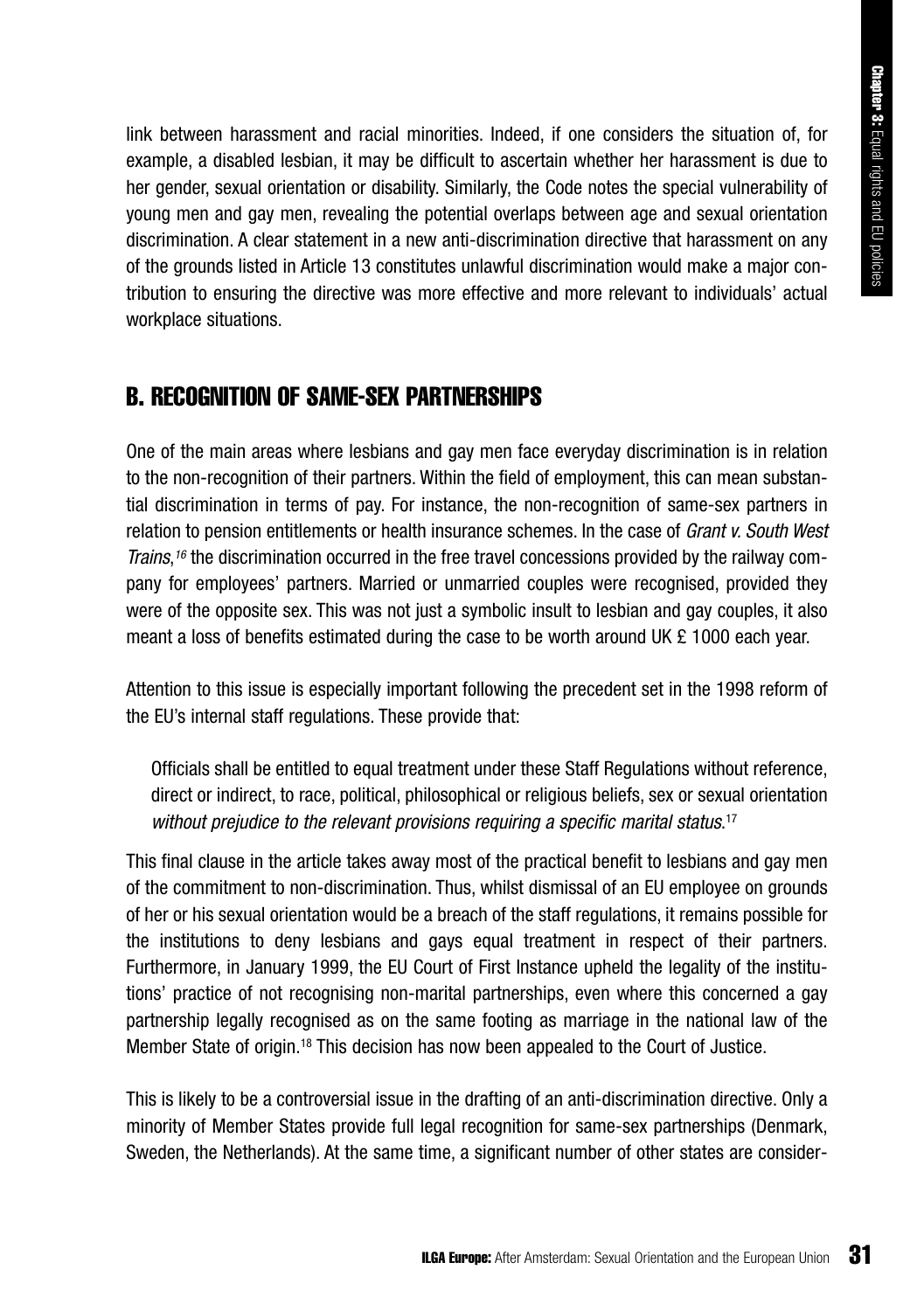link between harassment and racial minorities. Indeed, if one considers the situation of, for example, a disabled lesbian, it may be difficult to ascertain whether her harassment is due to her gender, sexual orientation or disability. Similarly, the Code notes the special vulnerability of young men and gay men, revealing the potential overlaps between age and sexual orientation discrimination. A clear statement in a new anti-discrimination directive that harassment on any of the grounds listed in Article 13 constitutes unlawful discrimination would make a major contribution to ensuring the directive was more effective and more relevant to individuals' actual workplace situations.

## B. RECOGNITION OF SAME-SEX PARTNERSHIPS

One of the main areas where lesbians and gay men face everyday discrimination is in relation to the non-recognition of their partners. Within the field of employment, this can mean substantial discrimination in terms of pay. For instance, the non-recognition of same-sex partners in relation to pension entitlements or health insurance schemes. In the case of *Grant v. South West Trains*,[16] the discrimination occurred in the free travel concessions provided by the railway company for employees' partners. Married or unmarried couples were recognised, provided they were of the opposite sex. This was not just a symbolic insult to lesbian and gay couples, it also meant a loss of benefits estimated during the case to be worth around UK £ 1000 each year.

Attention to this issue is especially important following the precedent set in the 1998 reform of the EU's internal staff regulations. These provide that:

> Officials shall be entitled to equal treatment under these Staff Regulations without reference, direct or indirect, to race, political, philosophical or religious beliefs, sex or sexual orientation *without prejudice to the relevant provisions requiring a specific marital status*.[17]

This final clause in the article takes away most of the practical benefit to lesbians and gay men of the commitment to non-discrimination. Thus, whilst dismissal of an EU employee on grounds of her or his sexual orientation would be a breach of the staff regulations, it remains possible for the institutions to deny lesbians and gays equal treatment in respect of their partners. Furthermore, in January 1999, the EU Court of First Instance upheld the legality of the institutions' practice of not recognising non-marital partnerships, even where this concerned a gay partnership legally recognised as on the same footing as marriage in the national law of the Member State of origin.[18] This decision has now been appealed to the Court of Justice.

This is likely to be a controversial issue in the drafting of an anti-discrimination directive. Only a minority of Member States provide full legal recognition for same-sex partnerships (Denmark, Sweden, the Netherlands). At the same time, a significant number of other states are consider-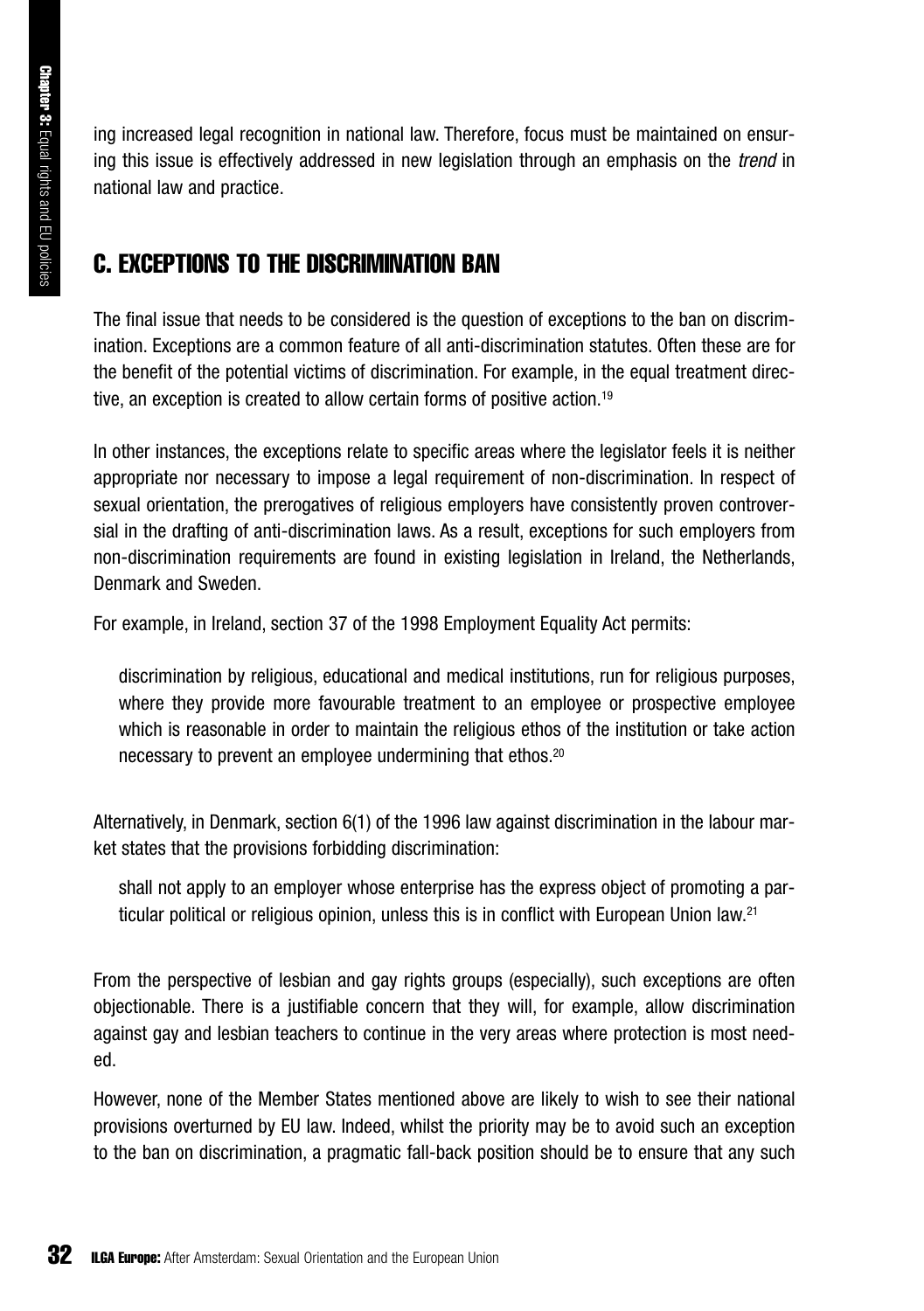ing increased legal recognition in national law. Therefore, focus must be maintained on ensuring this issue is effectively addressed in new legislation through an emphasis on the *trend* in national law and practice.

## C. EXCEPTIONS TO THE DISCRIMINATION BAN

The final issue that needs to be considered is the question of exceptions to the ban on discrimination. Exceptions are a common feature of all anti-discrimination statutes. Often these are for the benefit of the potential victims of discrimination. For example, in the equal treatment directive, an exception is created to allow certain forms of positive action.[19]

In other instances, the exceptions relate to specific areas where the legislator feels it is neither appropriate nor necessary to impose a legal requirement of non-discrimination. In respect of sexual orientation, the prerogatives of religious employers have consistently proven controversial in the drafting of anti-discrimination laws. As a result, exceptions for such employers from non-discrimination requirements are found in existing legislation in Ireland, the Netherlands, Denmark and Sweden.

For example, in Ireland, section 37 of the 1998 Employment Equality Act permits:

> discrimination by religious, educational and medical institutions, run for religious purposes, where they provide more favourable treatment to an employee or prospective employee which is reasonable in order to maintain the religious ethos of the institution or take action necessary to prevent an employee undermining that ethos.[20]

Alternatively, in Denmark, section 6(1) of the 1996 law against discrimination in the labour market states that the provisions forbidding discrimination:

> shall not apply to an employer whose enterprise has the express object of promoting a particular political or religious opinion, unless this is in conflict with European Union law.[21]

From the perspective of lesbian and gay rights groups (especially), such exceptions are often objectionable. There is a justifiable concern that they will, for example, allow discrimination against gay and lesbian teachers to continue in the very areas where protection is most needed.

However, none of the Member States mentioned above are likely to wish to see their national provisions overturned by EU law. Indeed, whilst the priority may be to avoid such an exception to the ban on discrimination, a pragmatic fall-back position should be to ensure that any such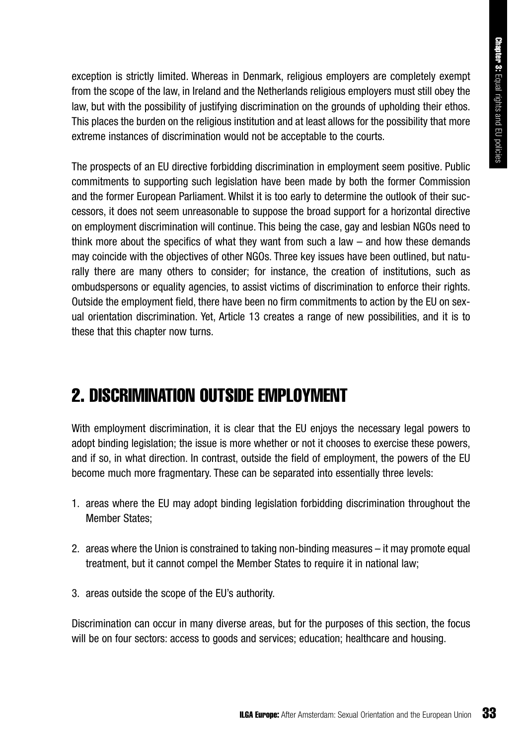exception is strictly limited. Whereas in Denmark, religious employers are completely exempt from the scope of the law, in Ireland and the Netherlands religious employers must still obey the law, but with the possibility of justifying discrimination on the grounds of upholding their ethos. This places the burden on the religious institution and at least allows for the possibility that more extreme instances of discrimination would not be acceptable to the courts.

The prospects of an EU directive forbidding discrimination in employment seem positive. Public commitments to supporting such legislation have been made by both the former Commission and the former European Parliament. Whilst it is too early to determine the outlook of their successors, it does not seem unreasonable to suppose the broad support for a horizontal directive on employment discrimination will continue. This being the case, gay and lesbian NGOs need to think more about the specifics of what they want from such a law – and how these demands may coincide with the objectives of other NGOs. Three key issues have been outlined, but naturally there are many others to consider; for instance, the creation of institutions, such as ombudspersons or equality agencies, to assist victims of discrimination to enforce their rights. Outside the employment field, there have been no firm commitments to action by the EU on sexual orientation discrimination. Yet, Article 13 creates a range of new possibilities, and it is to these that this chapter now turns.

## 2. DISCRIMINATION OUTSIDE EMPLOYMENT

With employment discrimination, it is clear that the EU enjoys the necessary legal powers to adopt binding legislation; the issue is more whether or not it chooses to exercise these powers, and if so, in what direction. In contrast, outside the field of employment, the powers of the EU become much more fragmentary. These can be separated into essentially three levels:

1. areas where the EU may adopt binding legislation forbidding discrimination throughout the Member States;

2. areas where the Union is constrained to taking non-binding measures – it may promote equal treatment, but it cannot compel the Member States to require it in national law;

3. areas outside the scope of the EU's authority.

Discrimination can occur in many diverse areas, but for the purposes of this section, the focus will be on four sectors: access to goods and services; education; healthcare and housing.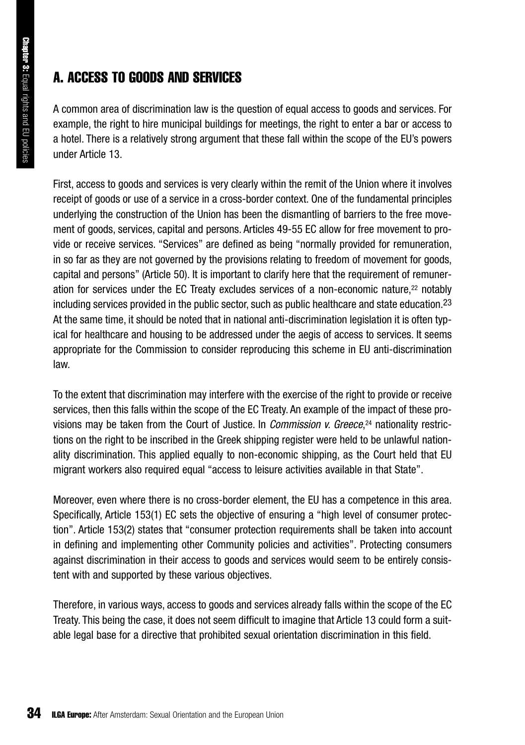## A. ACCESS TO GOODS AND SERVICES

A common area of discrimination law is the question of equal access to goods and services. For example, the right to hire municipal buildings for meetings, the right to enter a bar or access to a hotel. There is a relatively strong argument that these fall within the scope of the EU's powers under Article 13.

First, access to goods and services is very clearly within the remit of the Union where it involves receipt of goods or use of a service in a cross-border context. One of the fundamental principles underlying the construction of the Union has been the dismantling of barriers to the free movement of goods, services, capital and persons. Articles 49-55 EC allow for free movement to provide or receive services. "Services" are defined as being "normally provided for remuneration, in so far as they are not governed by the provisions relating to freedom of movement for goods, capital and persons" (Article 50). It is important to clarify here that the requirement of remuneration for services under the EC Treaty excludes services of a non-economic nature,[22] notably including services provided in the public sector, such as public healthcare and state education.[23] At the same time, it should be noted that in national anti-discrimination legislation it is often typical for healthcare and housing to be addressed under the aegis of access to services. It seems appropriate for the Commission to consider reproducing this scheme in EU anti-discrimination law.

To the extent that discrimination may interfere with the exercise of the right to provide or receive services, then this falls within the scope of the EC Treaty. An example of the impact of these provisions may be taken from the Court of Justice. In *Commission v. Greece*,[24] nationality restrictions on the right to be inscribed in the Greek shipping register were held to be unlawful nationality discrimination. This applied equally to non-economic shipping, as the Court held that EU migrant workers also required equal "access to leisure activities available in that State".

Moreover, even where there is no cross-border element, the EU has a competence in this area. Specifically, Article 153(1) EC sets the objective of ensuring a "high level of consumer protection". Article 153(2) states that "consumer protection requirements shall be taken into account in defining and implementing other Community policies and activities". Protecting consumers against discrimination in their access to goods and services would seem to be entirely consistent with and supported by these various objectives.

Therefore, in various ways, access to goods and services already falls within the scope of the EC Treaty. This being the case, it does not seem difficult to imagine that Article 13 could form a suitable legal base for a directive that prohibited sexual orientation discrimination in this field.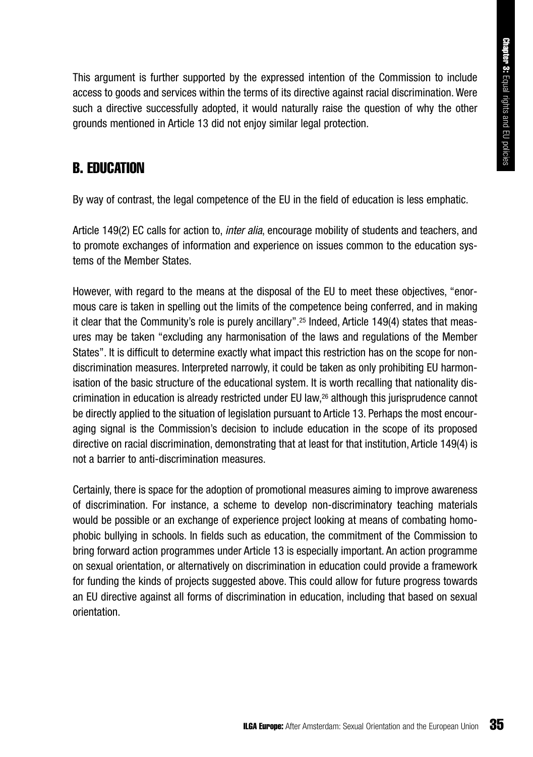This argument is further supported by the expressed intention of the Commission to include access to goods and services within the terms of its directive against racial discrimination. Were such a directive successfully adopted, it would naturally raise the question of why the other grounds mentioned in Article 13 did not enjoy similar legal protection.

## B. EDUCATION

By way of contrast, the legal competence of the EU in the field of education is less emphatic.

Article 149(2) EC calls for action to, *inter alia*, encourage mobility of students and teachers, and to promote exchanges of information and experience on issues common to the education systems of the Member States.

However, with regard to the means at the disposal of the EU to meet these objectives, "enormous care is taken in spelling out the limits of the competence being conferred, and in making it clear that the Community's role is purely ancillary".[25] Indeed, Article 149(4) states that measures may be taken "excluding any harmonisation of the laws and regulations of the Member States". It is difficult to determine exactly what impact this restriction has on the scope for non-discrimination measures. Interpreted narrowly, it could be taken as only prohibiting EU harmonisation of the basic structure of the educational system. It is worth recalling that nationality discrimination in education is already restricted under EU law,[26] although this jurisprudence cannot be directly applied to the situation of legislation pursuant to Article 13. Perhaps the most encouraging signal is the Commission's decision to include education in the scope of its proposed directive on racial discrimination, demonstrating that at least for that institution, Article 149(4) is not a barrier to anti-discrimination measures.

Certainly, there is space for the adoption of promotional measures aiming to improve awareness of discrimination. For instance, a scheme to develop non-discriminatory teaching materials would be possible or an exchange of experience project looking at means of combating homophobic bullying in schools. In fields such as education, the commitment of the Commission to bring forward action programmes under Article 13 is especially important. An action programme on sexual orientation, or alternatively on discrimination in education could provide a framework for funding the kinds of projects suggested above. This could allow for future progress towards an EU directive against all forms of discrimination in education, including that based on sexual orientation.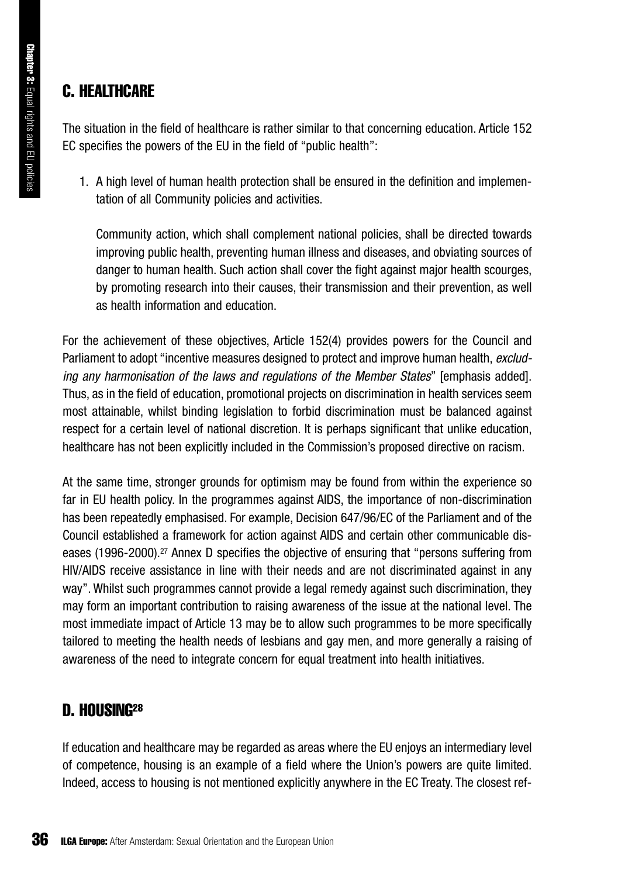## C. HEALTHCARE

The situation in the field of healthcare is rather similar to that concerning education. Article 152 EC specifies the powers of the EU in the field of "public health":

1. A high level of human health protection shall be ensured in the definition and implementation of all Community policies and activities.

   Community action, which shall complement national policies, shall be directed towards improving public health, preventing human illness and diseases, and obviating sources of danger to human health. Such action shall cover the fight against major health scourges, by promoting research into their causes, their transmission and their prevention, as well as health information and education.

For the achievement of these objectives, Article 152(4) provides powers for the Council and Parliament to adopt "incentive measures designed to protect and improve human health, *excluding any harmonisation of the laws and regulations of the Member States*" [emphasis added]. Thus, as in the field of education, promotional projects on discrimination in health services seem most attainable, whilst binding legislation to forbid discrimination must be balanced against respect for a certain level of national discretion. It is perhaps significant that unlike education, healthcare has not been explicitly included in the Commission's proposed directive on racism.

At the same time, stronger grounds for optimism may be found from within the experience so far in EU health policy. In the programmes against AIDS, the importance of non-discrimination has been repeatedly emphasised. For example, Decision 647/96/EC of the Parliament and of the Council established a framework for action against AIDS and certain other communicable diseases (1996-2000).[27] Annex D specifies the objective of ensuring that "persons suffering from HIV/AIDS receive assistance in line with their needs and are not discriminated against in any way". Whilst such programmes cannot provide a legal remedy against such discrimination, they may form an important contribution to raising awareness of the issue at the national level. The most immediate impact of Article 13 may be to allow such programmes to be more specifically tailored to meeting the health needs of lesbians and gay men, and more generally a raising of awareness of the need to integrate concern for equal treatment into health initiatives.

## D. HOUSING[28]

If education and healthcare may be regarded as areas where the EU enjoys an intermediary level of competence, housing is an example of a field where the Union's powers are quite limited. Indeed, access to housing is not mentioned explicitly anywhere in the EC Treaty. The closest ref-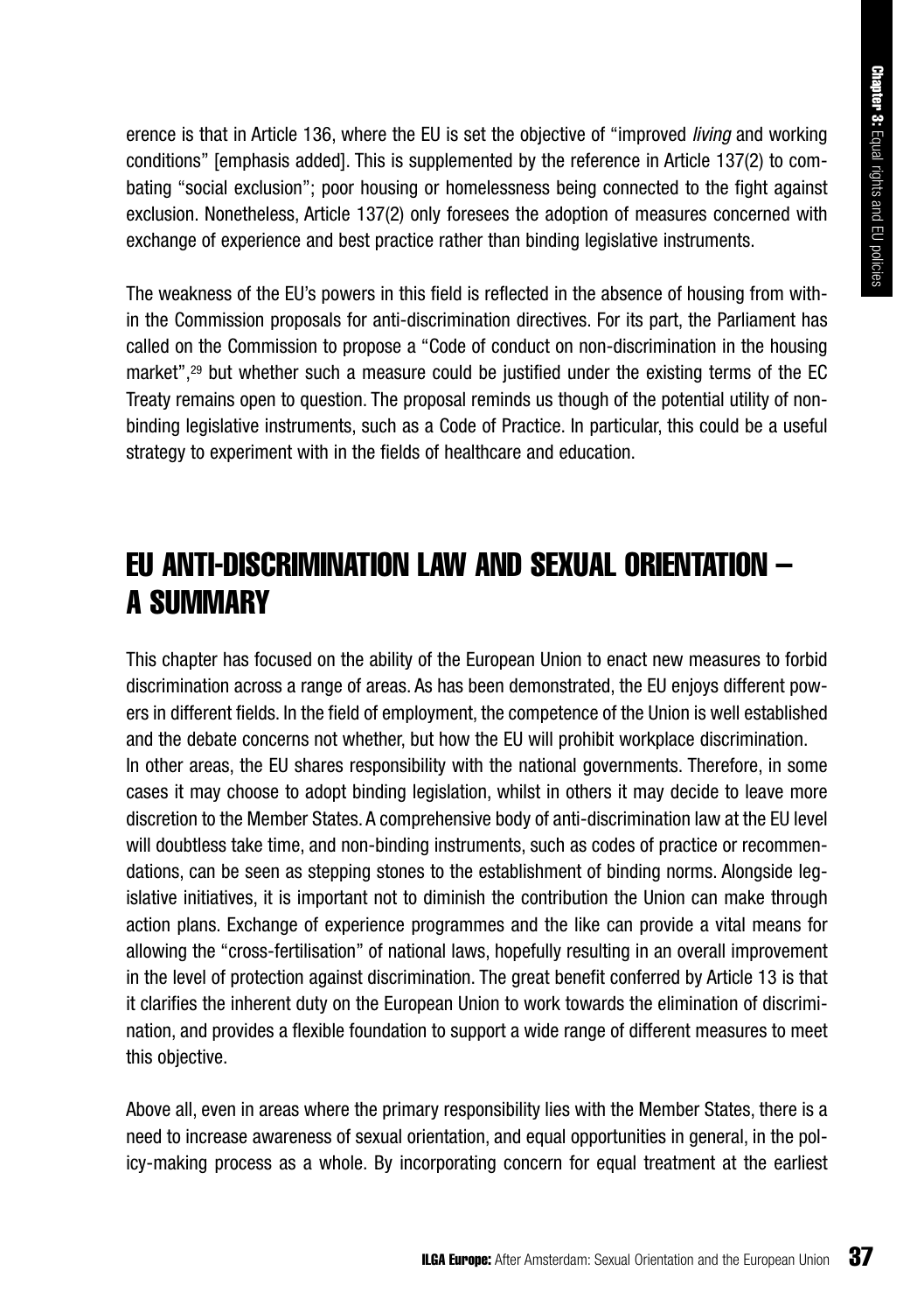erence is that in Article 136, where the EU is set the objective of "improved *living* and working conditions" [emphasis added]. This is supplemented by the reference in Article 137(2) to combating "social exclusion"; poor housing or homelessness being connected to the fight against exclusion. Nonetheless, Article 137(2) only foresees the adoption of measures concerned with exchange of experience and best practice rather than binding legislative instruments.

The weakness of the EU's powers in this field is reflected in the absence of housing from within the Commission proposals for anti-discrimination directives. For its part, the Parliament has called on the Commission to propose a "Code of conduct on non-discrimination in the housing market",[29] but whether such a measure could be justified under the existing terms of the EC Treaty remains open to question. The proposal reminds us though of the potential utility of non-binding legislative instruments, such as a Code of Practice. In particular, this could be a useful strategy to experiment with in the fields of healthcare and education.

## EU ANTI-DISCRIMINATION LAW AND SEXUAL ORIENTATION – A SUMMARY

This chapter has focused on the ability of the European Union to enact new measures to forbid discrimination across a range of areas. As has been demonstrated, the EU enjoys different powers in different fields. In the field of employment, the competence of the Union is well established and the debate concerns not whether, but how the EU will prohibit workplace discrimination.
In other areas, the EU shares responsibility with the national governments. Therefore, in some cases it may choose to adopt binding legislation, whilst in others it may decide to leave more discretion to the Member States. A comprehensive body of anti-discrimination law at the EU level will doubtless take time, and non-binding instruments, such as codes of practice or recommendations, can be seen as stepping stones to the establishment of binding norms. Alongside legislative initiatives, it is important not to diminish the contribution the Union can make through action plans. Exchange of experience programmes and the like can provide a vital means for allowing the "cross-fertilisation" of national laws, hopefully resulting in an overall improvement in the level of protection against discrimination. The great benefit conferred by Article 13 is that it clarifies the inherent duty on the European Union to work towards the elimination of discrimination, and provides a flexible foundation to support a wide range of different measures to meet this objective.

Above all, even in areas where the primary responsibility lies with the Member States, there is a need to increase awareness of sexual orientation, and equal opportunities in general, in the policy-making process as a whole. By incorporating concern for equal treatment at the earliest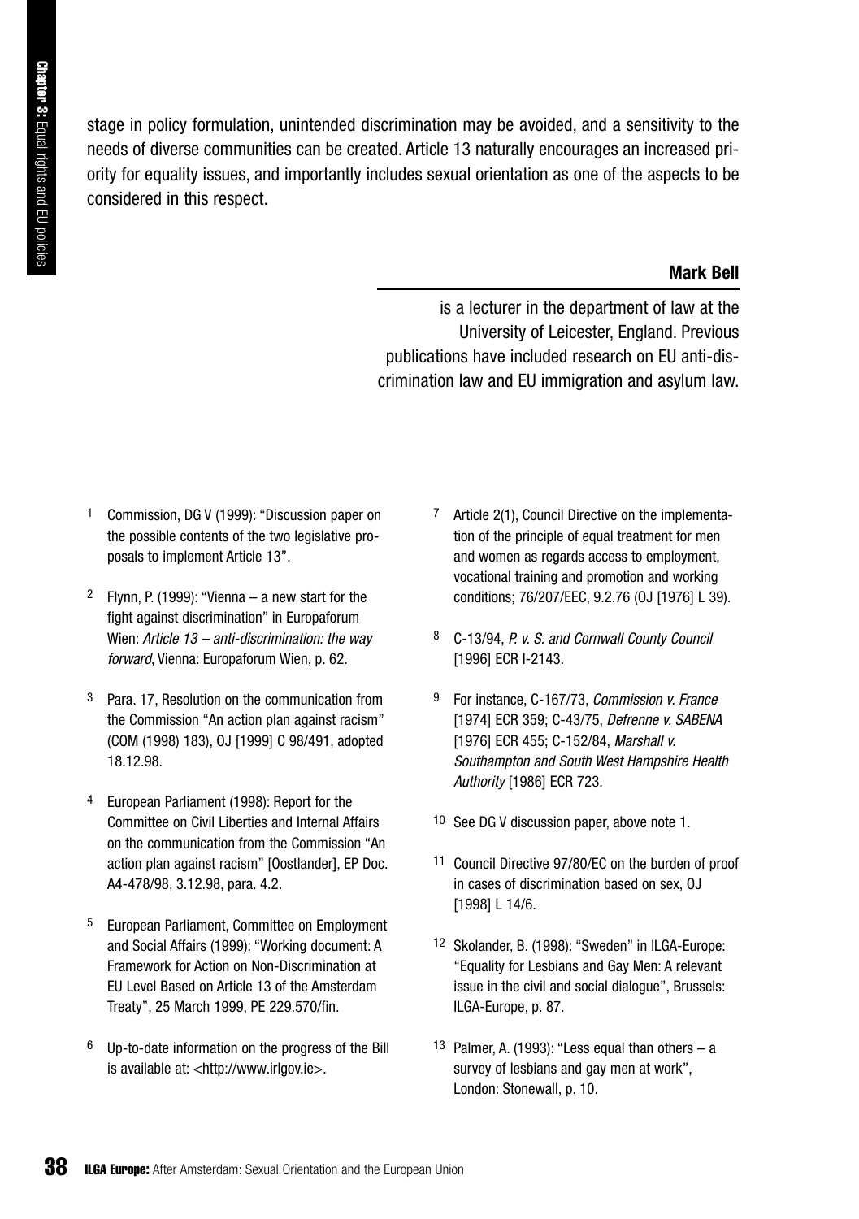stage in policy formulation, unintended discrimination may be avoided, and a sensitivity to the needs of diverse communities can be created. Article 13 naturally encourages an increased priority for equality issues, and importantly includes sexual orientation as one of the aspects to be considered in this respect.

**Mark Bell**

is a lecturer in the department of law at the University of Leicester, England. Previous publications have included research on EU anti-discrimination law and EU immigration and asylum law.

1 Commission, DG V (1999): "Discussion paper on the possible contents of the two legislative proposals to implement Article 13".

2 Flynn, P. (1999): "Vienna – a new start for the fight against discrimination" in Europaforum Wien: *Article 13 – anti-discrimination: the way forward*, Vienna: Europaforum Wien, p. 62.

3 Para. 17, Resolution on the communication from the Commission "An action plan against racism" (COM (1998) 183), OJ [1999] C 98/491, adopted 18.12.98.

4 European Parliament (1998): Report for the Committee on Civil Liberties and Internal Affairs on the communication from the Commission "An action plan against racism" [Oostlander], EP Doc. A4-478/98, 3.12.98, para. 4.2.

5 European Parliament, Committee on Employment and Social Affairs (1999): "Working document: A Framework for Action on Non-Discrimination at EU Level Based on Article 13 of the Amsterdam Treaty", 25 March 1999, PE 229.570/fin.

6 Up-to-date information on the progress of the Bill is available at: <http://www.irlgov.ie>.

7 Article 2(1), Council Directive on the implementation of the principle of equal treatment for men and women as regards access to employment, vocational training and promotion and working conditions; 76/207/EEC, 9.2.76 (OJ [1976] L 39).

8 C-13/94, *P. v. S. and Cornwall County Council* [1996] ECR I-2143.

9 For instance, C-167/73, *Commission v. France* [1974] ECR 359; C-43/75, *Defrenne v. SABENA* [1976] ECR 455; C-152/84, *Marshall v. Southampton and South West Hampshire Health Authority* [1986] ECR 723.

10 See DG V discussion paper, above note 1.

11 Council Directive 97/80/EC on the burden of proof in cases of discrimination based on sex, OJ [1998] L 14/6.

12 Skolander, B. (1998): "Sweden" in ILGA-Europe: "Equality for Lesbians and Gay Men: A relevant issue in the civil and social dialogue", Brussels: ILGA-Europe, p. 87.

13 Palmer, A. (1993): "Less equal than others – a survey of lesbians and gay men at work", London: Stonewall, p. 10.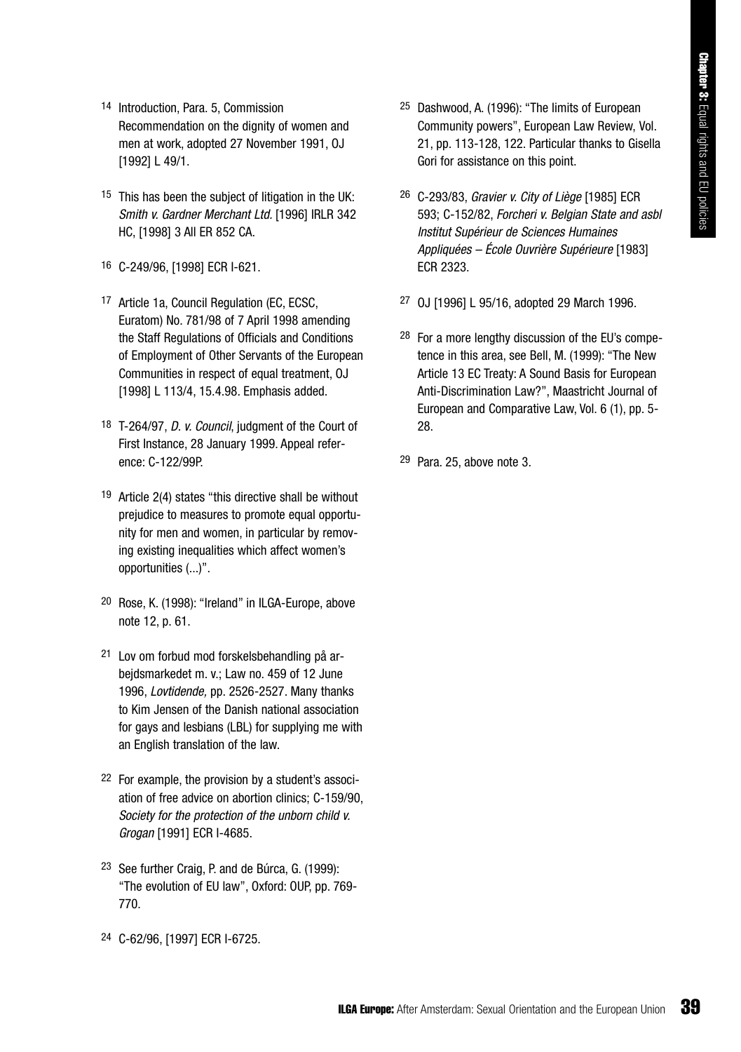14 Introduction, Para. 5, Commission Recommendation on the dignity of women and men at work, adopted 27 November 1991, OJ [1992] L 49/1.

15 This has been the subject of litigation in the UK: *Smith v. Gardner Merchant Ltd.* [1996] IRLR 342 HC, [1998] 3 All ER 852 CA.

16 C-249/96, [1998] ECR I-621.

17 Article 1a, Council Regulation (EC, ECSC, Euratom) No. 781/98 of 7 April 1998 amending the Staff Regulations of Officials and Conditions of Employment of Other Servants of the European Communities in respect of equal treatment, OJ [1998] L 113/4, 15.4.98. Emphasis added.

18 T-264/97, *D. v. Council*, judgment of the Court of First Instance, 28 January 1999. Appeal reference: C-122/99P.

19 Article 2(4) states "this directive shall be without prejudice to measures to promote equal opportunity for men and women, in particular by removing existing inequalities which affect women's opportunities (...)".

20 Rose, K. (1998): "Ireland" in ILGA-Europe, above note 12, p. 61.

21 Lov om forbud mod forskelsbehandling på arbejdsmarkedet m. v.; Law no. 459 of 12 June 1996, *Lovtidende,* pp. 2526-2527. Many thanks to Kim Jensen of the Danish national association for gays and lesbians (LBL) for supplying me with an English translation of the law.

22 For example, the provision by a student's association of free advice on abortion clinics; C-159/90, *Society for the protection of the unborn child v. Grogan* [1991] ECR I-4685.

23 See further Craig, P. and de Búrca, G. (1999): "The evolution of EU law", Oxford: OUP, pp. 769-770.

24 C-62/96, [1997] ECR I-6725.

25 Dashwood, A. (1996): "The limits of European Community powers", European Law Review, Vol. 21, pp. 113-128, 122. Particular thanks to Gisella Gori for assistance on this point.

26 C-293/83, *Gravier v. City of Liège* [1985] ECR 593; C-152/82, *Forcheri v. Belgian State and asbl Institut Supérieur de Sciences Humaines Appliquées – École Ouvrière Supérieure* [1983] ECR 2323.

27 OJ [1996] L 95/16, adopted 29 March 1996.

28 For a more lengthy discussion of the EU's competence in this area, see Bell, M. (1999): "The New Article 13 EC Treaty: A Sound Basis for European Anti-Discrimination Law?", Maastricht Journal of European and Comparative Law, Vol. 6 (1), pp. 5-28.

29 Para. 25, above note 3.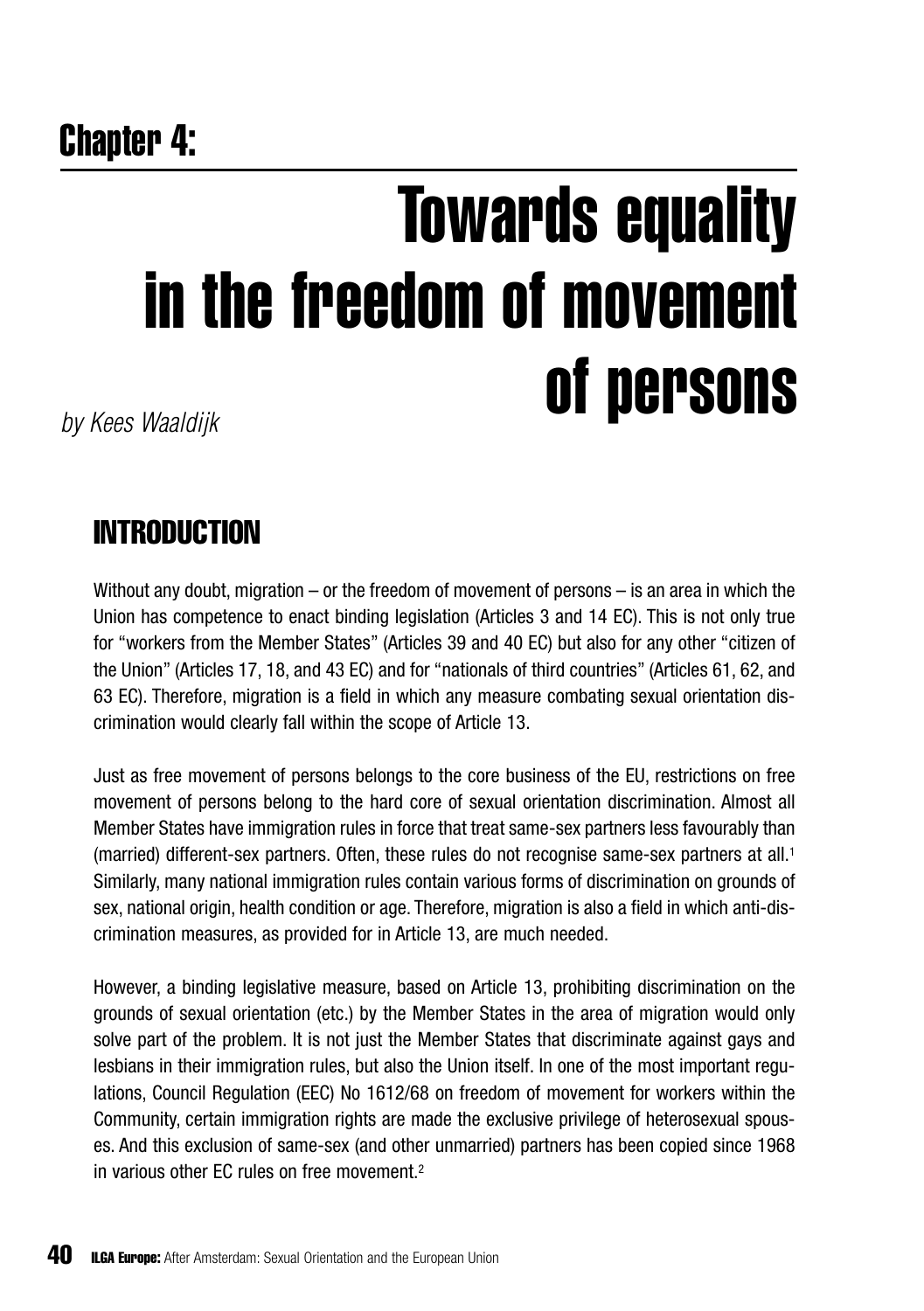## Chapter 4:

# Towards equality in the freedom of movement of persons

*by Kees Waaldijk*

## INTRODUCTION

Without any doubt, migration – or the freedom of movement of persons – is an area in which the Union has competence to enact binding legislation (Articles 3 and 14 EC). This is not only true for "workers from the Member States" (Articles 39 and 40 EC) but also for any other "citizen of the Union" (Articles 17, 18, and 43 EC) and for "nationals of third countries" (Articles 61, 62, and 63 EC). Therefore, migration is a field in which any measure combating sexual orientation discrimination would clearly fall within the scope of Article 13.

Just as free movement of persons belongs to the core business of the EU, restrictions on free movement of persons belong to the hard core of sexual orientation discrimination. Almost all Member States have immigration rules in force that treat same-sex partners less favourably than (married) different-sex partners. Often, these rules do not recognise same-sex partners at all.[1] Similarly, many national immigration rules contain various forms of discrimination on grounds of sex, national origin, health condition or age. Therefore, migration is also a field in which anti-discrimination measures, as provided for in Article 13, are much needed.

However, a binding legislative measure, based on Article 13, prohibiting discrimination on the grounds of sexual orientation (etc.) by the Member States in the area of migration would only solve part of the problem. It is not just the Member States that discriminate against gays and lesbians in their immigration rules, but also the Union itself. In one of the most important regulations, Council Regulation (EEC) No 1612/68 on freedom of movement for workers within the Community, certain immigration rights are made the exclusive privilege of heterosexual spouses. And this exclusion of same-sex (and other unmarried) partners has been copied since 1968 in various other EC rules on free movement.[2]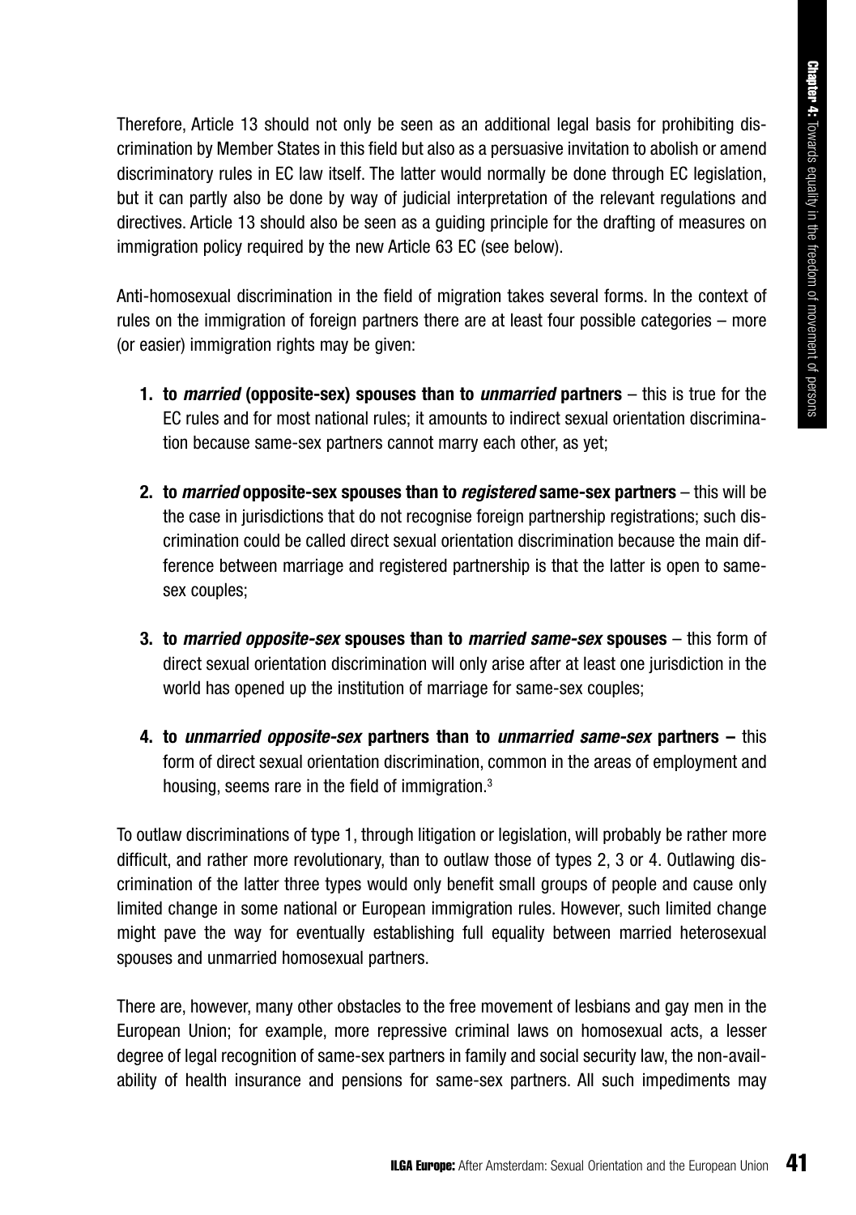Therefore, Article 13 should not only be seen as an additional legal basis for prohibiting discrimination by Member States in this field but also as a persuasive invitation to abolish or amend discriminatory rules in EC law itself. The latter would normally be done through EC legislation, but it can partly also be done by way of judicial interpretation of the relevant regulations and directives. Article 13 should also be seen as a guiding principle for the drafting of measures on immigration policy required by the new Article 63 EC (see below).

Anti-homosexual discrimination in the field of migration takes several forms. In the context of rules on the immigration of foreign partners there are at least four possible categories – more (or easier) immigration rights may be given:

1. **to *married* (opposite-sex) spouses than to *unmarried* partners** – this is true for the EC rules and for most national rules; it amounts to indirect sexual orientation discrimination because same-sex partners cannot marry each other, as yet;

2. **to *married* opposite-sex spouses than to *registered* same-sex partners** – this will be the case in jurisdictions that do not recognise foreign partnership registrations; such discrimination could be called direct sexual orientation discrimination because the main difference between marriage and registered partnership is that the latter is open to same-sex couples;

3. **to *married opposite-sex* spouses than to *married same-sex* spouses** – this form of direct sexual orientation discrimination will only arise after at least one jurisdiction in the world has opened up the institution of marriage for same-sex couples;

4. **to *unmarried opposite-sex* partners than to *unmarried same-sex* partners –** this form of direct sexual orientation discrimination, common in the areas of employment and housing, seems rare in the field of immigration.[3]

To outlaw discriminations of type 1, through litigation or legislation, will probably be rather more difficult, and rather more revolutionary, than to outlaw those of types 2, 3 or 4. Outlawing discrimination of the latter three types would only benefit small groups of people and cause only limited change in some national or European immigration rules. However, such limited change might pave the way for eventually establishing full equality between married heterosexual spouses and unmarried homosexual partners.

There are, however, many other obstacles to the free movement of lesbians and gay men in the European Union; for example, more repressive criminal laws on homosexual acts, a lesser degree of legal recognition of same-sex partners in family and social security law, the non-availability of health insurance and pensions for same-sex partners. All such impediments may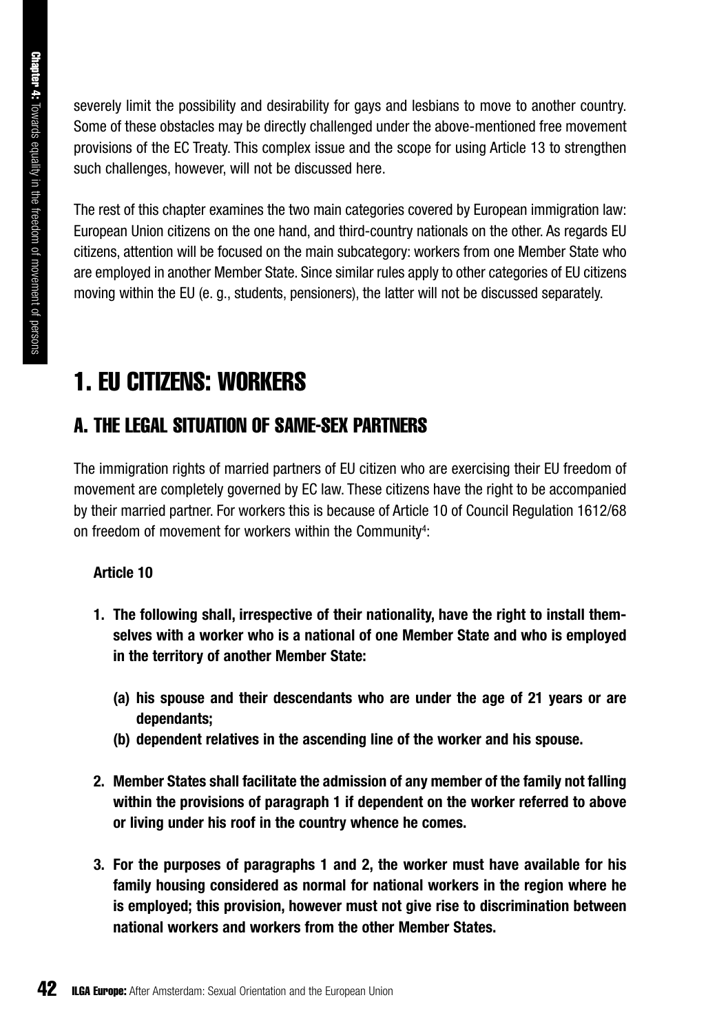severely limit the possibility and desirability for gays and lesbians to move to another country. Some of these obstacles may be directly challenged under the above-mentioned free movement provisions of the EC Treaty. This complex issue and the scope for using Article 13 to strengthen such challenges, however, will not be discussed here.

The rest of this chapter examines the two main categories covered by European immigration law: European Union citizens on the one hand, and third-country nationals on the other. As regards EU citizens, attention will be focused on the main subcategory: workers from one Member State who are employed in another Member State. Since similar rules apply to other categories of EU citizens moving within the EU (e. g., students, pensioners), the latter will not be discussed separately.

# 1. EU CITIZENS: WORKERS

## A. THE LEGAL SITUATION OF SAME-SEX PARTNERS

The immigration rights of married partners of EU citizen who are exercising their EU freedom of movement are completely governed by EC law. These citizens have the right to be accompanied by their married partner. For workers this is because of Article 10 of Council Regulation 1612/68 on freedom of movement for workers within the Community[4]:

> **Article 10**
>
> **1. The following shall, irrespective of their nationality, have the right to install themselves with a worker who is a national of one Member State and who is employed in the territory of another Member State:**
>
> **(a) his spouse and their descendants who are under the age of 21 years or are dependants;**
>
> **(b) dependent relatives in the ascending line of the worker and his spouse.**
>
> **2. Member States shall facilitate the admission of any member of the family not falling within the provisions of paragraph 1 if dependent on the worker referred to above or living under his roof in the country whence he comes.**
>
> **3. For the purposes of paragraphs 1 and 2, the worker must have available for his family housing considered as normal for national workers in the region where he is employed; this provision, however must not give rise to discrimination between national workers and workers from the other Member States.**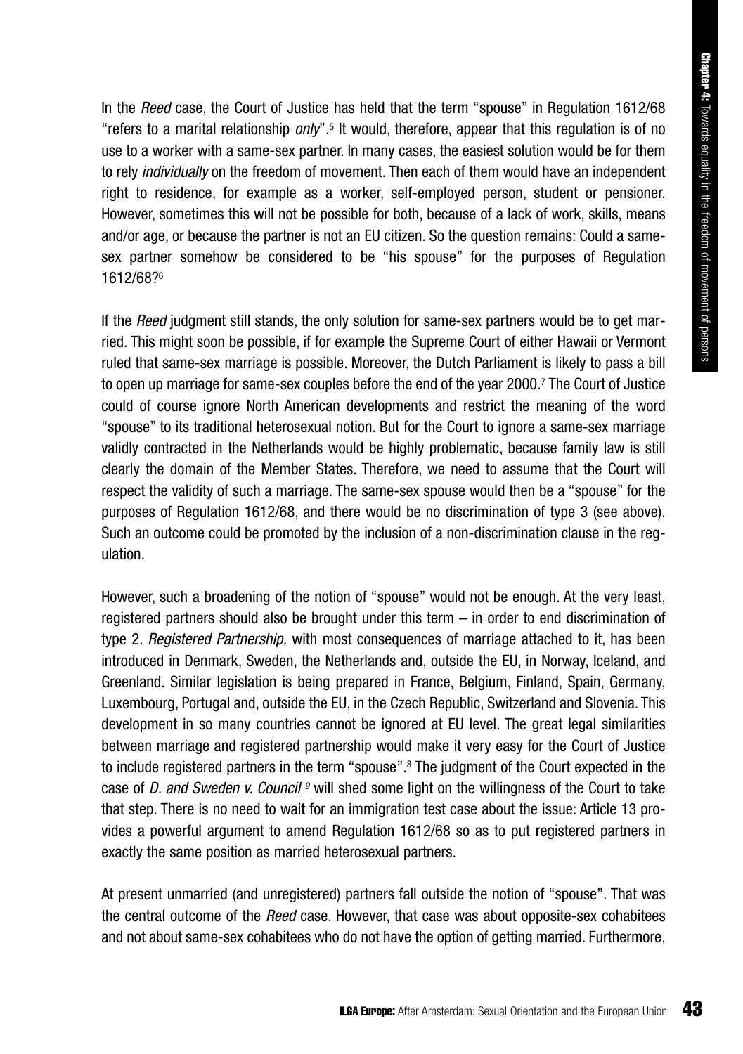In the *Reed* case, the Court of Justice has held that the term "spouse" in Regulation 1612/68 "refers to a marital relationship *only*".[5] It would, therefore, appear that this regulation is of no use to a worker with a same-sex partner. In many cases, the easiest solution would be for them to rely *individually* on the freedom of movement. Then each of them would have an independent right to residence, for example as a worker, self-employed person, student or pensioner. However, sometimes this will not be possible for both, because of a lack of work, skills, means and/or age, or because the partner is not an EU citizen. So the question remains: Could a same-sex partner somehow be considered to be "his spouse" for the purposes of Regulation 1612/68?[6]

If the *Reed* judgment still stands, the only solution for same-sex partners would be to get married. This might soon be possible, if for example the Supreme Court of either Hawaii or Vermont ruled that same-sex marriage is possible. Moreover, the Dutch Parliament is likely to pass a bill to open up marriage for same-sex couples before the end of the year 2000.[7] The Court of Justice could of course ignore North American developments and restrict the meaning of the word "spouse" to its traditional heterosexual notion. But for the Court to ignore a same-sex marriage validly contracted in the Netherlands would be highly problematic, because family law is still clearly the domain of the Member States. Therefore, we need to assume that the Court will respect the validity of such a marriage. The same-sex spouse would then be a "spouse" for the purposes of Regulation 1612/68, and there would be no discrimination of type 3 (see above). Such an outcome could be promoted by the inclusion of a non-discrimination clause in the regulation.

However, such a broadening of the notion of "spouse" would not be enough. At the very least, registered partners should also be brought under this term – in order to end discrimination of type 2. *Registered Partnership,* with most consequences of marriage attached to it, has been introduced in Denmark, Sweden, the Netherlands and, outside the EU, in Norway, Iceland, and Greenland. Similar legislation is being prepared in France, Belgium, Finland, Spain, Germany, Luxembourg, Portugal and, outside the EU, in the Czech Republic, Switzerland and Slovenia. This development in so many countries cannot be ignored at EU level. The great legal similarities between marriage and registered partnership would make it very easy for the Court of Justice to include registered partners in the term "spouse".[8] The judgment of the Court expected in the case of *D. and Sweden v. Council* [9] will shed some light on the willingness of the Court to take that step. There is no need to wait for an immigration test case about the issue: Article 13 provides a powerful argument to amend Regulation 1612/68 so as to put registered partners in exactly the same position as married heterosexual partners.

At present unmarried (and unregistered) partners fall outside the notion of "spouse". That was the central outcome of the *Reed* case. However, that case was about opposite-sex cohabitees and not about same-sex cohabitees who do not have the option of getting married. Furthermore,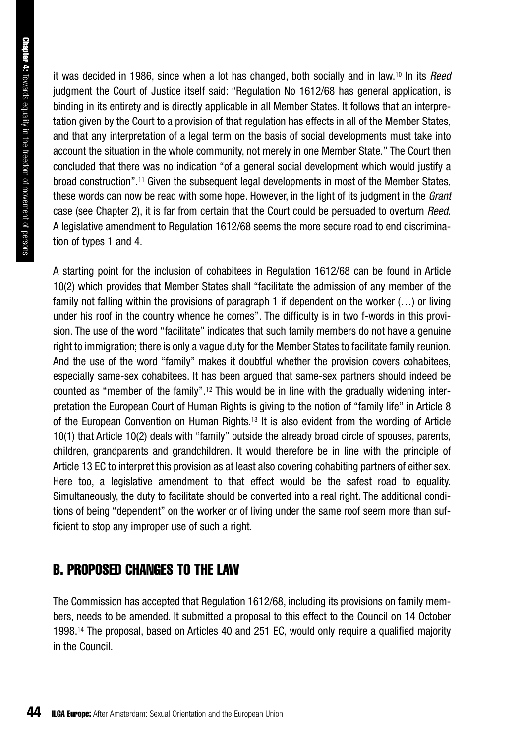it was decided in 1986, since when a lot has changed, both socially and in law.[10] In its *Reed* judgment the Court of Justice itself said: "Regulation No 1612/68 has general application, is binding in its entirety and is directly applicable in all Member States. It follows that an interpretation given by the Court to a provision of that regulation has effects in all of the Member States, and that any interpretation of a legal term on the basis of social developments must take into account the situation in the whole community, not merely in one Member State." The Court then concluded that there was no indication "of a general social development which would justify a broad construction".[11] Given the subsequent legal developments in most of the Member States, these words can now be read with some hope. However, in the light of its judgment in the *Grant* case (see Chapter 2), it is far from certain that the Court could be persuaded to overturn *Reed*. A legislative amendment to Regulation 1612/68 seems the more secure road to end discrimination of types 1 and 4.

A starting point for the inclusion of cohabitees in Regulation 1612/68 can be found in Article 10(2) which provides that Member States shall "facilitate the admission of any member of the family not falling within the provisions of paragraph 1 if dependent on the worker (…) or living under his roof in the country whence he comes". The difficulty is in two f-words in this provision. The use of the word "facilitate" indicates that such family members do not have a genuine right to immigration; there is only a vague duty for the Member States to facilitate family reunion. And the use of the word "family" makes it doubtful whether the provision covers cohabitees, especially same-sex cohabitees. It has been argued that same-sex partners should indeed be counted as "member of the family".[12] This would be in line with the gradually widening interpretation the European Court of Human Rights is giving to the notion of "family life" in Article 8 of the European Convention on Human Rights.[13] It is also evident from the wording of Article 10(1) that Article 10(2) deals with "family" outside the already broad circle of spouses, parents, children, grandparents and grandchildren. It would therefore be in line with the principle of Article 13 EC to interpret this provision as at least also covering cohabiting partners of either sex. Here too, a legislative amendment to that effect would be the safest road to equality. Simultaneously, the duty to facilitate should be converted into a real right. The additional conditions of being "dependent" on the worker or of living under the same roof seem more than sufficient to stop any improper use of such a right.

## B. PROPOSED CHANGES TO THE LAW

The Commission has accepted that Regulation 1612/68, including its provisions on family members, needs to be amended. It submitted a proposal to this effect to the Council on 14 October 1998.[14] The proposal, based on Articles 40 and 251 EC, would only require a qualified majority in the Council.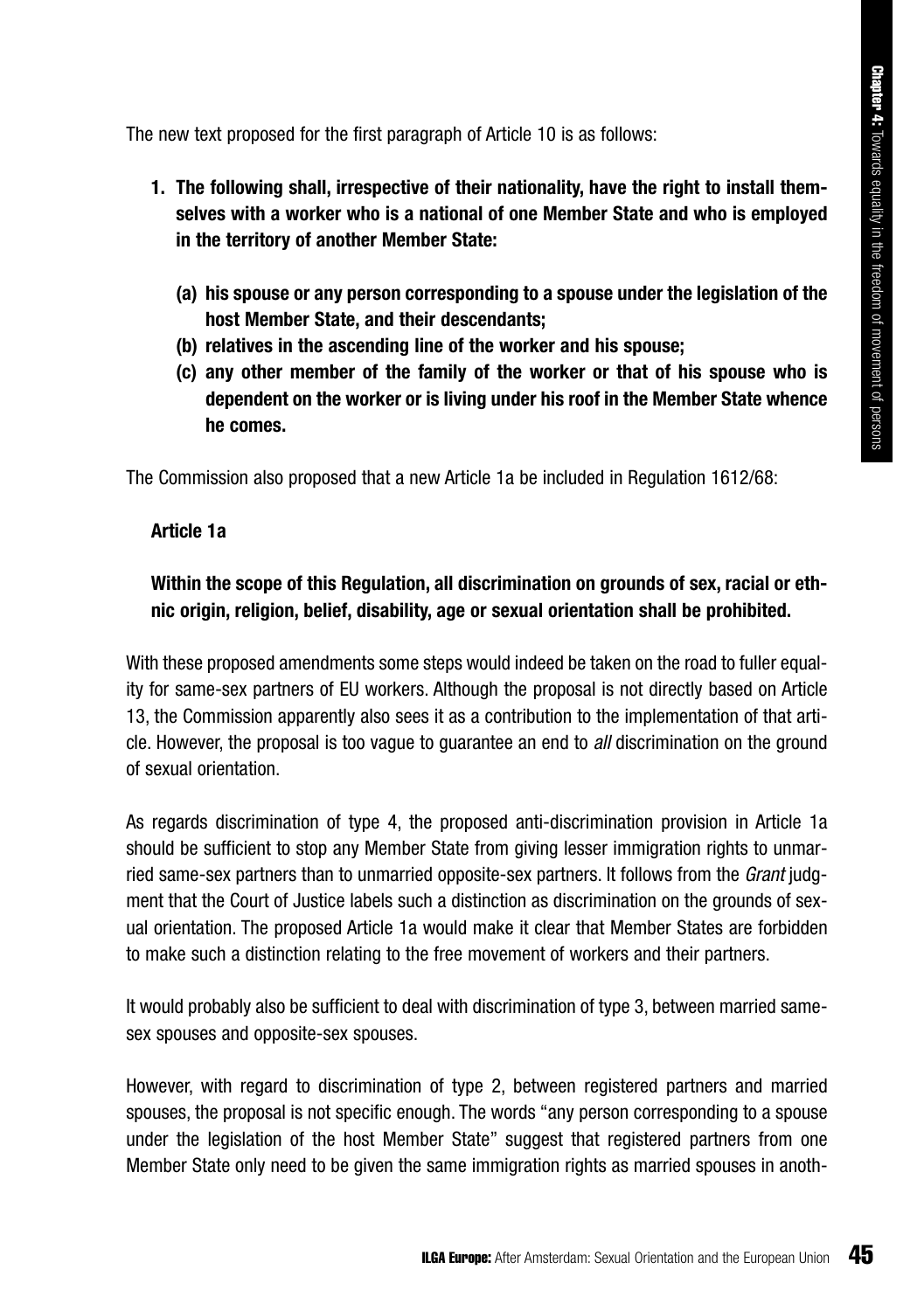The new text proposed for the first paragraph of Article 10 is as follows:

1. **The following shall, irrespective of their nationality, have the right to install themselves with a worker who is a national of one Member State and who is employed in the territory of another Member State:**
   - **(a) his spouse or any person corresponding to a spouse under the legislation of the host Member State, and their descendants;**
   - **(b) relatives in the ascending line of the worker and his spouse;**
   - **(c) any other member of the family of the worker or that of his spouse who is dependent on the worker or is living under his roof in the Member State whence he comes.**

The Commission also proposed that a new Article 1a be included in Regulation 1612/68:

**Article 1a**

**Within the scope of this Regulation, all discrimination on grounds of sex, racial or ethnic origin, religion, belief, disability, age or sexual orientation shall be prohibited.**

With these proposed amendments some steps would indeed be taken on the road to fuller equality for same-sex partners of EU workers. Although the proposal is not directly based on Article 13, the Commission apparently also sees it as a contribution to the implementation of that article. However, the proposal is too vague to guarantee an end to *all* discrimination on the ground of sexual orientation.

As regards discrimination of type 4, the proposed anti-discrimination provision in Article 1a should be sufficient to stop any Member State from giving lesser immigration rights to unmarried same-sex partners than to unmarried opposite-sex partners. It follows from the *Grant* judgment that the Court of Justice labels such a distinction as discrimination on the grounds of sexual orientation. The proposed Article 1a would make it clear that Member States are forbidden to make such a distinction relating to the free movement of workers and their partners.

It would probably also be sufficient to deal with discrimination of type 3, between married same-sex spouses and opposite-sex spouses.

However, with regard to discrimination of type 2, between registered partners and married spouses, the proposal is not specific enough. The words "any person corresponding to a spouse under the legislation of the host Member State" suggest that registered partners from one Member State only need to be given the same immigration rights as married spouses in anoth-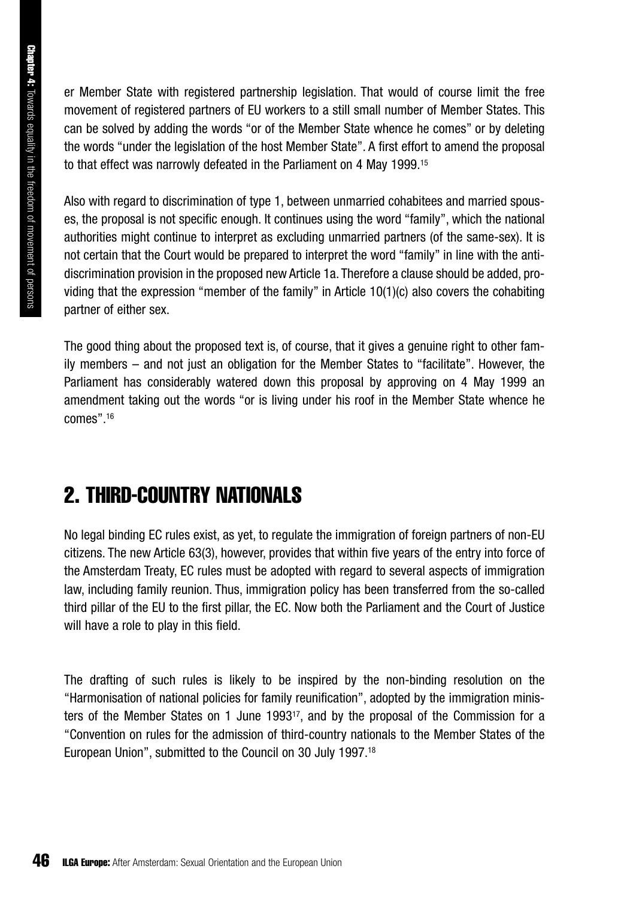er Member State with registered partnership legislation. That would of course limit the free movement of registered partners of EU workers to a still small number of Member States. This can be solved by adding the words "or of the Member State whence he comes" or by deleting the words "under the legislation of the host Member State". A first effort to amend the proposal to that effect was narrowly defeated in the Parliament on 4 May 1999.[15]

Also with regard to discrimination of type 1, between unmarried cohabitees and married spouses, the proposal is not specific enough. It continues using the word "family", which the national authorities might continue to interpret as excluding unmarried partners (of the same-sex). It is not certain that the Court would be prepared to interpret the word "family" in line with the anti-discrimination provision in the proposed new Article 1a. Therefore a clause should be added, providing that the expression "member of the family" in Article 10(1)(c) also covers the cohabiting partner of either sex.

The good thing about the proposed text is, of course, that it gives a genuine right to other family members – and not just an obligation for the Member States to "facilitate". However, the Parliament has considerably watered down this proposal by approving on 4 May 1999 an amendment taking out the words "or is living under his roof in the Member State whence he comes".[16]

## 2. THIRD-COUNTRY NATIONALS

No legal binding EC rules exist, as yet, to regulate the immigration of foreign partners of non-EU citizens. The new Article 63(3), however, provides that within five years of the entry into force of the Amsterdam Treaty, EC rules must be adopted with regard to several aspects of immigration law, including family reunion. Thus, immigration policy has been transferred from the so-called third pillar of the EU to the first pillar, the EC. Now both the Parliament and the Court of Justice will have a role to play in this field.

The drafting of such rules is likely to be inspired by the non-binding resolution on the "Harmonisation of national policies for family reunification", adopted by the immigration ministers of the Member States on 1 June 1993[17], and by the proposal of the Commission for a "Convention on rules for the admission of third-country nationals to the Member States of the European Union", submitted to the Council on 30 July 1997.[18]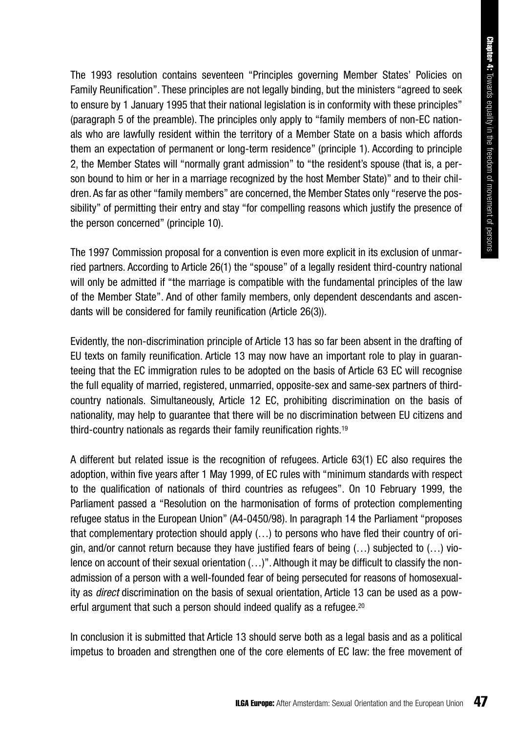The 1993 resolution contains seventeen "Principles governing Member States' Policies on Family Reunification". These principles are not legally binding, but the ministers "agreed to seek to ensure by 1 January 1995 that their national legislation is in conformity with these principles" (paragraph 5 of the preamble). The principles only apply to "family members of non-EC nationals who are lawfully resident within the territory of a Member State on a basis which affords them an expectation of permanent or long-term residence" (principle 1). According to principle 2, the Member States will "normally grant admission" to "the resident's spouse (that is, a person bound to him or her in a marriage recognized by the host Member State)" and to their children. As far as other "family members" are concerned, the Member States only "reserve the possibility" of permitting their entry and stay "for compelling reasons which justify the presence of the person concerned" (principle 10).

The 1997 Commission proposal for a convention is even more explicit in its exclusion of unmarried partners. According to Article 26(1) the "spouse" of a legally resident third-country national will only be admitted if "the marriage is compatible with the fundamental principles of the law of the Member State". And of other family members, only dependent descendants and ascendants will be considered for family reunification (Article 26(3)).

Evidently, the non-discrimination principle of Article 13 has so far been absent in the drafting of EU texts on family reunification. Article 13 may now have an important role to play in guaranteeing that the EC immigration rules to be adopted on the basis of Article 63 EC will recognise the full equality of married, registered, unmarried, opposite-sex and same-sex partners of third-country nationals. Simultaneously, Article 12 EC, prohibiting discrimination on the basis of nationality, may help to guarantee that there will be no discrimination between EU citizens and third-country nationals as regards their family reunification rights.[19]

A different but related issue is the recognition of refugees. Article 63(1) EC also requires the adoption, within five years after 1 May 1999, of EC rules with "minimum standards with respect to the qualification of nationals of third countries as refugees". On 10 February 1999, the Parliament passed a "Resolution on the harmonisation of forms of protection complementing refugee status in the European Union" (A4-0450/98). In paragraph 14 the Parliament "proposes that complementary protection should apply (…) to persons who have fled their country of origin, and/or cannot return because they have justified fears of being (…) subjected to (…) violence on account of their sexual orientation (…)". Although it may be difficult to classify the non-admission of a person with a well-founded fear of being persecuted for reasons of homosexuality as *direct* discrimination on the basis of sexual orientation, Article 13 can be used as a powerful argument that such a person should indeed qualify as a refugee.[20]

In conclusion it is submitted that Article 13 should serve both as a legal basis and as a political impetus to broaden and strengthen one of the core elements of EC law: the free movement of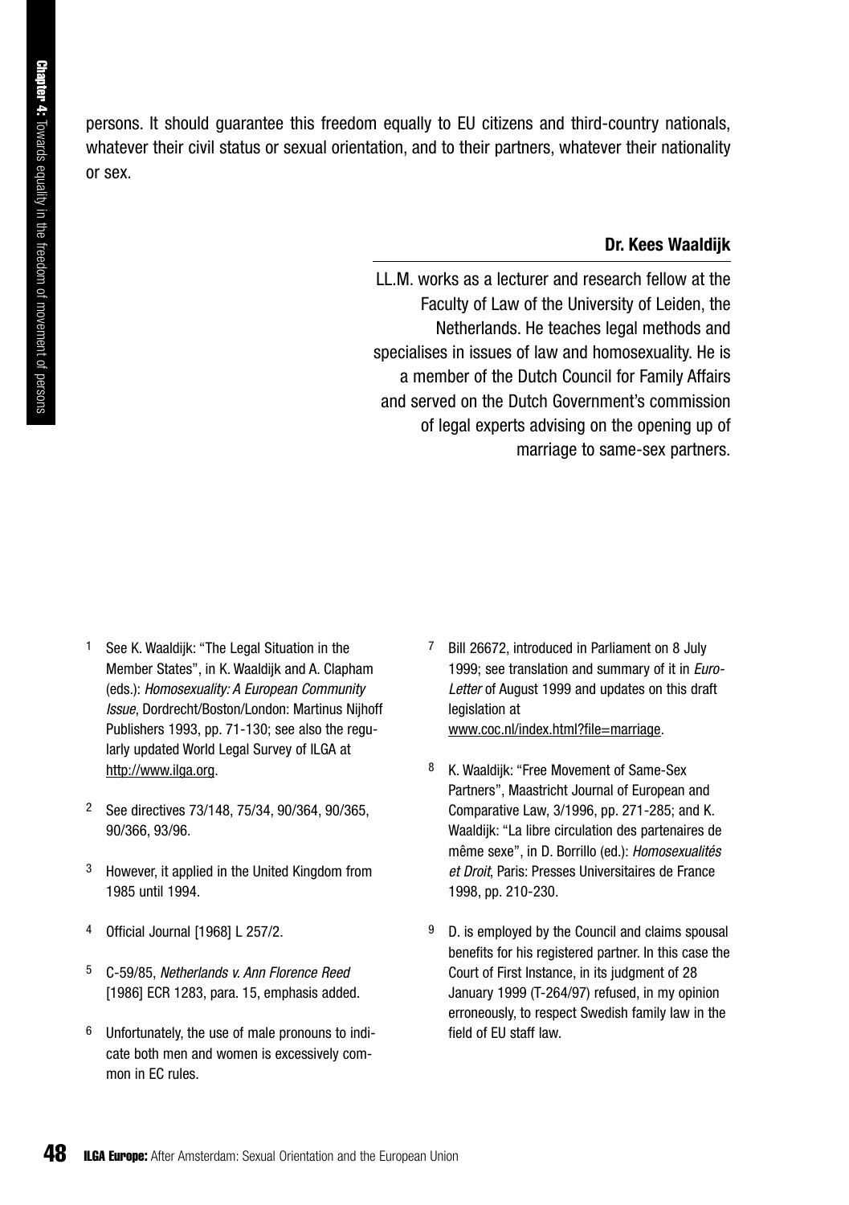persons. It should guarantee this freedom equally to EU citizens and third-country nationals, whatever their civil status or sexual orientation, and to their partners, whatever their nationality or sex.

**Dr. Kees Waaldijk**

LL.M. works as a lecturer and research fellow at the Faculty of Law of the University of Leiden, the Netherlands. He teaches legal methods and specialises in issues of law and homosexuality. He is a member of the Dutch Council for Family Affairs and served on the Dutch Government's commission of legal experts advising on the opening up of marriage to same-sex partners.

---

1. See K. Waaldijk: "The Legal Situation in the Member States", in K. Waaldijk and A. Clapham (eds.): *Homosexuality: A European Community Issue*, Dordrecht/Boston/London: Martinus Nijhoff Publishers 1993, pp. 71-130; see also the regularly updated World Legal Survey of ILGA at http://www.ilga.org.

2. See directives 73/148, 75/34, 90/364, 90/365, 90/366, 93/96.

3. However, it applied in the United Kingdom from 1985 until 1994.

4. Official Journal [1968] L 257/2.

5. C-59/85, *Netherlands v. Ann Florence Reed* [1986] ECR 1283, para. 15, emphasis added.

6. Unfortunately, the use of male pronouns to indicate both men and women is excessively common in EC rules.

7. Bill 26672, introduced in Parliament on 8 July 1999; see translation and summary of it in *Euro-Letter* of August 1999 and updates on this draft legislation at www.coc.nl/index.html?file=marriage.

8. K. Waaldijk: "Free Movement of Same-Sex Partners", Maastricht Journal of European and Comparative Law, 3/1996, pp. 271-285; and K. Waaldijk: "La libre circulation des partenaires de même sexe", in D. Borrillo (ed.): *Homosexualités et Droit*, Paris: Presses Universitaires de France 1998, pp. 210-230.

9. D. is employed by the Council and claims spousal benefits for his registered partner. In this case the Court of First Instance, in its judgment of 28 January 1999 (T-264/97) refused, in my opinion erroneously, to respect Swedish family law in the field of EU staff law.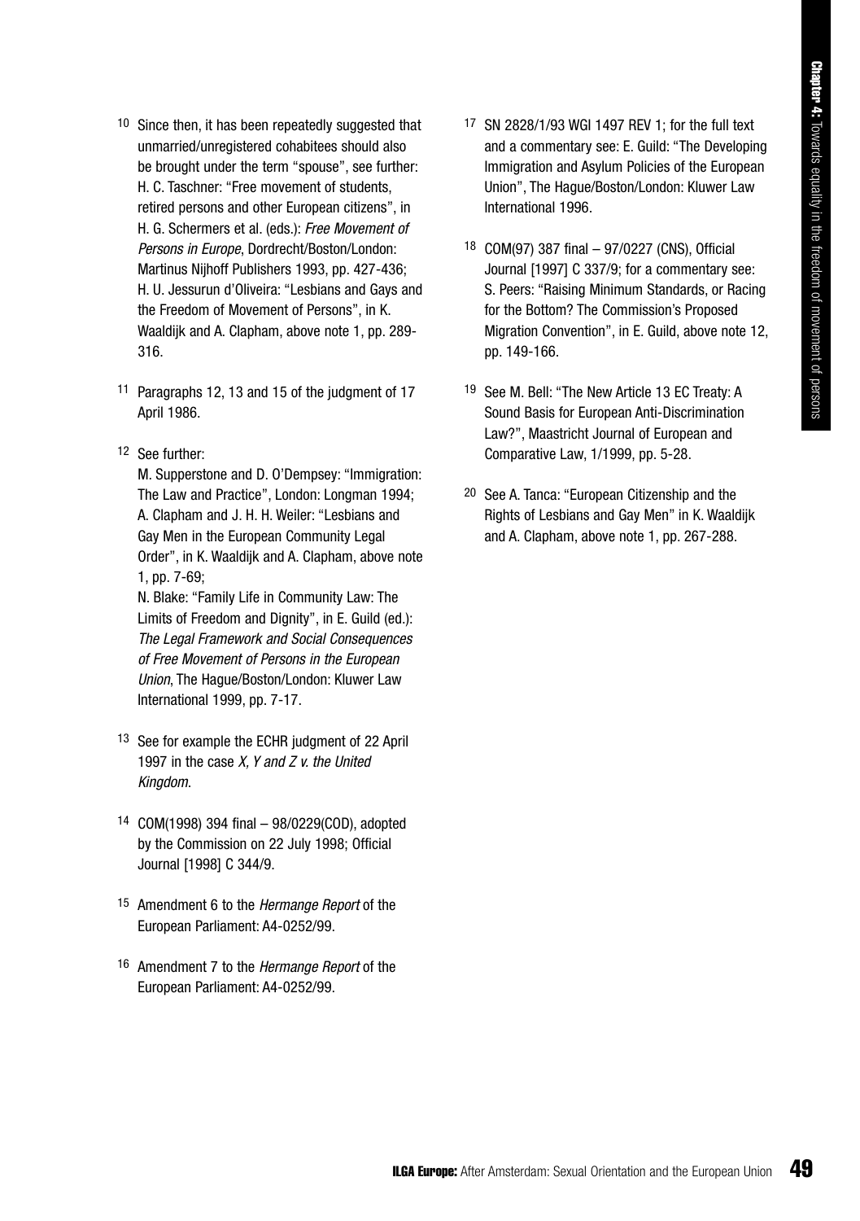10 Since then, it has been repeatedly suggested that unmarried/unregistered cohabitees should also be brought under the term "spouse", see further: H. C. Taschner: "Free movement of students, retired persons and other European citizens", in H. G. Schermers et al. (eds.): *Free Movement of Persons in Europe*, Dordrecht/Boston/London: Martinus Nijhoff Publishers 1993, pp. 427-436; H. U. Jessurun d'Oliveira: "Lesbians and Gays and the Freedom of Movement of Persons", in K. Waaldijk and A. Clapham, above note 1, pp. 289-316.

11 Paragraphs 12, 13 and 15 of the judgment of 17 April 1986.

12 See further:
M. Supperstone and D. O'Dempsey: "Immigration: The Law and Practice", London: Longman 1994;
A. Clapham and J. H. H. Weiler: "Lesbians and Gay Men in the European Community Legal Order", in K. Waaldijk and A. Clapham, above note 1, pp. 7-69;
N. Blake: "Family Life in Community Law: The Limits of Freedom and Dignity", in E. Guild (ed.): *The Legal Framework and Social Consequences of Free Movement of Persons in the European Union*, The Hague/Boston/London: Kluwer Law International 1999, pp. 7-17.

13 See for example the ECHR judgment of 22 April 1997 in the case *X, Y and Z v. the United Kingdom*.

14 COM(1998) 394 final – 98/0229(COD), adopted by the Commission on 22 July 1998; Official Journal [1998] C 344/9.

15 Amendment 6 to the *Hermange Report* of the European Parliament: A4-0252/99.

16 Amendment 7 to the *Hermange Report* of the European Parliament: A4-0252/99.

17 SN 2828/1/93 WGI 1497 REV 1; for the full text and a commentary see: E. Guild: "The Developing Immigration and Asylum Policies of the European Union", The Hague/Boston/London: Kluwer Law International 1996.

18 COM(97) 387 final – 97/0227 (CNS), Official Journal [1997] C 337/9; for a commentary see: S. Peers: "Raising Minimum Standards, or Racing for the Bottom? The Commission's Proposed Migration Convention", in E. Guild, above note 12, pp. 149-166.

19 See M. Bell: "The New Article 13 EC Treaty: A Sound Basis for European Anti-Discrimination Law?", Maastricht Journal of European and Comparative Law, 1/1999, pp. 5-28.

20 See A. Tanca: "European Citizenship and the Rights of Lesbians and Gay Men" in K. Waaldijk and A. Clapham, above note 1, pp. 267-288.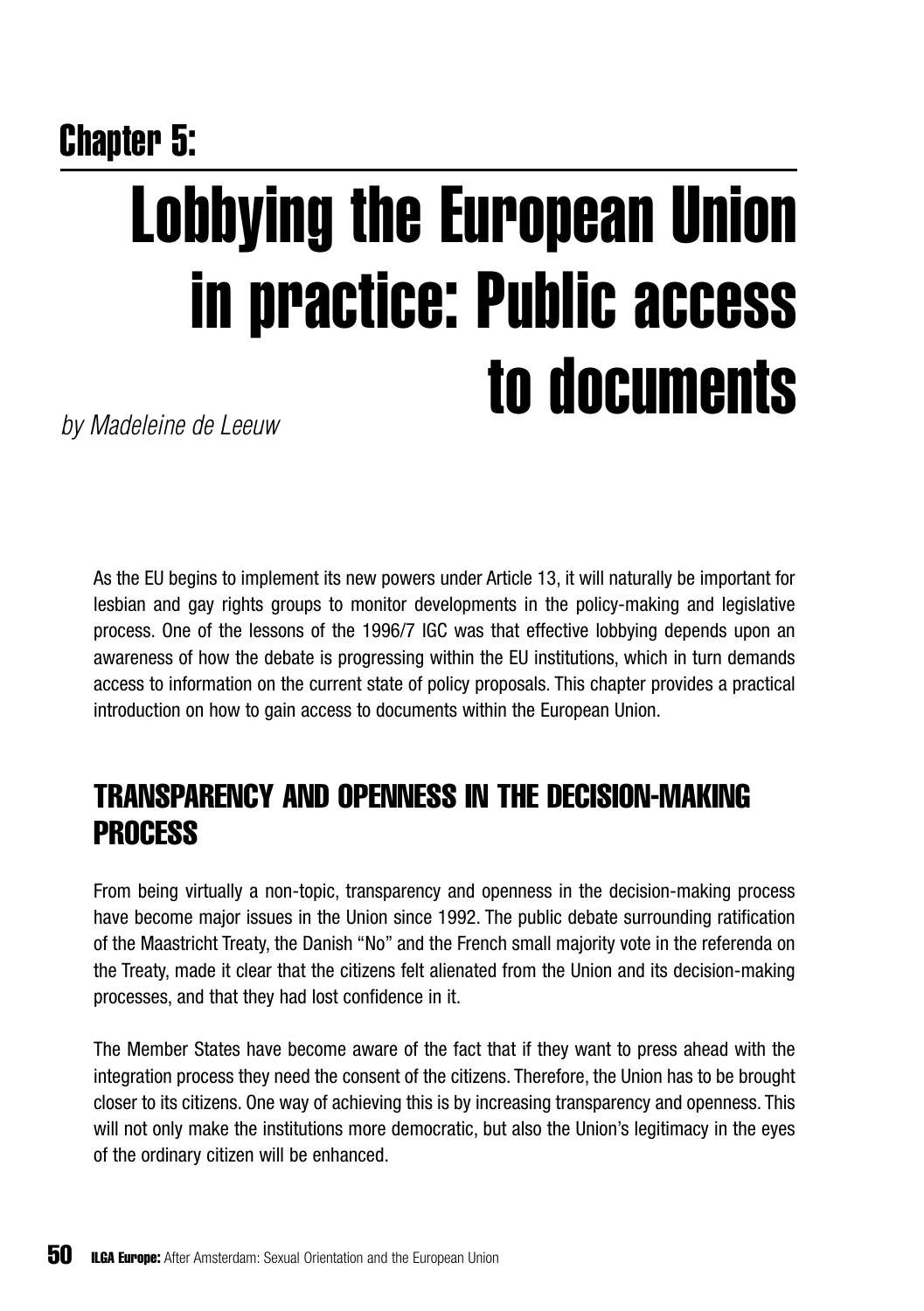## Chapter 5:

# Lobbying the European Union in practice: Public access to documents

*by Madeleine de Leeuw*

As the EU begins to implement its new powers under Article 13, it will naturally be important for lesbian and gay rights groups to monitor developments in the policy-making and legislative process. One of the lessons of the 1996/7 IGC was that effective lobbying depends upon an awareness of how the debate is progressing within the EU institutions, which in turn demands access to information on the current state of policy proposals. This chapter provides a practical introduction on how to gain access to documents within the European Union.

## TRANSPARENCY AND OPENNESS IN THE DECISION-MAKING PROCESS

From being virtually a non-topic, transparency and openness in the decision-making process have become major issues in the Union since 1992. The public debate surrounding ratification of the Maastricht Treaty, the Danish "No" and the French small majority vote in the referenda on the Treaty, made it clear that the citizens felt alienated from the Union and its decision-making processes, and that they had lost confidence in it.

The Member States have become aware of the fact that if they want to press ahead with the integration process they need the consent of the citizens. Therefore, the Union has to be brought closer to its citizens. One way of achieving this is by increasing transparency and openness. This will not only make the institutions more democratic, but also the Union's legitimacy in the eyes of the ordinary citizen will be enhanced.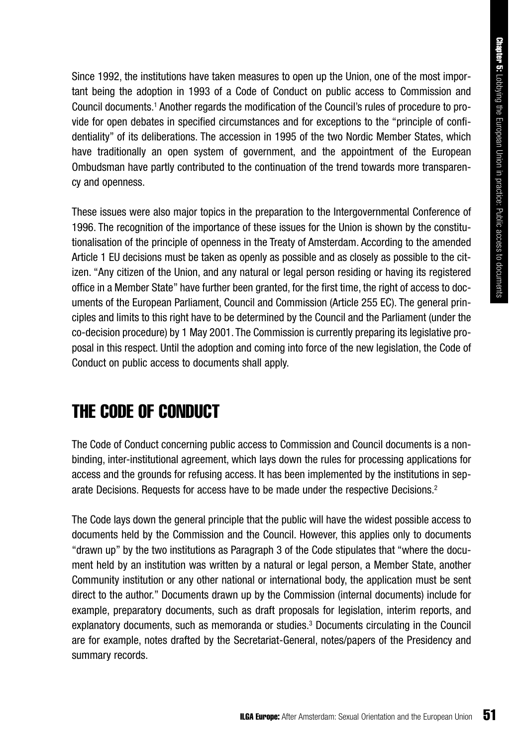Since 1992, the institutions have taken measures to open up the Union, one of the most important being the adoption in 1993 of a Code of Conduct on public access to Commission and Council documents.[1] Another regards the modification of the Council's rules of procedure to provide for open debates in specified circumstances and for exceptions to the "principle of confidentiality" of its deliberations. The accession in 1995 of the two Nordic Member States, which have traditionally an open system of government, and the appointment of the European Ombudsman have partly contributed to the continuation of the trend towards more transparency and openness.

These issues were also major topics in the preparation to the Intergovernmental Conference of 1996. The recognition of the importance of these issues for the Union is shown by the constitutionalisation of the principle of openness in the Treaty of Amsterdam. According to the amended Article 1 EU decisions must be taken as openly as possible and as closely as possible to the citizen. "Any citizen of the Union, and any natural or legal person residing or having its registered office in a Member State" have further been granted, for the first time, the right of access to documents of the European Parliament, Council and Commission (Article 255 EC). The general principles and limits to this right have to be determined by the Council and the Parliament (under the co-decision procedure) by 1 May 2001. The Commission is currently preparing its legislative proposal in this respect. Until the adoption and coming into force of the new legislation, the Code of Conduct on public access to documents shall apply.

## THE CODE OF CONDUCT

The Code of Conduct concerning public access to Commission and Council documents is a non-binding, inter-institutional agreement, which lays down the rules for processing applications for access and the grounds for refusing access. It has been implemented by the institutions in separate Decisions. Requests for access have to be made under the respective Decisions.[2]

The Code lays down the general principle that the public will have the widest possible access to documents held by the Commission and the Council. However, this applies only to documents "drawn up" by the two institutions as Paragraph 3 of the Code stipulates that "where the document held by an institution was written by a natural or legal person, a Member State, another Community institution or any other national or international body, the application must be sent direct to the author." Documents drawn up by the Commission (internal documents) include for example, preparatory documents, such as draft proposals for legislation, interim reports, and explanatory documents, such as memoranda or studies.[3] Documents circulating in the Council are for example, notes drafted by the Secretariat-General, notes/papers of the Presidency and summary records.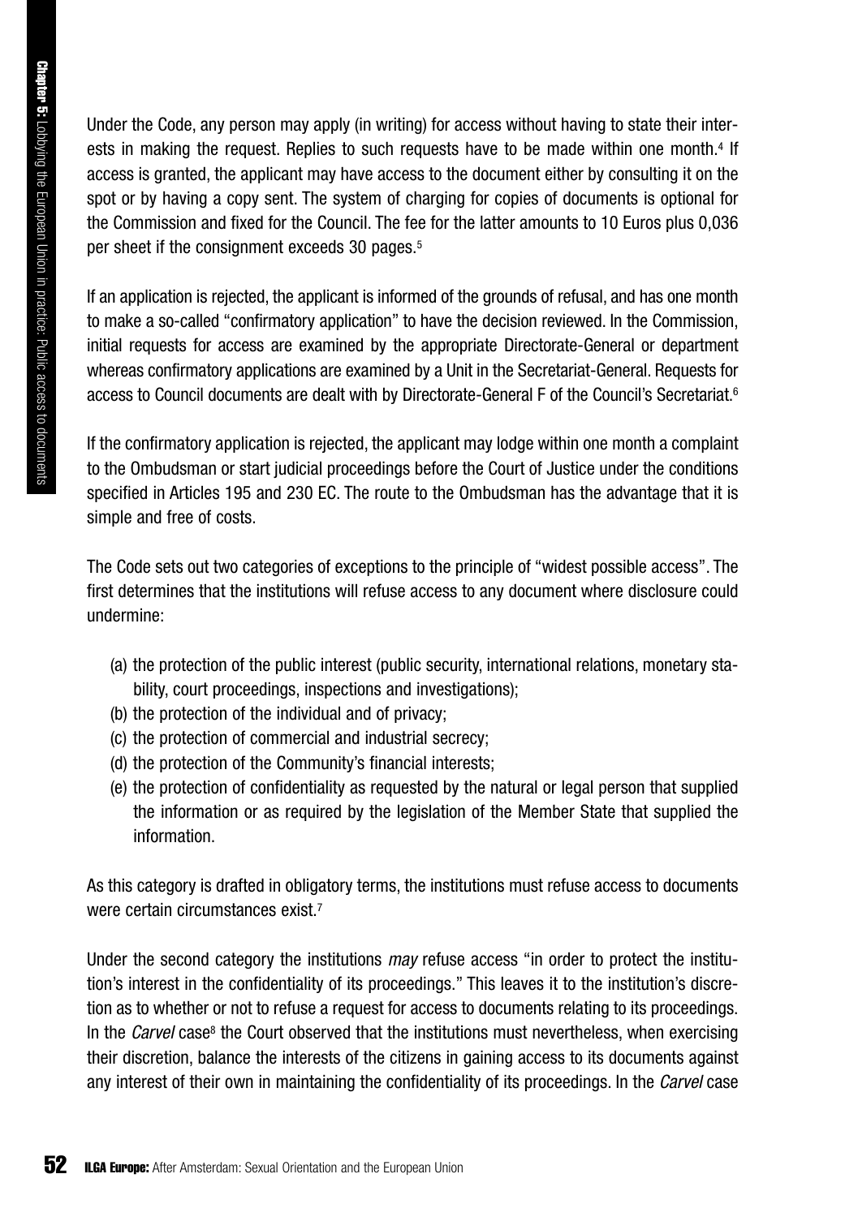Under the Code, any person may apply (in writing) for access without having to state their interests in making the request. Replies to such requests have to be made within one month.[4] If access is granted, the applicant may have access to the document either by consulting it on the spot or by having a copy sent. The system of charging for copies of documents is optional for the Commission and fixed for the Council. The fee for the latter amounts to 10 Euros plus 0,036 per sheet if the consignment exceeds 30 pages.[5]

If an application is rejected, the applicant is informed of the grounds of refusal, and has one month to make a so-called "confirmatory application" to have the decision reviewed. In the Commission, initial requests for access are examined by the appropriate Directorate-General or department whereas confirmatory applications are examined by a Unit in the Secretariat-General. Requests for access to Council documents are dealt with by Directorate-General F of the Council's Secretariat.[6]

If the confirmatory application is rejected, the applicant may lodge within one month a complaint to the Ombudsman or start judicial proceedings before the Court of Justice under the conditions specified in Articles 195 and 230 EC. The route to the Ombudsman has the advantage that it is simple and free of costs.

The Code sets out two categories of exceptions to the principle of "widest possible access". The first determines that the institutions will refuse access to any document where disclosure could undermine:

(a) the protection of the public interest (public security, international relations, monetary stability, court proceedings, inspections and investigations);
(b) the protection of the individual and of privacy;
(c) the protection of commercial and industrial secrecy;
(d) the protection of the Community's financial interests;
(e) the protection of confidentiality as requested by the natural or legal person that supplied the information or as required by the legislation of the Member State that supplied the information.

As this category is drafted in obligatory terms, the institutions must refuse access to documents were certain circumstances exist.[7]

Under the second category the institutions *may* refuse access "in order to protect the institution's interest in the confidentiality of its proceedings." This leaves it to the institution's discretion as to whether or not to refuse a request for access to documents relating to its proceedings. In the *Carvel* case[8] the Court observed that the institutions must nevertheless, when exercising their discretion, balance the interests of the citizens in gaining access to its documents against any interest of their own in maintaining the confidentiality of its proceedings. In the *Carvel* case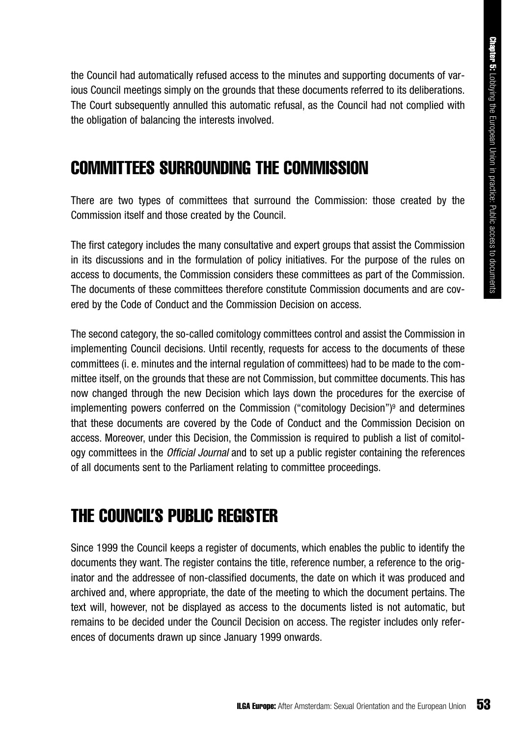the Council had automatically refused access to the minutes and supporting documents of various Council meetings simply on the grounds that these documents referred to its deliberations. The Court subsequently annulled this automatic refusal, as the Council had not complied with the obligation of balancing the interests involved.

## COMMITTEES SURROUNDING THE COMMISSION

There are two types of committees that surround the Commission: those created by the Commission itself and those created by the Council.

The first category includes the many consultative and expert groups that assist the Commission in its discussions and in the formulation of policy initiatives. For the purpose of the rules on access to documents, the Commission considers these committees as part of the Commission. The documents of these committees therefore constitute Commission documents and are covered by the Code of Conduct and the Commission Decision on access.

The second category, the so-called comitology committees control and assist the Commission in implementing Council decisions. Until recently, requests for access to the documents of these committees (i. e. minutes and the internal regulation of committees) had to be made to the committee itself, on the grounds that these are not Commission, but committee documents. This has now changed through the new Decision which lays down the procedures for the exercise of implementing powers conferred on the Commission ("comitology Decision")[9] and determines that these documents are covered by the Code of Conduct and the Commission Decision on access. Moreover, under this Decision, the Commission is required to publish a list of comitology committees in the *Official Journal* and to set up a public register containing the references of all documents sent to the Parliament relating to committee proceedings.

## THE COUNCIL'S PUBLIC REGISTER

Since 1999 the Council keeps a register of documents, which enables the public to identify the documents they want. The register contains the title, reference number, a reference to the originator and the addressee of non-classified documents, the date on which it was produced and archived and, where appropriate, the date of the meeting to which the document pertains. The text will, however, not be displayed as access to the documents listed is not automatic, but remains to be decided under the Council Decision on access. The register includes only references of documents drawn up since January 1999 onwards.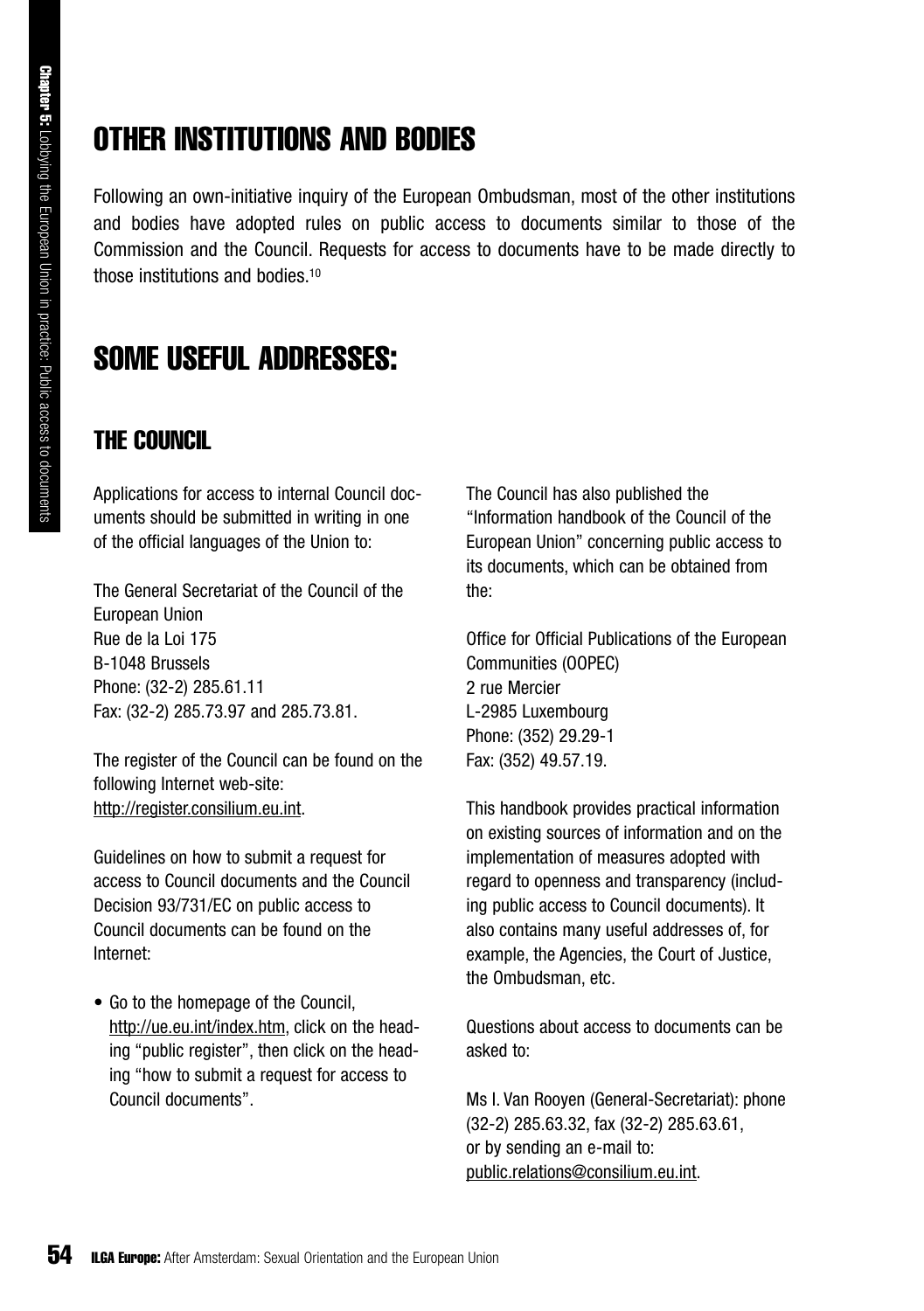## OTHER INSTITUTIONS AND BODIES

Following an own-initiative inquiry of the European Ombudsman, most of the other institutions and bodies have adopted rules on public access to documents similar to those of the Commission and the Council. Requests for access to documents have to be made directly to those institutions and bodies.[10]

## SOME USEFUL ADDRESSES:

### THE COUNCIL

Applications for access to internal Council documents should be submitted in writing in one of the official languages of the Union to:

The General Secretariat of the Council of the European Union
Rue de la Loi 175
B-1048 Brussels
Phone: (32-2) 285.61.11
Fax: (32-2) 285.73.97 and 285.73.81.

The register of the Council can be found on the following Internet web-site: http://register.consilium.eu.int.

Guidelines on how to submit a request for access to Council documents and the Council Decision 93/731/EC on public access to Council documents can be found on the Internet:

- Go to the homepage of the Council, http://ue.eu.int/index.htm, click on the heading "public register", then click on the heading "how to submit a request for access to Council documents".

The Council has also published the "Information handbook of the Council of the European Union" concerning public access to its documents, which can be obtained from the:

Office for Official Publications of the European Communities (OOPEC)
2 rue Mercier
L-2985 Luxembourg
Phone: (352) 29.29-1
Fax: (352) 49.57.19.

This handbook provides practical information on existing sources of information and on the implementation of measures adopted with regard to openness and transparency (including public access to Council documents). It also contains many useful addresses of, for example, the Agencies, the Court of Justice, the Ombudsman, etc.

Questions about access to documents can be asked to:

Ms I. Van Rooyen (General-Secretariat): phone (32-2) 285.63.32, fax (32-2) 285.63.61, or by sending an e-mail to: public.relations@consilium.eu.int.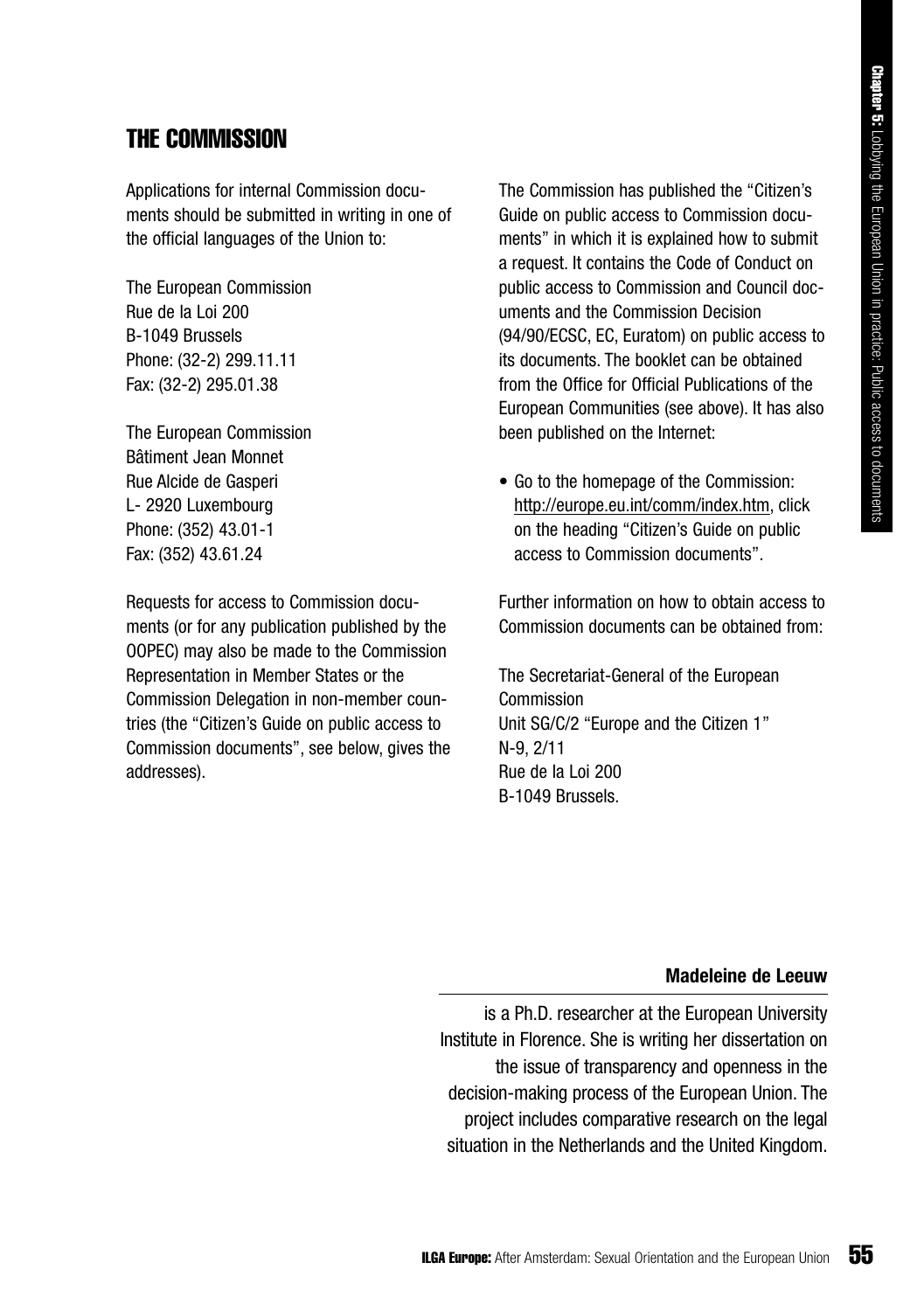## THE COMMISSION

Applications for internal Commission documents should be submitted in writing in one of the official languages of the Union to:

The European Commission  
Rue de la Loi 200  
B-1049 Brussels  
Phone: (32-2) 299.11.11  
Fax: (32-2) 295.01.38

The European Commission  
Bâtiment Jean Monnet  
Rue Alcide de Gasperi  
L- 2920 Luxembourg  
Phone: (352) 43.01-1  
Fax: (352) 43.61.24

Requests for access to Commission documents (or for any publication published by the OOPEC) may also be made to the Commission Representation in Member States or the Commission Delegation in non-member countries (the "Citizen's Guide on public access to Commission documents", see below, gives the addresses).

The Commission has published the "Citizen's Guide on public access to Commission documents" in which it is explained how to submit a request. It contains the Code of Conduct on public access to Commission and Council documents and the Commission Decision (94/90/ECSC, EC, Euratom) on public access to its documents. The booklet can be obtained from the Office for Official Publications of the European Communities (see above). It has also been published on the Internet:

- Go to the homepage of the Commission: http://europe.eu.int/comm/index.htm, click on the heading "Citizen's Guide on public access to Commission documents".

Further information on how to obtain access to Commission documents can be obtained from:

The Secretariat-General of the European Commission  
Unit SG/C/2 "Europe and the Citizen 1"  
N-9, 2/11  
Rue de la Loi 200  
B-1049 Brussels.

**Madeleine de Leeuw**

is a Ph.D. researcher at the European University Institute in Florence. She is writing her dissertation on the issue of transparency and openness in the decision-making process of the European Union. The project includes comparative research on the legal situation in the Netherlands and the United Kingdom.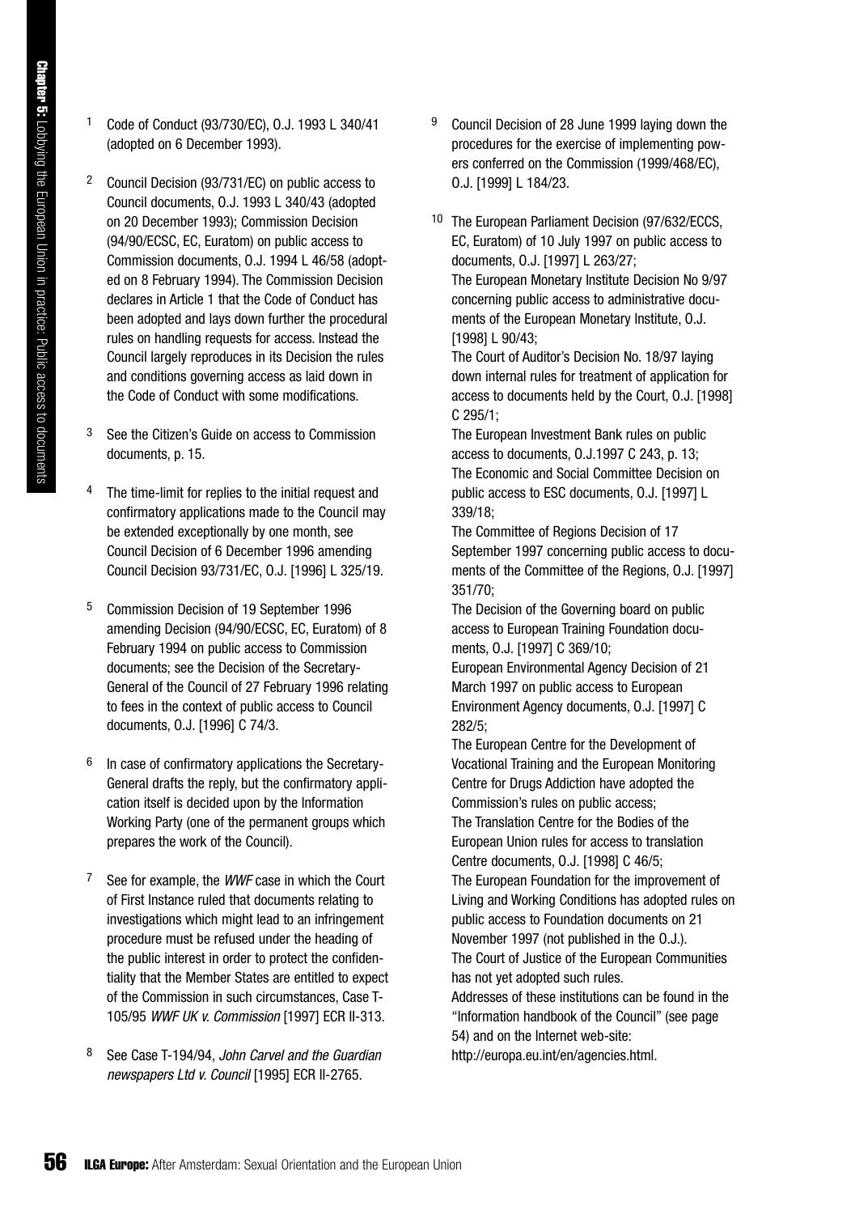1 Code of Conduct (93/730/EC), O.J. 1993 L 340/41 (adopted on 6 December 1993).

2 Council Decision (93/731/EC) on public access to Council documents, O.J. 1993 L 340/43 (adopted on 20 December 1993); Commission Decision (94/90/ECSC, EC, Euratom) on public access to Commission documents, O.J. 1994 L 46/58 (adopted on 8 February 1994). The Commission Decision declares in Article 1 that the Code of Conduct has been adopted and lays down further the procedural rules on handling requests for access. Instead the Council largely reproduces in its Decision the rules and conditions governing access as laid down in the Code of Conduct with some modifications.

3 See the Citizen's Guide on access to Commission documents, p. 15.

4 The time-limit for replies to the initial request and confirmatory applications made to the Council may be extended exceptionally by one month, see Council Decision of 6 December 1996 amending Council Decision 93/731/EC, O.J. [1996] L 325/19.

5 Commission Decision of 19 September 1996 amending Decision (94/90/ECSC, EC, Euratom) of 8 February 1994 on public access to Commission documents; see the Decision of the Secretary-General of the Council of 27 February 1996 relating to fees in the context of public access to Council documents, O.J. [1996] C 74/3.

6 In case of confirmatory applications the Secretary-General drafts the reply, but the confirmatory application itself is decided upon by the Information Working Party (one of the permanent groups which prepares the work of the Council).

7 See for example, the *WWF* case in which the Court of First Instance ruled that documents relating to investigations which might lead to an infringement procedure must be refused under the heading of the public interest in order to protect the confidentiality that the Member States are entitled to expect of the Commission in such circumstances, Case T-105/95 *WWF UK v. Commission* [1997] ECR II-313.

8 See Case T-194/94, *John Carvel and the Guardian newspapers Ltd v. Council* [1995] ECR II-2765.

9 Council Decision of 28 June 1999 laying down the procedures for the exercise of implementing powers conferred on the Commission (1999/468/EC), O.J. [1999] L 184/23.

10 The European Parliament Decision (97/632/ECCS, EC, Euratom) of 10 July 1997 on public access to documents, O.J. [1997] L 263/27;
The European Monetary Institute Decision No 9/97 concerning public access to administrative documents of the European Monetary Institute, O.J. [1998] L 90/43;
The Court of Auditor's Decision No. 18/97 laying down internal rules for treatment of application for access to documents held by the Court, O.J. [1998] C 295/1;
The European Investment Bank rules on public access to documents, O.J.1997 C 243, p. 13;
The Economic and Social Committee Decision on public access to ESC documents, O.J. [1997] L 339/18;
The Committee of Regions Decision of 17 September 1997 concerning public access to documents of the Committee of the Regions, O.J. [1997] 351/70;
The Decision of the Governing board on public access to European Training Foundation documents, O.J. [1997] C 369/10;
European Environmental Agency Decision of 21 March 1997 on public access to European Environment Agency documents, O.J. [1997] C 282/5;
The European Centre for the Development of Vocational Training and the European Monitoring Centre for Drugs Addiction have adopted the Commission's rules on public access;
The Translation Centre for the Bodies of the European Union rules for access to translation Centre documents, O.J. [1998] C 46/5;
The European Foundation for the improvement of Living and Working Conditions has adopted rules on public access to Foundation documents on 21 November 1997 (not published in the O.J.).
The Court of Justice of the European Communities has not yet adopted such rules.
Addresses of these institutions can be found in the "Information handbook of the Council" (see page 54) and on the Internet web-site: http://europa.eu.int/en/agencies.html.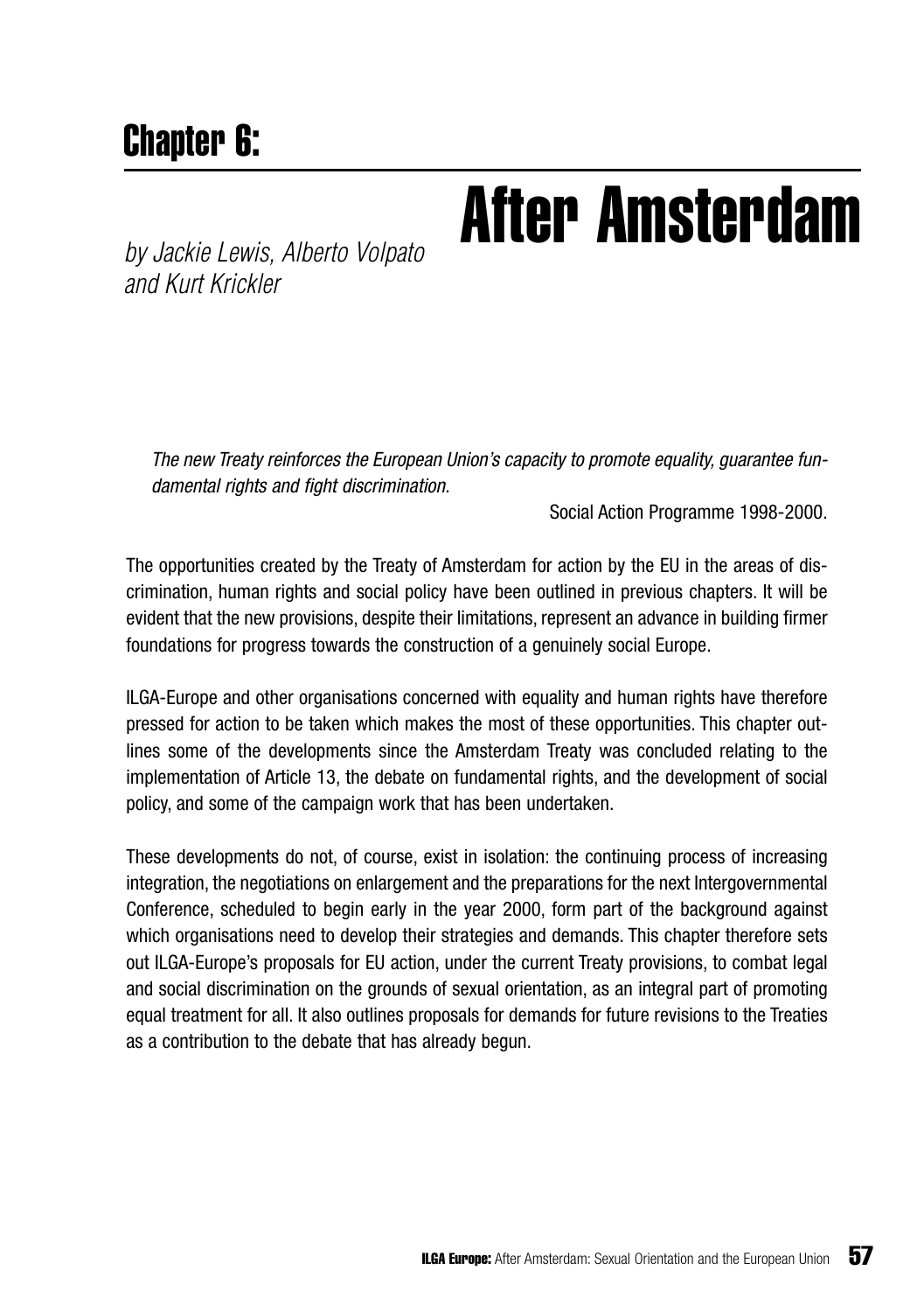## Chapter 6:

# After Amsterdam

*by Jackie Lewis, Alberto Volpato and Kurt Krickler*

> *The new Treaty reinforces the European Union's capacity to promote equality, guarantee fundamental rights and fight discrimination.*
>
> Social Action Programme 1998-2000.

The opportunities created by the Treaty of Amsterdam for action by the EU in the areas of discrimination, human rights and social policy have been outlined in previous chapters. It will be evident that the new provisions, despite their limitations, represent an advance in building firmer foundations for progress towards the construction of a genuinely social Europe.

ILGA-Europe and other organisations concerned with equality and human rights have therefore pressed for action to be taken which makes the most of these opportunities. This chapter outlines some of the developments since the Amsterdam Treaty was concluded relating to the implementation of Article 13, the debate on fundamental rights, and the development of social policy, and some of the campaign work that has been undertaken.

These developments do not, of course, exist in isolation: the continuing process of increasing integration, the negotiations on enlargement and the preparations for the next Intergovernmental Conference, scheduled to begin early in the year 2000, form part of the background against which organisations need to develop their strategies and demands. This chapter therefore sets out ILGA-Europe's proposals for EU action, under the current Treaty provisions, to combat legal and social discrimination on the grounds of sexual orientation, as an integral part of promoting equal treatment for all. It also outlines proposals for demands for future revisions to the Treaties as a contribution to the debate that has already begun.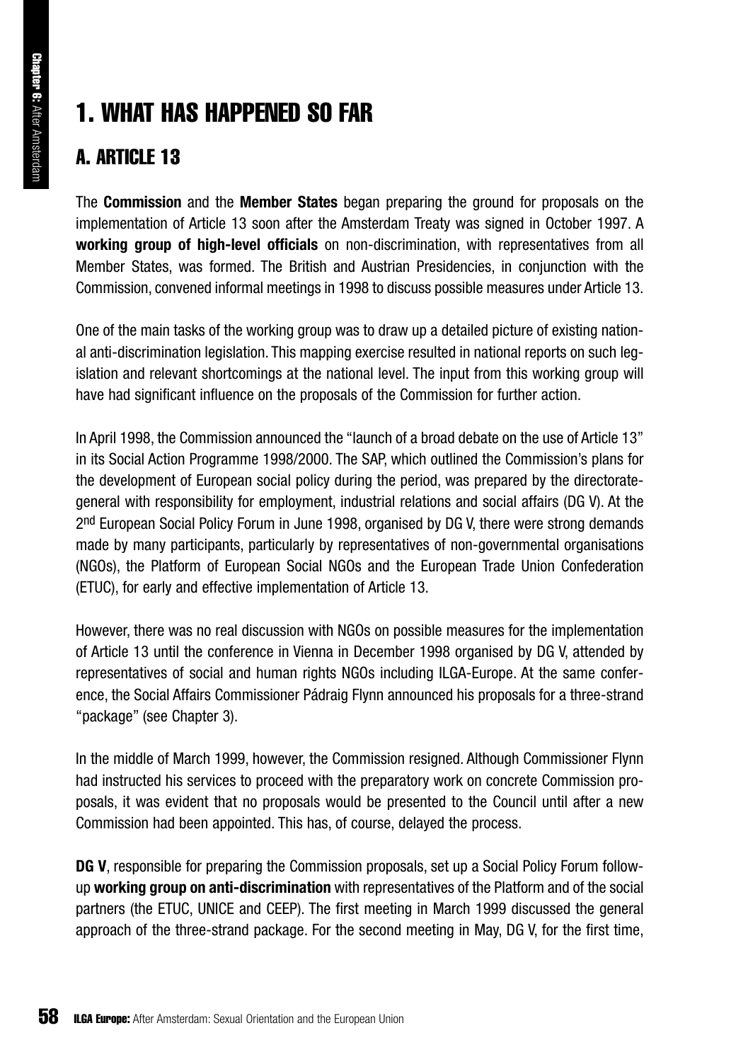# 1. WHAT HAS HAPPENED SO FAR

## A. ARTICLE 13

The **Commission** and the **Member States** began preparing the ground for proposals on the implementation of Article 13 soon after the Amsterdam Treaty was signed in October 1997. A **working group of high-level officials** on non-discrimination, with representatives from all Member States, was formed. The British and Austrian Presidencies, in conjunction with the Commission, convened informal meetings in 1998 to discuss possible measures under Article 13.

One of the main tasks of the working group was to draw up a detailed picture of existing national anti-discrimination legislation. This mapping exercise resulted in national reports on such legislation and relevant shortcomings at the national level. The input from this working group will have had significant influence on the proposals of the Commission for further action.

In April 1998, the Commission announced the "launch of a broad debate on the use of Article 13" in its Social Action Programme 1998/2000. The SAP, which outlined the Commission's plans for the development of European social policy during the period, was prepared by the directorate-general with responsibility for employment, industrial relations and social affairs (DG V). At the 2nd European Social Policy Forum in June 1998, organised by DG V, there were strong demands made by many participants, particularly by representatives of non-governmental organisations (NGOs), the Platform of European Social NGOs and the European Trade Union Confederation (ETUC), for early and effective implementation of Article 13.

However, there was no real discussion with NGOs on possible measures for the implementation of Article 13 until the conference in Vienna in December 1998 organised by DG V, attended by representatives of social and human rights NGOs including ILGA-Europe. At the same conference, the Social Affairs Commissioner Pádraig Flynn announced his proposals for a three-strand "package" (see Chapter 3).

In the middle of March 1999, however, the Commission resigned. Although Commissioner Flynn had instructed his services to proceed with the preparatory work on concrete Commission proposals, it was evident that no proposals would be presented to the Council until after a new Commission had been appointed. This has, of course, delayed the process.

**DG V**, responsible for preparing the Commission proposals, set up a Social Policy Forum follow-up **working group on anti-discrimination** with representatives of the Platform and of the social partners (the ETUC, UNICE and CEEP). The first meeting in March 1999 discussed the general approach of the three-strand package. For the second meeting in May, DG V, for the first time,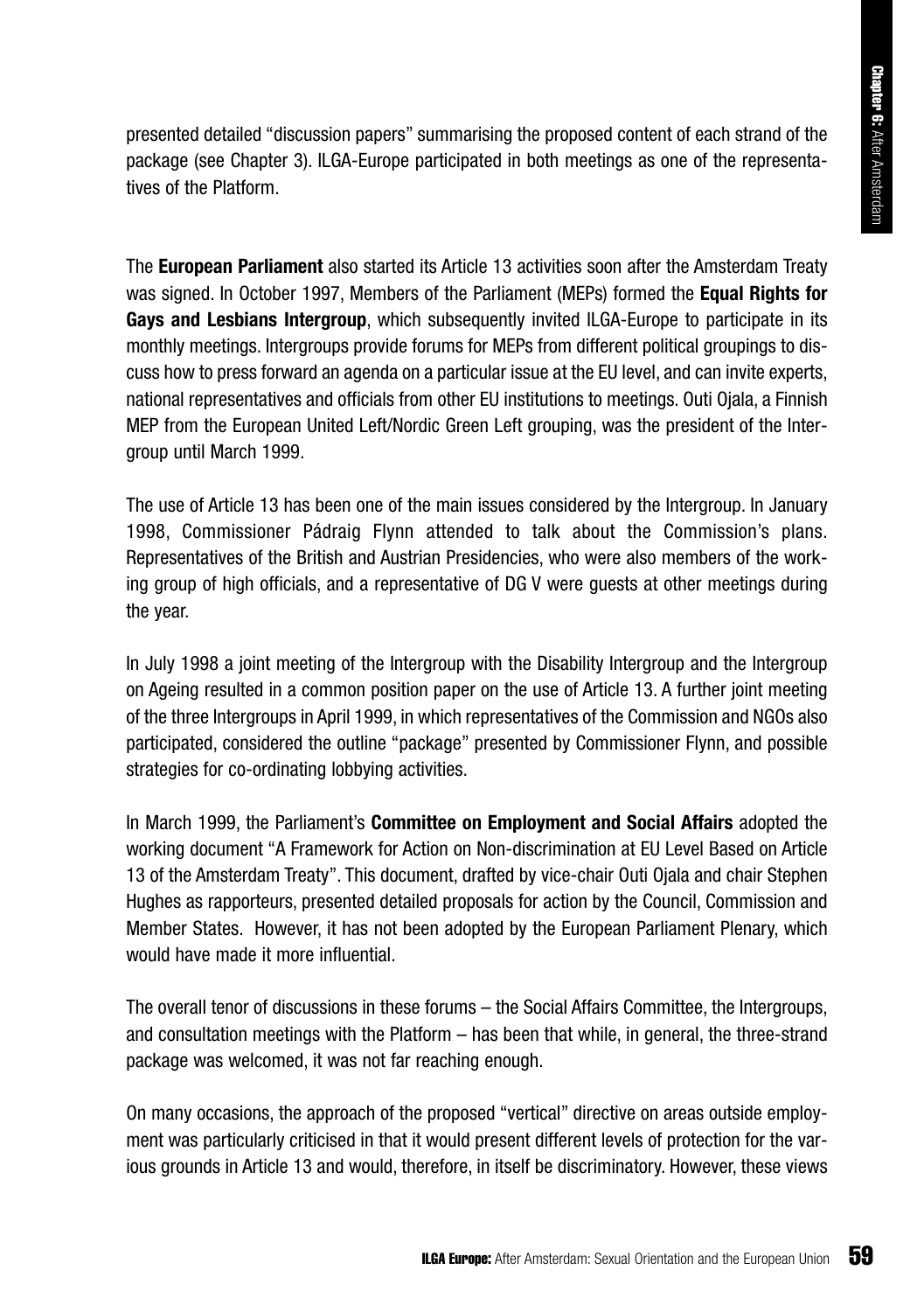presented detailed "discussion papers" summarising the proposed content of each strand of the package (see Chapter 3). ILGA-Europe participated in both meetings as one of the representatives of the Platform.

The **European Parliament** also started its Article 13 activities soon after the Amsterdam Treaty was signed. In October 1997, Members of the Parliament (MEPs) formed the **Equal Rights for Gays and Lesbians Intergroup**, which subsequently invited ILGA-Europe to participate in its monthly meetings. Intergroups provide forums for MEPs from different political groupings to discuss how to press forward an agenda on a particular issue at the EU level, and can invite experts, national representatives and officials from other EU institutions to meetings. Outi Ojala, a Finnish MEP from the European United Left/Nordic Green Left grouping, was the president of the Intergroup until March 1999.

The use of Article 13 has been one of the main issues considered by the Intergroup. In January 1998, Commissioner Pádraig Flynn attended to talk about the Commission's plans. Representatives of the British and Austrian Presidencies, who were also members of the working group of high officials, and a representative of DG V were guests at other meetings during the year.

In July 1998 a joint meeting of the Intergroup with the Disability Intergroup and the Intergroup on Ageing resulted in a common position paper on the use of Article 13. A further joint meeting of the three Intergroups in April 1999, in which representatives of the Commission and NGOs also participated, considered the outline "package" presented by Commissioner Flynn, and possible strategies for co-ordinating lobbying activities.

In March 1999, the Parliament's **Committee on Employment and Social Affairs** adopted the working document "A Framework for Action on Non-discrimination at EU Level Based on Article 13 of the Amsterdam Treaty". This document, drafted by vice-chair Outi Ojala and chair Stephen Hughes as rapporteurs, presented detailed proposals for action by the Council, Commission and Member States. However, it has not been adopted by the European Parliament Plenary, which would have made it more influential.

The overall tenor of discussions in these forums – the Social Affairs Committee, the Intergroups, and consultation meetings with the Platform – has been that while, in general, the three-strand package was welcomed, it was not far reaching enough.

On many occasions, the approach of the proposed "vertical" directive on areas outside employment was particularly criticised in that it would present different levels of protection for the various grounds in Article 13 and would, therefore, in itself be discriminatory. However, these views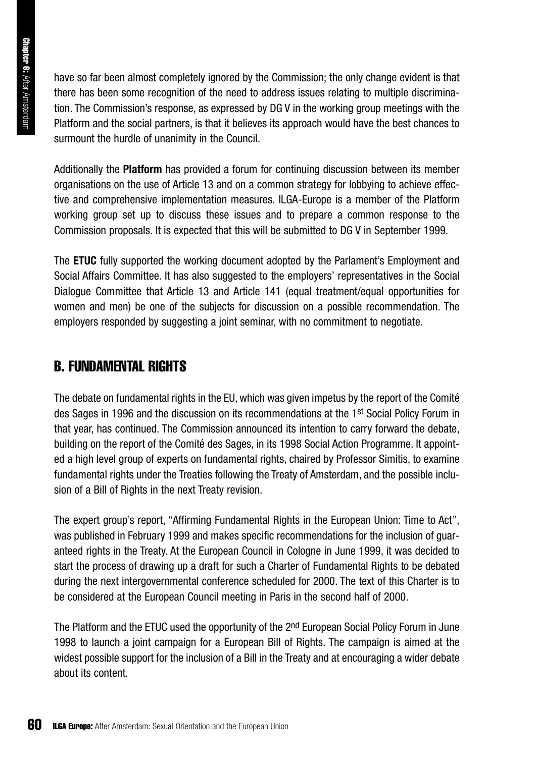have so far been almost completely ignored by the Commission; the only change evident is that there has been some recognition of the need to address issues relating to multiple discrimination. The Commission's response, as expressed by DG V in the working group meetings with the Platform and the social partners, is that it believes its approach would have the best chances to surmount the hurdle of unanimity in the Council.

Additionally the **Platform** has provided a forum for continuing discussion between its member organisations on the use of Article 13 and on a common strategy for lobbying to achieve effective and comprehensive implementation measures. ILGA-Europe is a member of the Platform working group set up to discuss these issues and to prepare a common response to the Commission proposals. It is expected that this will be submitted to DG V in September 1999.

The **ETUC** fully supported the working document adopted by the Parlament's Employment and Social Affairs Committee. It has also suggested to the employers' representatives in the Social Dialogue Committee that Article 13 and Article 141 (equal treatment/equal opportunities for women and men) be one of the subjects for discussion on a possible recommendation. The employers responded by suggesting a joint seminar, with no commitment to negotiate.

## B. FUNDAMENTAL RIGHTS

The debate on fundamental rights in the EU, which was given impetus by the report of the Comité des Sages in 1996 and the discussion on its recommendations at the 1st Social Policy Forum in that year, has continued. The Commission announced its intention to carry forward the debate, building on the report of the Comité des Sages, in its 1998 Social Action Programme. It appointed a high level group of experts on fundamental rights, chaired by Professor Simitis, to examine fundamental rights under the Treaties following the Treaty of Amsterdam, and the possible inclusion of a Bill of Rights in the next Treaty revision.

The expert group's report, "Affirming Fundamental Rights in the European Union: Time to Act", was published in February 1999 and makes specific recommendations for the inclusion of guaranteed rights in the Treaty. At the European Council in Cologne in June 1999, it was decided to start the process of drawing up a draft for such a Charter of Fundamental Rights to be debated during the next intergovernmental conference scheduled for 2000. The text of this Charter is to be considered at the European Council meeting in Paris in the second half of 2000.

The Platform and the ETUC used the opportunity of the 2nd European Social Policy Forum in June 1998 to launch a joint campaign for a European Bill of Rights. The campaign is aimed at the widest possible support for the inclusion of a Bill in the Treaty and at encouraging a wider debate about its content.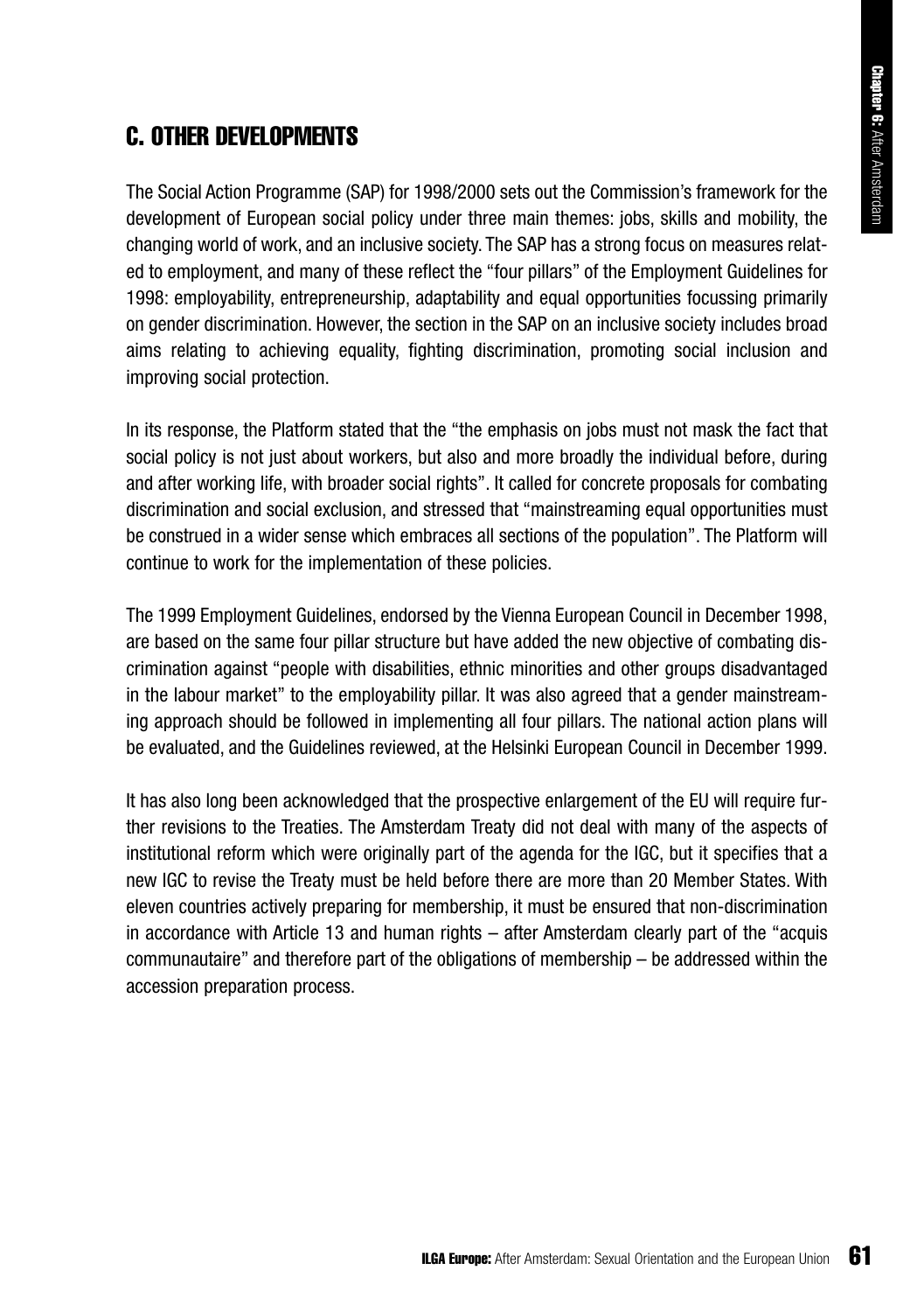## C. OTHER DEVELOPMENTS

The Social Action Programme (SAP) for 1998/2000 sets out the Commission's framework for the development of European social policy under three main themes: jobs, skills and mobility, the changing world of work, and an inclusive society. The SAP has a strong focus on measures related to employment, and many of these reflect the "four pillars" of the Employment Guidelines for 1998: employability, entrepreneurship, adaptability and equal opportunities focussing primarily on gender discrimination. However, the section in the SAP on an inclusive society includes broad aims relating to achieving equality, fighting discrimination, promoting social inclusion and improving social protection.

In its response, the Platform stated that the "the emphasis on jobs must not mask the fact that social policy is not just about workers, but also and more broadly the individual before, during and after working life, with broader social rights". It called for concrete proposals for combating discrimination and social exclusion, and stressed that "mainstreaming equal opportunities must be construed in a wider sense which embraces all sections of the population". The Platform will continue to work for the implementation of these policies.

The 1999 Employment Guidelines, endorsed by the Vienna European Council in December 1998, are based on the same four pillar structure but have added the new objective of combating discrimination against "people with disabilities, ethnic minorities and other groups disadvantaged in the labour market" to the employability pillar. It was also agreed that a gender mainstreaming approach should be followed in implementing all four pillars. The national action plans will be evaluated, and the Guidelines reviewed, at the Helsinki European Council in December 1999.

It has also long been acknowledged that the prospective enlargement of the EU will require further revisions to the Treaties. The Amsterdam Treaty did not deal with many of the aspects of institutional reform which were originally part of the agenda for the IGC, but it specifies that a new IGC to revise the Treaty must be held before there are more than 20 Member States. With eleven countries actively preparing for membership, it must be ensured that non-discrimination in accordance with Article 13 and human rights – after Amsterdam clearly part of the "acquis communautaire" and therefore part of the obligations of membership – be addressed within the accession preparation process.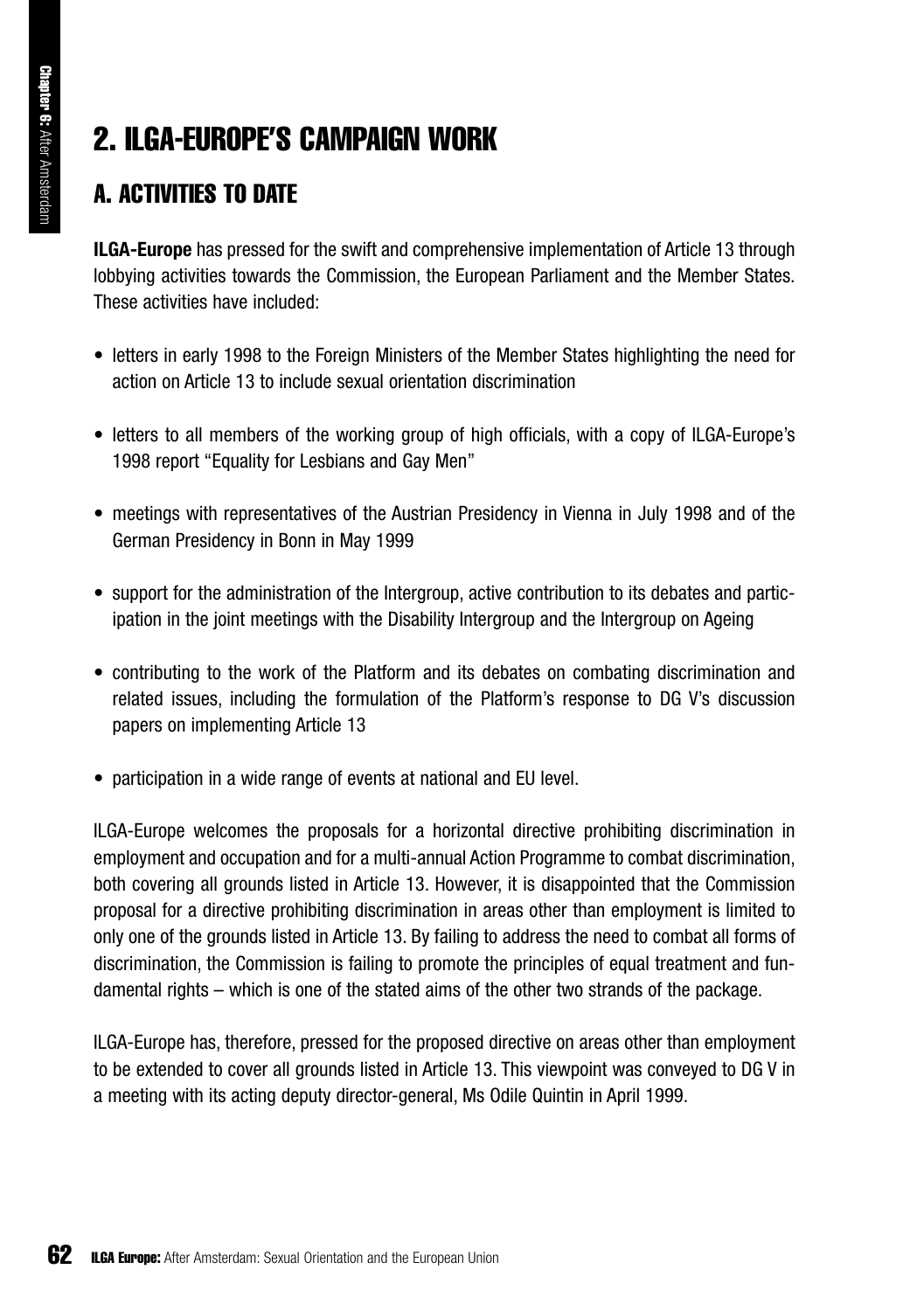## 2. ILGA-EUROPE'S CAMPAIGN WORK

### A. ACTIVITIES TO DATE

**ILGA-Europe** has pressed for the swift and comprehensive implementation of Article 13 through lobbying activities towards the Commission, the European Parliament and the Member States. These activities have included:

- letters in early 1998 to the Foreign Ministers of the Member States highlighting the need for action on Article 13 to include sexual orientation discrimination
- letters to all members of the working group of high officials, with a copy of ILGA-Europe's 1998 report "Equality for Lesbians and Gay Men"
- meetings with representatives of the Austrian Presidency in Vienna in July 1998 and of the German Presidency in Bonn in May 1999
- support for the administration of the Intergroup, active contribution to its debates and participation in the joint meetings with the Disability Intergroup and the Intergroup on Ageing
- contributing to the work of the Platform and its debates on combating discrimination and related issues, including the formulation of the Platform's response to DG V's discussion papers on implementing Article 13
- participation in a wide range of events at national and EU level.

ILGA-Europe welcomes the proposals for a horizontal directive prohibiting discrimination in employment and occupation and for a multi-annual Action Programme to combat discrimination, both covering all grounds listed in Article 13. However, it is disappointed that the Commission proposal for a directive prohibiting discrimination in areas other than employment is limited to only one of the grounds listed in Article 13. By failing to address the need to combat all forms of discrimination, the Commission is failing to promote the principles of equal treatment and fundamental rights – which is one of the stated aims of the other two strands of the package.

ILGA-Europe has, therefore, pressed for the proposed directive on areas other than employment to be extended to cover all grounds listed in Article 13. This viewpoint was conveyed to DG V in a meeting with its acting deputy director-general, Ms Odile Quintin in April 1999.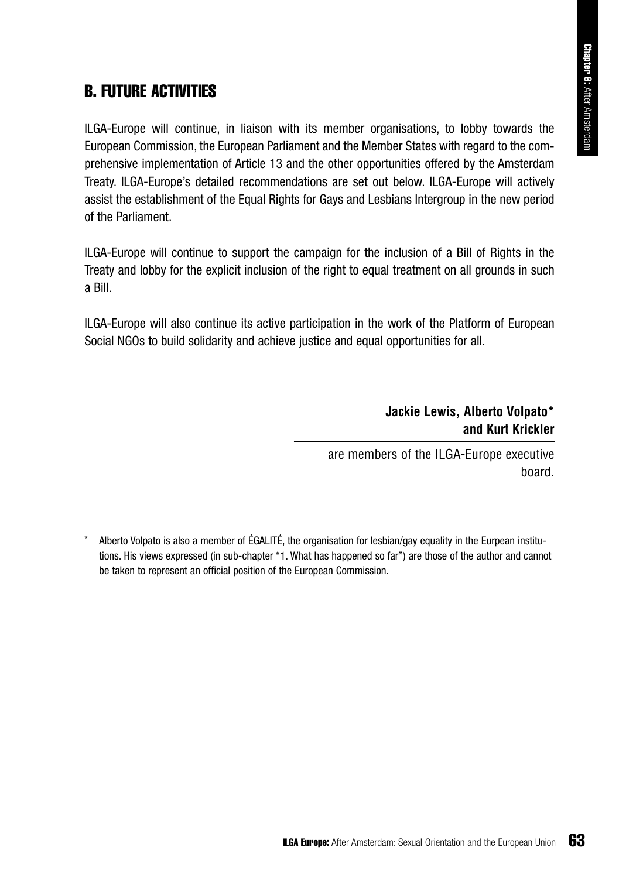## B. FUTURE ACTIVITIES

ILGA-Europe will continue, in liaison with its member organisations, to lobby towards the European Commission, the European Parliament and the Member States with regard to the comprehensive implementation of Article 13 and the other opportunities offered by the Amsterdam Treaty. ILGA-Europe's detailed recommendations are set out below. ILGA-Europe will actively assist the establishment of the Equal Rights for Gays and Lesbians Intergroup in the new period of the Parliament.

ILGA-Europe will continue to support the campaign for the inclusion of a Bill of Rights in the Treaty and lobby for the explicit inclusion of the right to equal treatment on all grounds in such a Bill.

ILGA-Europe will also continue its active participation in the work of the Platform of European Social NGOs to build solidarity and achieve justice and equal opportunities for all.

**Jackie Lewis, Alberto Volpato* and Kurt Krickler**

are members of the ILGA-Europe executive board.

* Alberto Volpato is also a member of ÉGALITÉ, the organisation for lesbian/gay equality in the Eurpean institutions. His views expressed (in sub-chapter "1. What has happened so far") are those of the author and cannot be taken to represent an official position of the European Commission.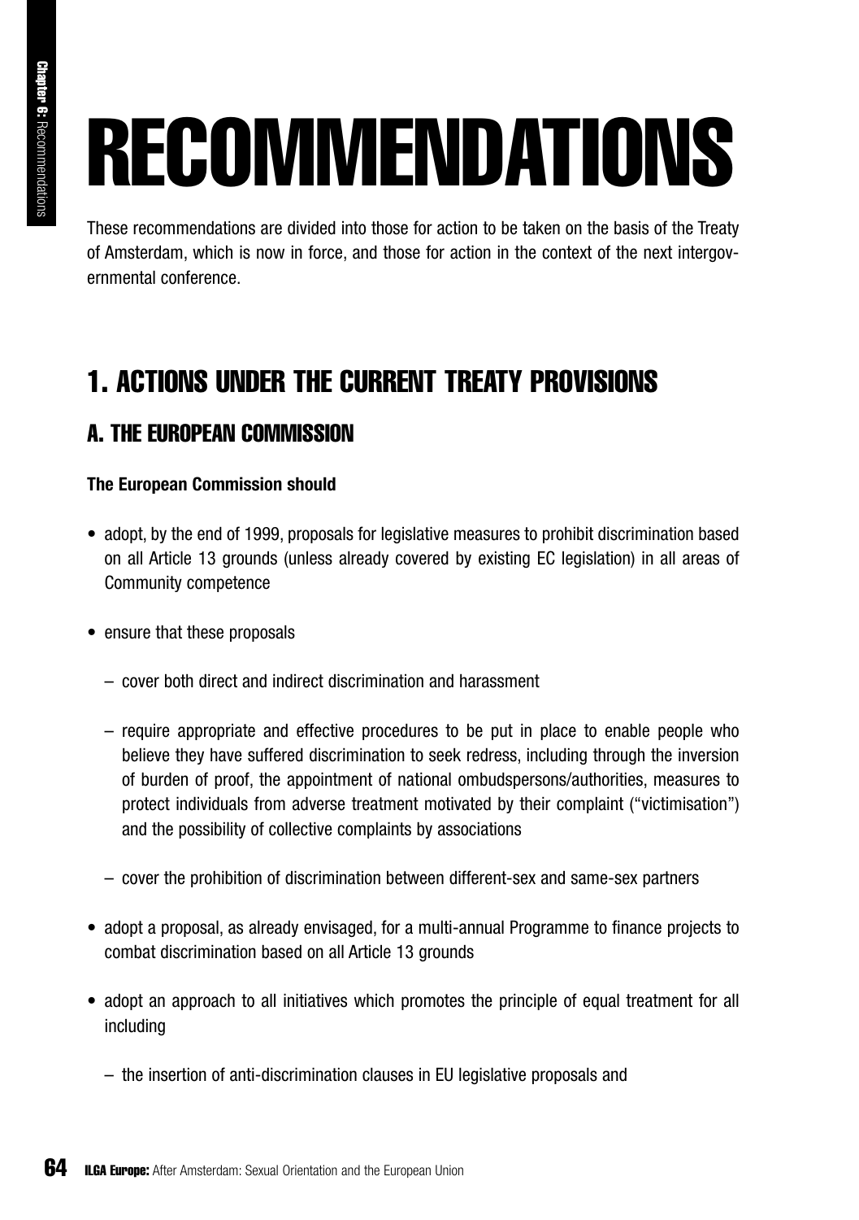# RECOMMENDATIONS

These recommendations are divided into those for action to be taken on the basis of the Treaty of Amsterdam, which is now in force, and those for action in the context of the next intergovernmental conference.

## 1. ACTIONS UNDER THE CURRENT TREATY PROVISIONS

### A. THE EUROPEAN COMMISSION

**The European Commission should**

- adopt, by the end of 1999, proposals for legislative measures to prohibit discrimination based on all Article 13 grounds (unless already covered by existing EC legislation) in all areas of Community competence
- ensure that these proposals
  - cover both direct and indirect discrimination and harassment
  - require appropriate and effective procedures to be put in place to enable people who believe they have suffered discrimination to seek redress, including through the inversion of burden of proof, the appointment of national ombudspersons/authorities, measures to protect individuals from adverse treatment motivated by their complaint ("victimisation") and the possibility of collective complaints by associations
  - cover the prohibition of discrimination between different-sex and same-sex partners
- adopt a proposal, as already envisaged, for a multi-annual Programme to finance projects to combat discrimination based on all Article 13 grounds
- adopt an approach to all initiatives which promotes the principle of equal treatment for all including
  - the insertion of anti-discrimination clauses in EU legislative proposals and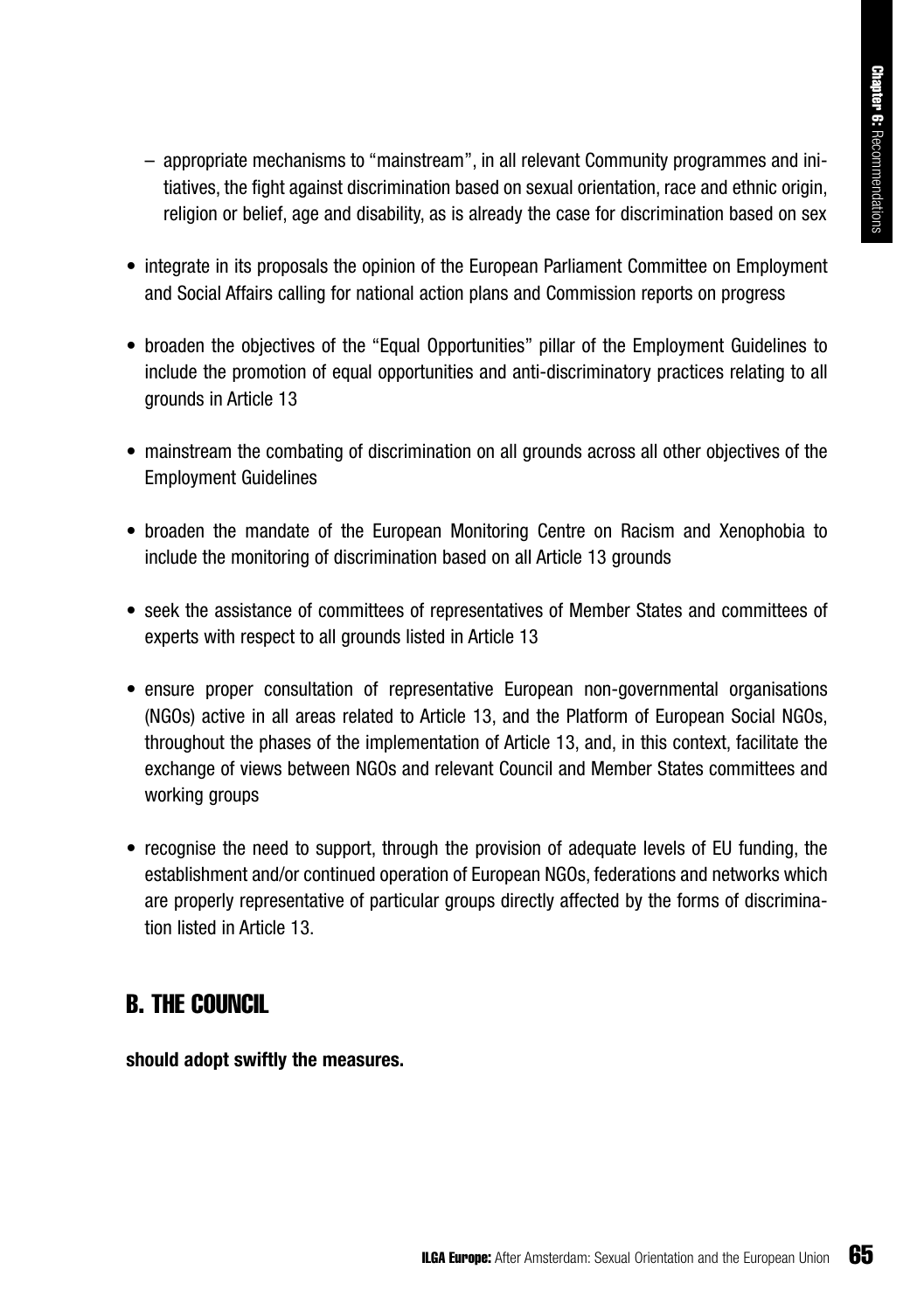- appropriate mechanisms to "mainstream", in all relevant Community programmes and initiatives, the fight against discrimination based on sexual orientation, race and ethnic origin, religion or belief, age and disability, as is already the case for discrimination based on sex

- integrate in its proposals the opinion of the European Parliament Committee on Employment and Social Affairs calling for national action plans and Commission reports on progress

- broaden the objectives of the "Equal Opportunities" pillar of the Employment Guidelines to include the promotion of equal opportunities and anti-discriminatory practices relating to all grounds in Article 13

- mainstream the combating of discrimination on all grounds across all other objectives of the Employment Guidelines

- broaden the mandate of the European Monitoring Centre on Racism and Xenophobia to include the monitoring of discrimination based on all Article 13 grounds

- seek the assistance of committees of representatives of Member States and committees of experts with respect to all grounds listed in Article 13

- ensure proper consultation of representative European non-governmental organisations (NGOs) active in all areas related to Article 13, and the Platform of European Social NGOs, throughout the phases of the implementation of Article 13, and, in this context, facilitate the exchange of views between NGOs and relevant Council and Member States committees and working groups

- recognise the need to support, through the provision of adequate levels of EU funding, the establishment and/or continued operation of European NGOs, federations and networks which are properly representative of particular groups directly affected by the forms of discrimination listed in Article 13.

## B. THE COUNCIL

**should adopt swiftly the measures.**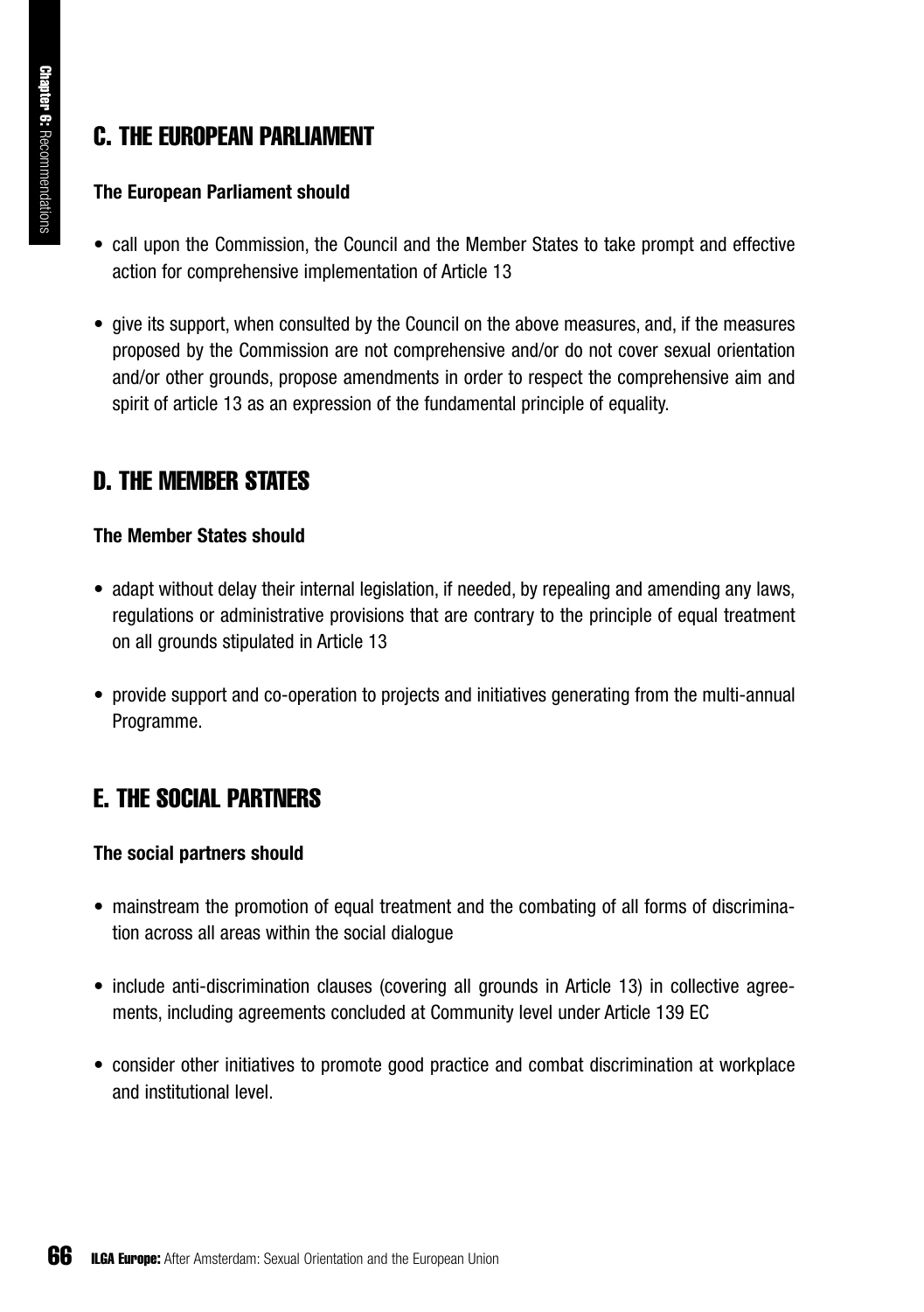## C. THE EUROPEAN PARLIAMENT

**The European Parliament should**

- call upon the Commission, the Council and the Member States to take prompt and effective action for comprehensive implementation of Article 13
- give its support, when consulted by the Council on the above measures, and, if the measures proposed by the Commission are not comprehensive and/or do not cover sexual orientation and/or other grounds, propose amendments in order to respect the comprehensive aim and spirit of article 13 as an expression of the fundamental principle of equality.

## D. THE MEMBER STATES

**The Member States should**

- adapt without delay their internal legislation, if needed, by repealing and amending any laws, regulations or administrative provisions that are contrary to the principle of equal treatment on all grounds stipulated in Article 13
- provide support and co-operation to projects and initiatives generating from the multi-annual Programme.

## E. THE SOCIAL PARTNERS

**The social partners should**

- mainstream the promotion of equal treatment and the combating of all forms of discrimination across all areas within the social dialogue
- include anti-discrimination clauses (covering all grounds in Article 13) in collective agreements, including agreements concluded at Community level under Article 139 EC
- consider other initiatives to promote good practice and combat discrimination at workplace and institutional level.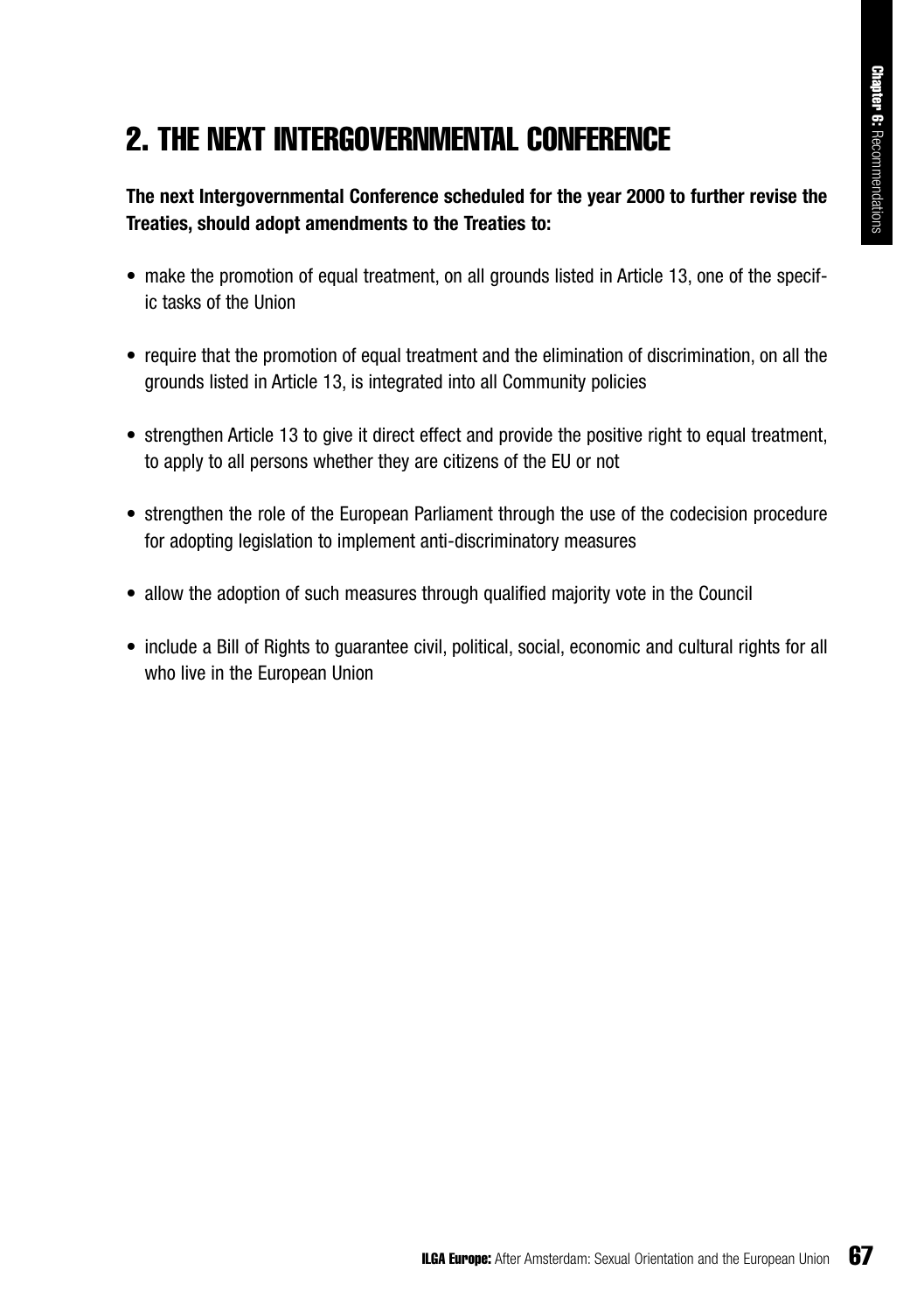## 2. THE NEXT INTERGOVERNMENTAL CONFERENCE

**The next Intergovernmental Conference scheduled for the year 2000 to further revise the Treaties, should adopt amendments to the Treaties to:**

- make the promotion of equal treatment, on all grounds listed in Article 13, one of the specific tasks of the Union
- require that the promotion of equal treatment and the elimination of discrimination, on all the grounds listed in Article 13, is integrated into all Community policies
- strengthen Article 13 to give it direct effect and provide the positive right to equal treatment, to apply to all persons whether they are citizens of the EU or not
- strengthen the role of the European Parliament through the use of the codecision procedure for adopting legislation to implement anti-discriminatory measures
- allow the adoption of such measures through qualified majority vote in the Council
- include a Bill of Rights to guarantee civil, political, social, economic and cultural rights for all who live in the European Union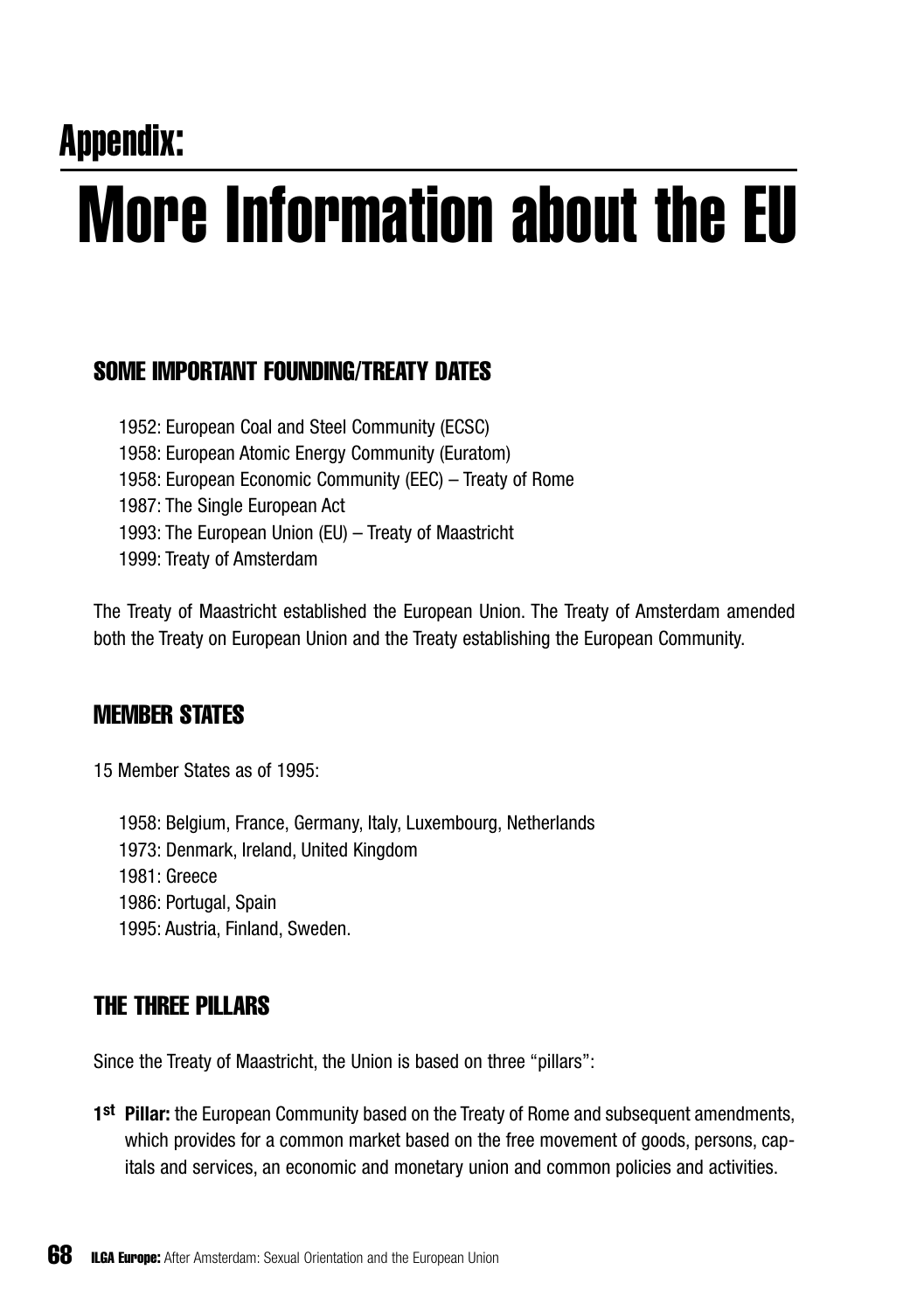# Appendix:

# More Information about the EU

## SOME IMPORTANT FOUNDING/TREATY DATES

1952: European Coal and Steel Community (ECSC)
1958: European Atomic Energy Community (Euratom)
1958: European Economic Community (EEC) – Treaty of Rome
1987: The Single European Act
1993: The European Union (EU) – Treaty of Maastricht
1999: Treaty of Amsterdam

The Treaty of Maastricht established the European Union. The Treaty of Amsterdam amended both the Treaty on European Union and the Treaty establishing the European Community.

## MEMBER STATES

15 Member States as of 1995:

1958: Belgium, France, Germany, Italy, Luxembourg, Netherlands
1973: Denmark, Ireland, United Kingdom
1981: Greece
1986: Portugal, Spain
1995: Austria, Finland, Sweden.

## THE THREE PILLARS

Since the Treaty of Maastricht, the Union is based on three "pillars":

**1st Pillar:** the European Community based on the Treaty of Rome and subsequent amendments, which provides for a common market based on the free movement of goods, persons, capitals and services, an economic and monetary union and common policies and activities.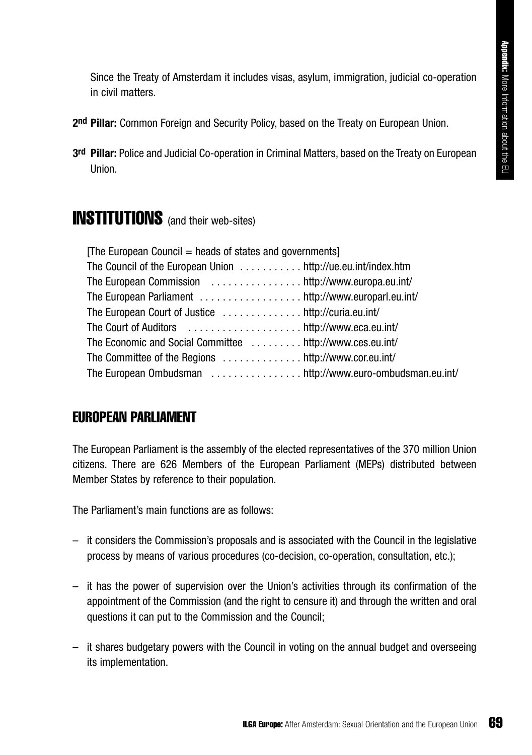Since the Treaty of Amsterdam it includes visas, asylum, immigration, judicial co-operation in civil matters.

**2nd Pillar:** Common Foreign and Security Policy, based on the Treaty on European Union.

**3rd Pillar:** Police and Judicial Co-operation in Criminal Matters, based on the Treaty on European Union.

# INSTITUTIONS (and their web-sites)

[The European Council = heads of states and governments]
The Council of the European Union . . . . . . . . . . . http://ue.eu.int/index.htm
The European Commission . . . . . . . . . . . . . . . . http://www.europa.eu.int/
The European Parliament . . . . . . . . . . . . . . . . . . http://www.europarl.eu.int/
The European Court of Justice . . . . . . . . . . . . . . http://curia.eu.int/
The Court of Auditors . . . . . . . . . . . . . . . . . . . . http://www.eca.eu.int/
The Economic and Social Committee . . . . . . . . . http://www.ces.eu.int/
The Committee of the Regions . . . . . . . . . . . . . . http://www.cor.eu.int/
The European Ombudsman . . . . . . . . . . . . . . . . http://www.euro-ombudsman.eu.int/

## EUROPEAN PARLIAMENT

The European Parliament is the assembly of the elected representatives of the 370 million Union citizens. There are 626 Members of the European Parliament (MEPs) distributed between Member States by reference to their population.

The Parliament's main functions are as follows:

– it considers the Commission's proposals and is associated with the Council in the legislative process by means of various procedures (co-decision, co-operation, consultation, etc.);

– it has the power of supervision over the Union's activities through its confirmation of the appointment of the Commission (and the right to censure it) and through the written and oral questions it can put to the Commission and the Council;

– it shares budgetary powers with the Council in voting on the annual budget and overseeing its implementation.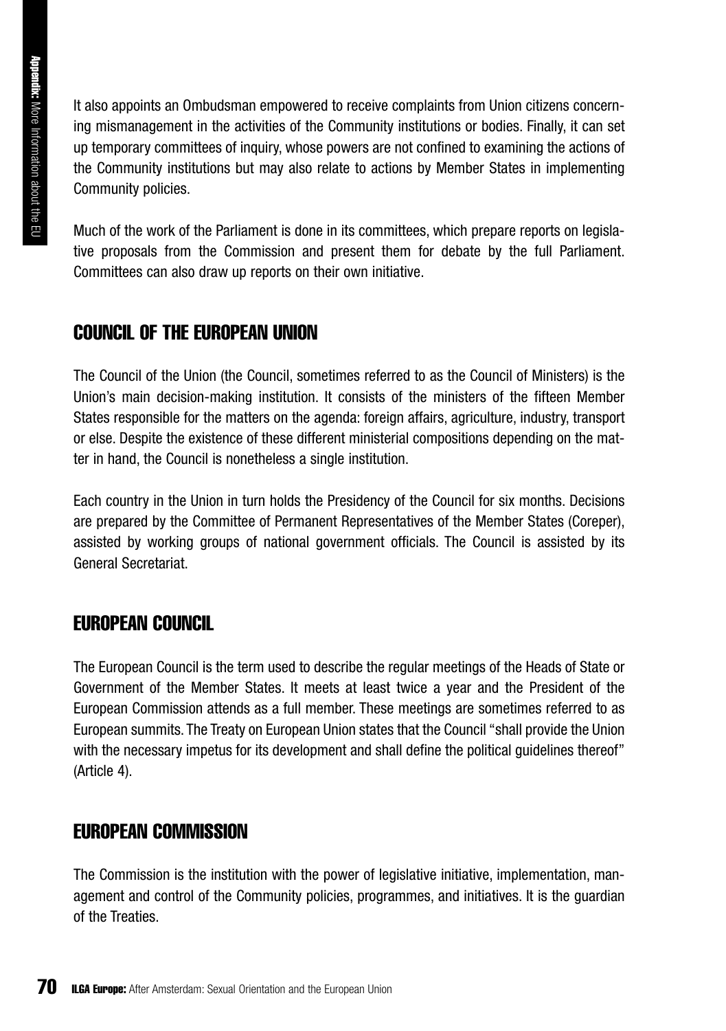It also appoints an Ombudsman empowered to receive complaints from Union citizens concerning mismanagement in the activities of the Community institutions or bodies. Finally, it can set up temporary committees of inquiry, whose powers are not confined to examining the actions of the Community institutions but may also relate to actions by Member States in implementing Community policies.

Much of the work of the Parliament is done in its committees, which prepare reports on legislative proposals from the Commission and present them for debate by the full Parliament. Committees can also draw up reports on their own initiative.

## COUNCIL OF THE EUROPEAN UNION

The Council of the Union (the Council, sometimes referred to as the Council of Ministers) is the Union's main decision-making institution. It consists of the ministers of the fifteen Member States responsible for the matters on the agenda: foreign affairs, agriculture, industry, transport or else. Despite the existence of these different ministerial compositions depending on the matter in hand, the Council is nonetheless a single institution.

Each country in the Union in turn holds the Presidency of the Council for six months. Decisions are prepared by the Committee of Permanent Representatives of the Member States (Coreper), assisted by working groups of national government officials. The Council is assisted by its General Secretariat.

## EUROPEAN COUNCIL

The European Council is the term used to describe the regular meetings of the Heads of State or Government of the Member States. It meets at least twice a year and the President of the European Commission attends as a full member. These meetings are sometimes referred to as European summits. The Treaty on European Union states that the Council "shall provide the Union with the necessary impetus for its development and shall define the political guidelines thereof" (Article 4).

## EUROPEAN COMMISSION

The Commission is the institution with the power of legislative initiative, implementation, management and control of the Community policies, programmes, and initiatives. It is the guardian of the Treaties.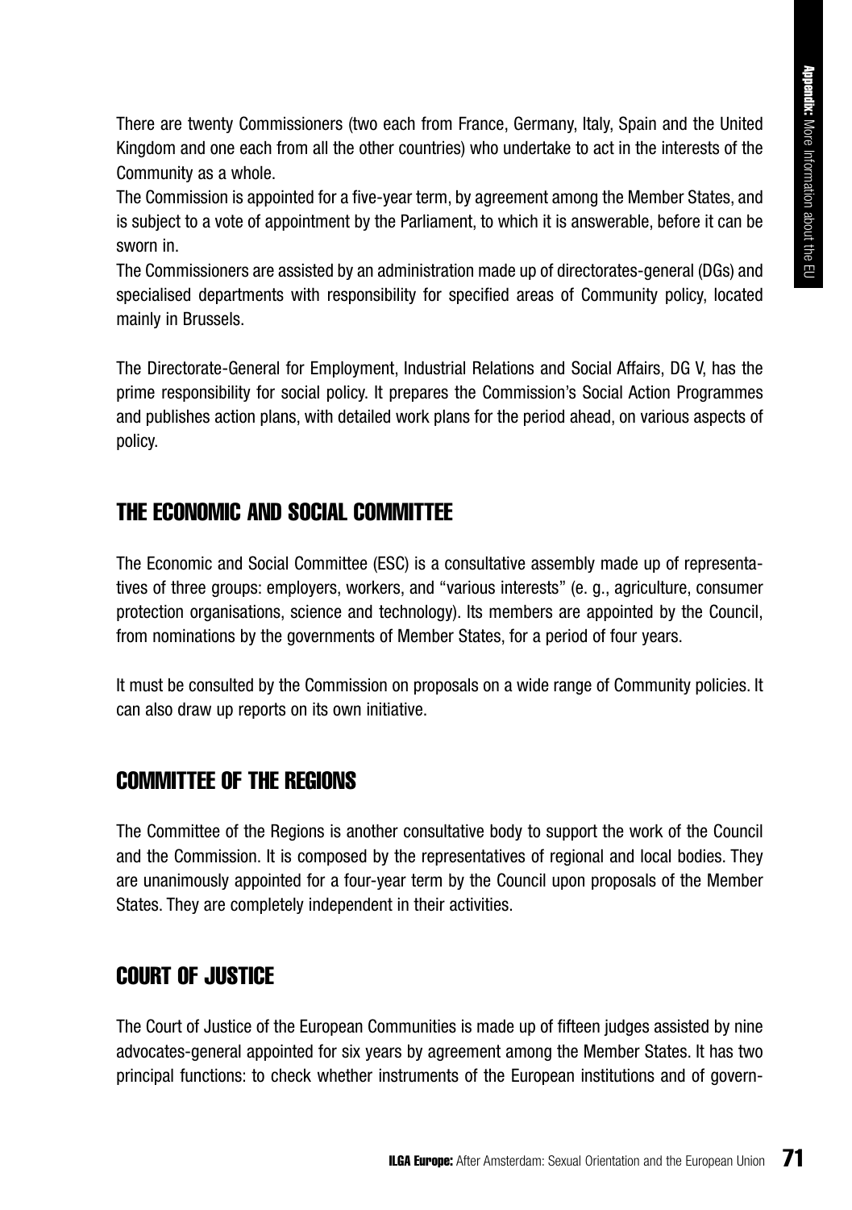There are twenty Commissioners (two each from France, Germany, Italy, Spain and the United Kingdom and one each from all the other countries) who undertake to act in the interests of the Community as a whole.

The Commission is appointed for a five-year term, by agreement among the Member States, and is subject to a vote of appointment by the Parliament, to which it is answerable, before it can be sworn in.

The Commissioners are assisted by an administration made up of directorates-general (DGs) and specialised departments with responsibility for specified areas of Community policy, located mainly in Brussels.

The Directorate-General for Employment, Industrial Relations and Social Affairs, DG V, has the prime responsibility for social policy. It prepares the Commission's Social Action Programmes and publishes action plans, with detailed work plans for the period ahead, on various aspects of policy.

## THE ECONOMIC AND SOCIAL COMMITTEE

The Economic and Social Committee (ESC) is a consultative assembly made up of representatives of three groups: employers, workers, and "various interests" (e. g., agriculture, consumer protection organisations, science and technology). Its members are appointed by the Council, from nominations by the governments of Member States, for a period of four years.

It must be consulted by the Commission on proposals on a wide range of Community policies. It can also draw up reports on its own initiative.

## COMMITTEE OF THE REGIONS

The Committee of the Regions is another consultative body to support the work of the Council and the Commission. It is composed by the representatives of regional and local bodies. They are unanimously appointed for a four-year term by the Council upon proposals of the Member States. They are completely independent in their activities.

## COURT OF JUSTICE

The Court of Justice of the European Communities is made up of fifteen judges assisted by nine advocates-general appointed for six years by agreement among the Member States. It has two principal functions: to check whether instruments of the European institutions and of govern-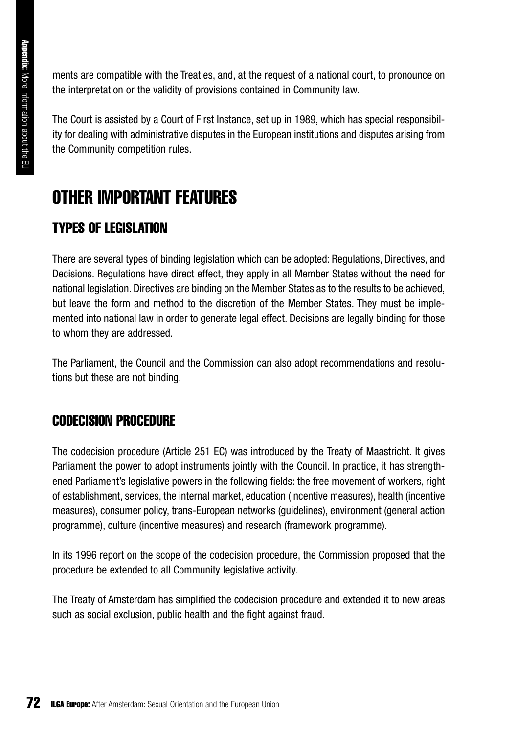ments are compatible with the Treaties, and, at the request of a national court, to pronounce on the interpretation or the validity of provisions contained in Community law.

The Court is assisted by a Court of First Instance, set up in 1989, which has special responsibility for dealing with administrative disputes in the European institutions and disputes arising from the Community competition rules.

# OTHER IMPORTANT FEATURES

## TYPES OF LEGISLATION

There are several types of binding legislation which can be adopted: Regulations, Directives, and Decisions. Regulations have direct effect, they apply in all Member States without the need for national legislation. Directives are binding on the Member States as to the results to be achieved, but leave the form and method to the discretion of the Member States. They must be implemented into national law in order to generate legal effect. Decisions are legally binding for those to whom they are addressed.

The Parliament, the Council and the Commission can also adopt recommendations and resolutions but these are not binding.

## CODECISION PROCEDURE

The codecision procedure (Article 251 EC) was introduced by the Treaty of Maastricht. It gives Parliament the power to adopt instruments jointly with the Council. In practice, it has strengthened Parliament's legislative powers in the following fields: the free movement of workers, right of establishment, services, the internal market, education (incentive measures), health (incentive measures), consumer policy, trans-European networks (guidelines), environment (general action programme), culture (incentive measures) and research (framework programme).

In its 1996 report on the scope of the codecision procedure, the Commission proposed that the procedure be extended to all Community legislative activity.

The Treaty of Amsterdam has simplified the codecision procedure and extended it to new areas such as social exclusion, public health and the fight against fraud.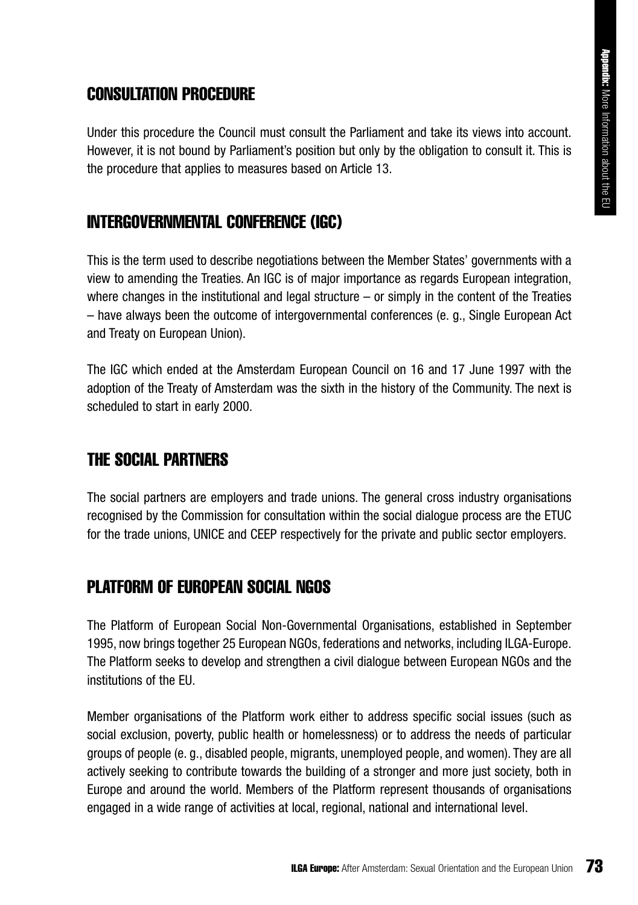## CONSULTATION PROCEDURE

Under this procedure the Council must consult the Parliament and take its views into account. However, it is not bound by Parliament's position but only by the obligation to consult it. This is the procedure that applies to measures based on Article 13.

## INTERGOVERNMENTAL CONFERENCE (IGC)

This is the term used to describe negotiations between the Member States' governments with a view to amending the Treaties. An IGC is of major importance as regards European integration, where changes in the institutional and legal structure – or simply in the content of the Treaties – have always been the outcome of intergovernmental conferences (e. g., Single European Act and Treaty on European Union).

The IGC which ended at the Amsterdam European Council on 16 and 17 June 1997 with the adoption of the Treaty of Amsterdam was the sixth in the history of the Community. The next is scheduled to start in early 2000.

## THE SOCIAL PARTNERS

The social partners are employers and trade unions. The general cross industry organisations recognised by the Commission for consultation within the social dialogue process are the ETUC for the trade unions, UNICE and CEEP respectively for the private and public sector employers.

## PLATFORM OF EUROPEAN SOCIAL NGOS

The Platform of European Social Non-Governmental Organisations, established in September 1995, now brings together 25 European NGOs, federations and networks, including ILGA-Europe. The Platform seeks to develop and strengthen a civil dialogue between European NGOs and the institutions of the EU.

Member organisations of the Platform work either to address specific social issues (such as social exclusion, poverty, public health or homelessness) or to address the needs of particular groups of people (e. g., disabled people, migrants, unemployed people, and women). They are all actively seeking to contribute towards the building of a stronger and more just society, both in Europe and around the world. Members of the Platform represent thousands of organisations engaged in a wide range of activities at local, regional, national and international level.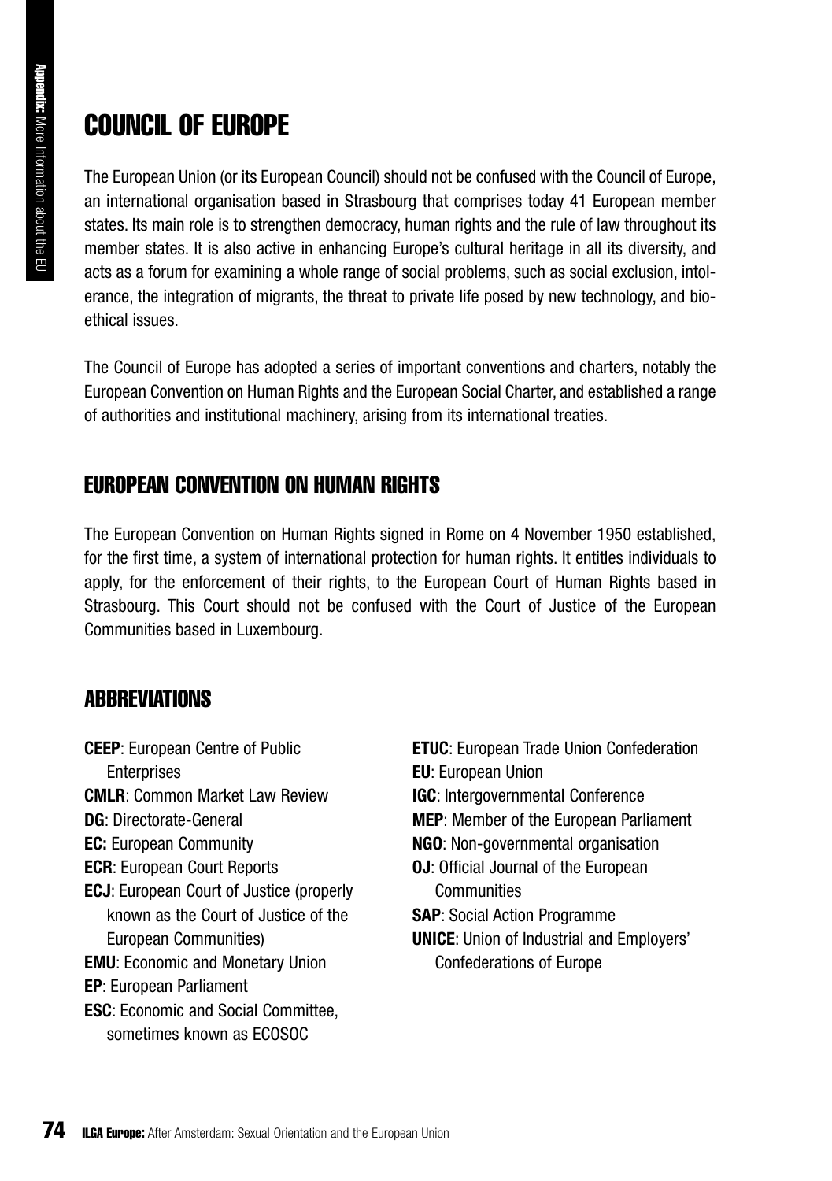# COUNCIL OF EUROPE

The European Union (or its European Council) should not be confused with the Council of Europe, an international organisation based in Strasbourg that comprises today 41 European member states. Its main role is to strengthen democracy, human rights and the rule of law throughout its member states. It is also active in enhancing Europe's cultural heritage in all its diversity, and acts as a forum for examining a whole range of social problems, such as social exclusion, intolerance, the integration of migrants, the threat to private life posed by new technology, and bioethical issues.

The Council of Europe has adopted a series of important conventions and charters, notably the European Convention on Human Rights and the European Social Charter, and established a range of authorities and institutional machinery, arising from its international treaties.

## EUROPEAN CONVENTION ON HUMAN RIGHTS

The European Convention on Human Rights signed in Rome on 4 November 1950 established, for the first time, a system of international protection for human rights. It entitles individuals to apply, for the enforcement of their rights, to the European Court of Human Rights based in Strasbourg. This Court should not be confused with the Court of Justice of the European Communities based in Luxembourg.

## ABBREVIATIONS

**CEEP**: European Centre of Public Enterprises
**CMLR**: Common Market Law Review
**DG**: Directorate-General
**EC:** European Community
**ECR**: European Court Reports
**ECJ**: European Court of Justice (properly known as the Court of Justice of the European Communities)
**EMU**: Economic and Monetary Union
**EP**: European Parliament
**ESC**: Economic and Social Committee, sometimes known as ECOSOC
**ETUC**: European Trade Union Confederation
**EU**: European Union
**IGC**: Intergovernmental Conference
**MEP**: Member of the European Parliament
**NGO**: Non-governmental organisation
**OJ**: Official Journal of the European Communities
**SAP**: Social Action Programme
**UNICE**: Union of Industrial and Employers' Confederations of Europe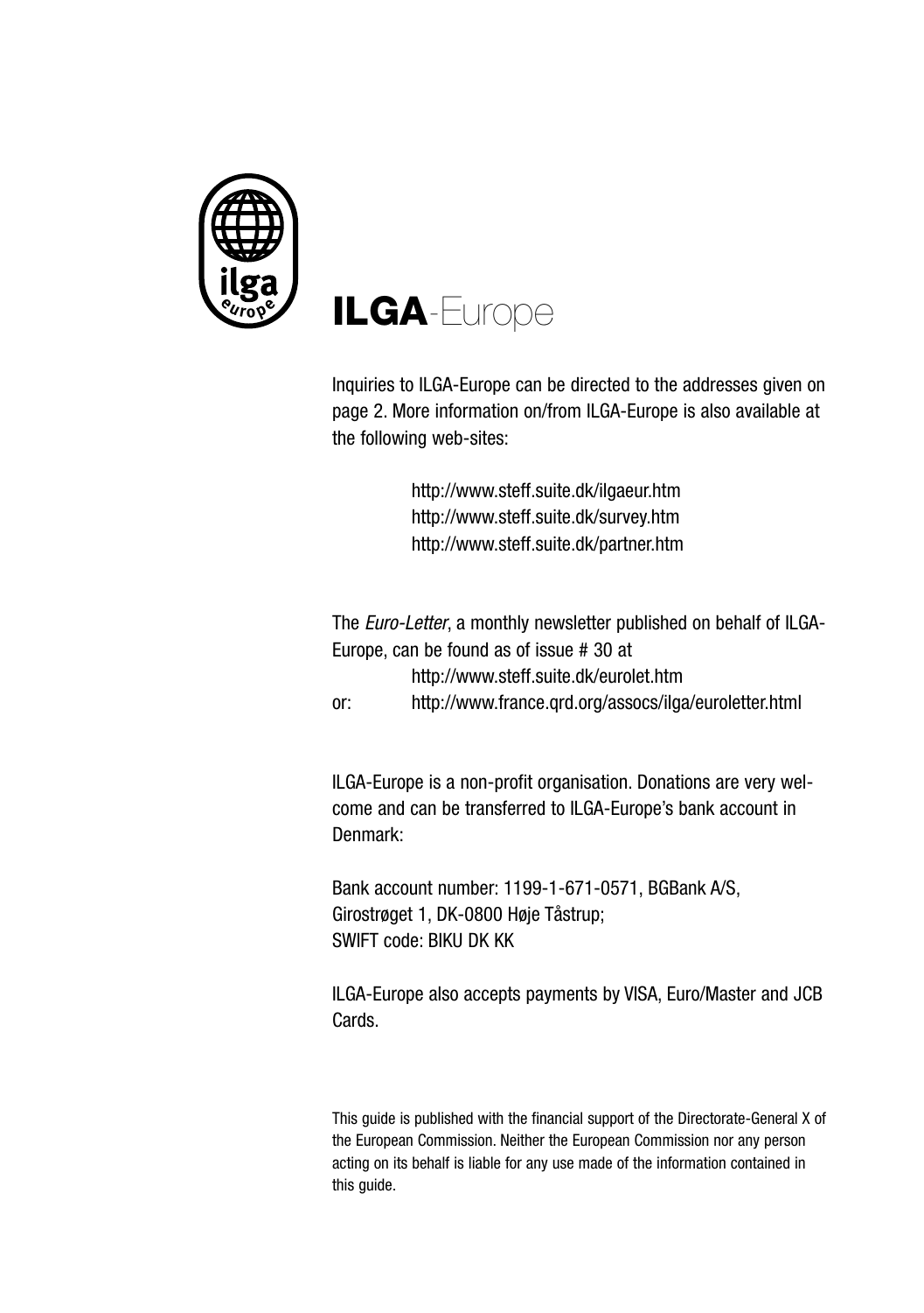# ILGA-Europe

Inquiries to ILGA-Europe can be directed to the addresses given on page 2. More information on/from ILGA-Europe is also available at the following web-sites:

http://www.steff.suite.dk/ilgaeur.htm
http://www.steff.suite.dk/survey.htm
http://www.steff.suite.dk/partner.htm

The *Euro-Letter*, a monthly newsletter published on behalf of ILGA-Europe, can be found as of issue # 30 at

http://www.steff.suite.dk/eurolet.htm
or: http://www.france.qrd.org/assocs/ilga/euroletter.html

ILGA-Europe is a non-profit organisation. Donations are very welcome and can be transferred to ILGA-Europe's bank account in Denmark:

Bank account number: 1199-1-671-0571, BGBank A/S, Girostrøget 1, DK-0800 Høje Tåstrup;
SWIFT code: BIKU DK KK

ILGA-Europe also accepts payments by VISA, Euro/Master and JCB Cards.

This guide is published with the financial support of the Directorate-General X of the European Commission. Neither the European Commission nor any person acting on its behalf is liable for any use made of the information contained in this guide.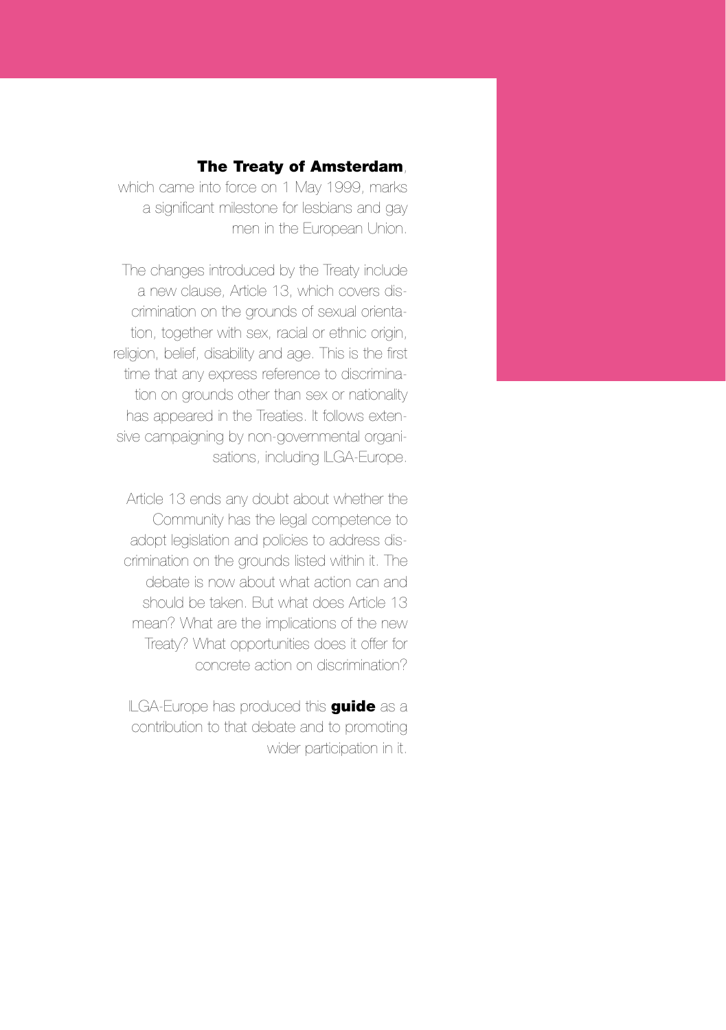**The Treaty of Amsterdam**, which came into force on 1 May 1999, marks a significant milestone for lesbians and gay men in the European Union.

The changes introduced by the Treaty include a new clause, Article 13, which covers discrimination on the grounds of sexual orientation, together with sex, racial or ethnic origin, religion, belief, disability and age. This is the first time that any express reference to discrimination on grounds other than sex or nationality has appeared in the Treaties. It follows extensive campaigning by non-governmental organisations, including ILGA-Europe.

Article 13 ends any doubt about whether the Community has the legal competence to adopt legislation and policies to address discrimination on the grounds listed within it. The debate is now about what action can and should be taken. But what does Article 13 mean? What are the implications of the new Treaty? What opportunities does it offer for concrete action on discrimination?

ILGA-Europe has produced this **guide** as a contribution to that debate and to promoting wider participation in it.